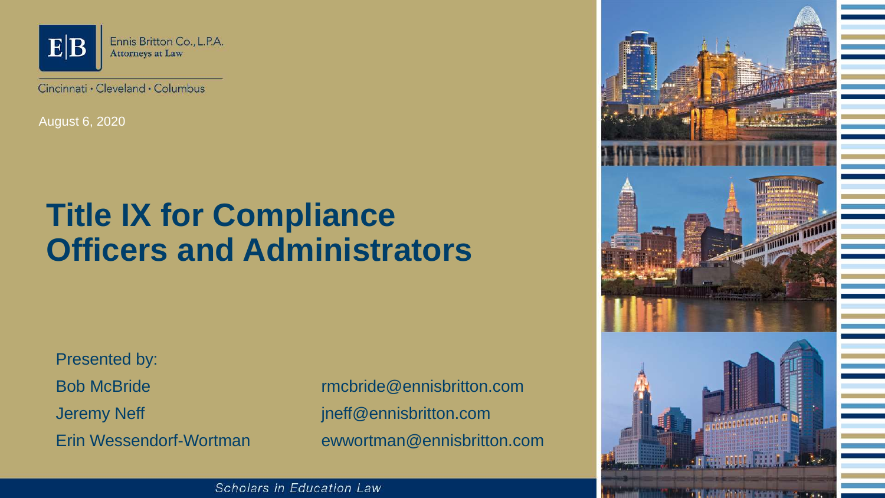E|B Ennis Britton Co., L.P.A.
Attorneys at Law

Cincinnati · Cleveland · Columbus

August 6, 2020

# Title IX for Compliance Officers and Administrators

Presented by:

Bob McBride rmcbride@ennisbritton.com

Jeremy Neff jneff@ennisbritton.com

Erin Wessendorf-Wortman ewwortman@ennisbritton.com

*Scholars in Education Law*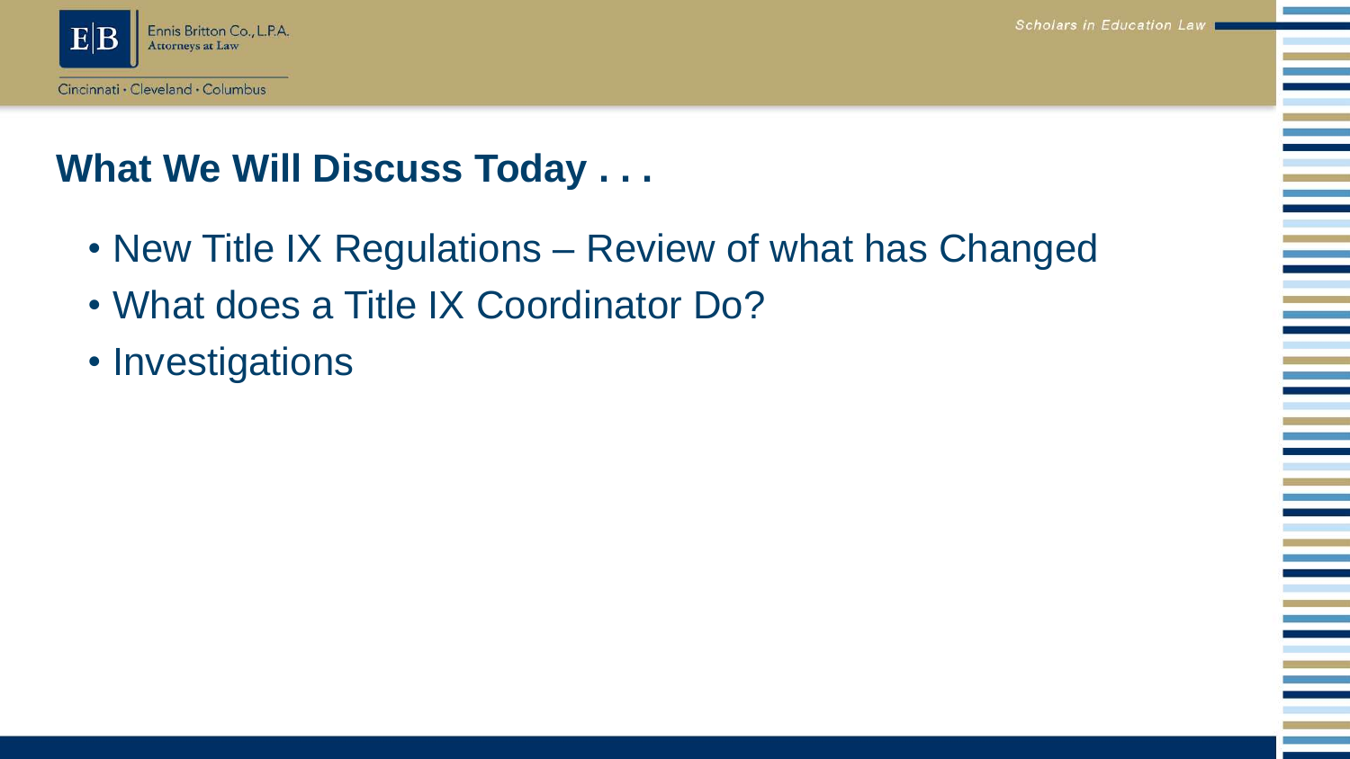## What We Will Discuss Today . . .

- New Title IX Regulations – Review of what has Changed
- What does a Title IX Coordinator Do?
- Investigations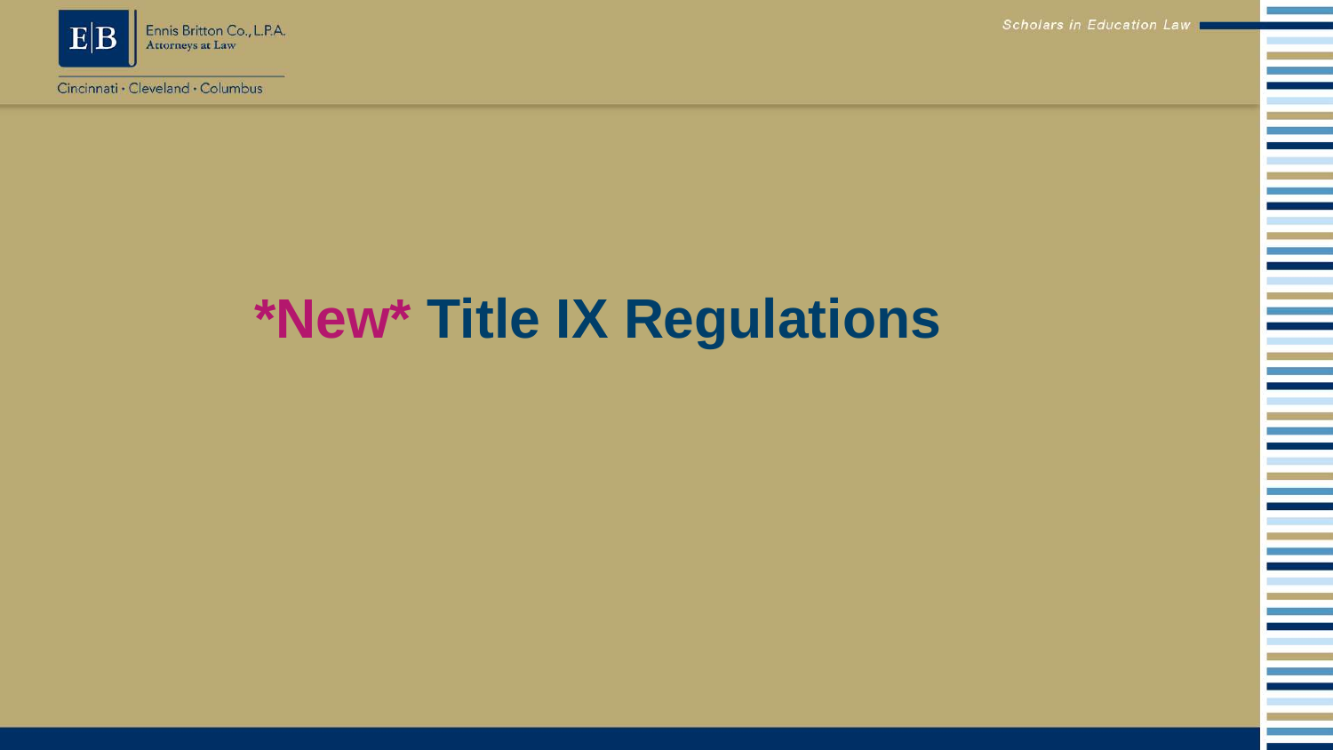# *New* Title IX Regulations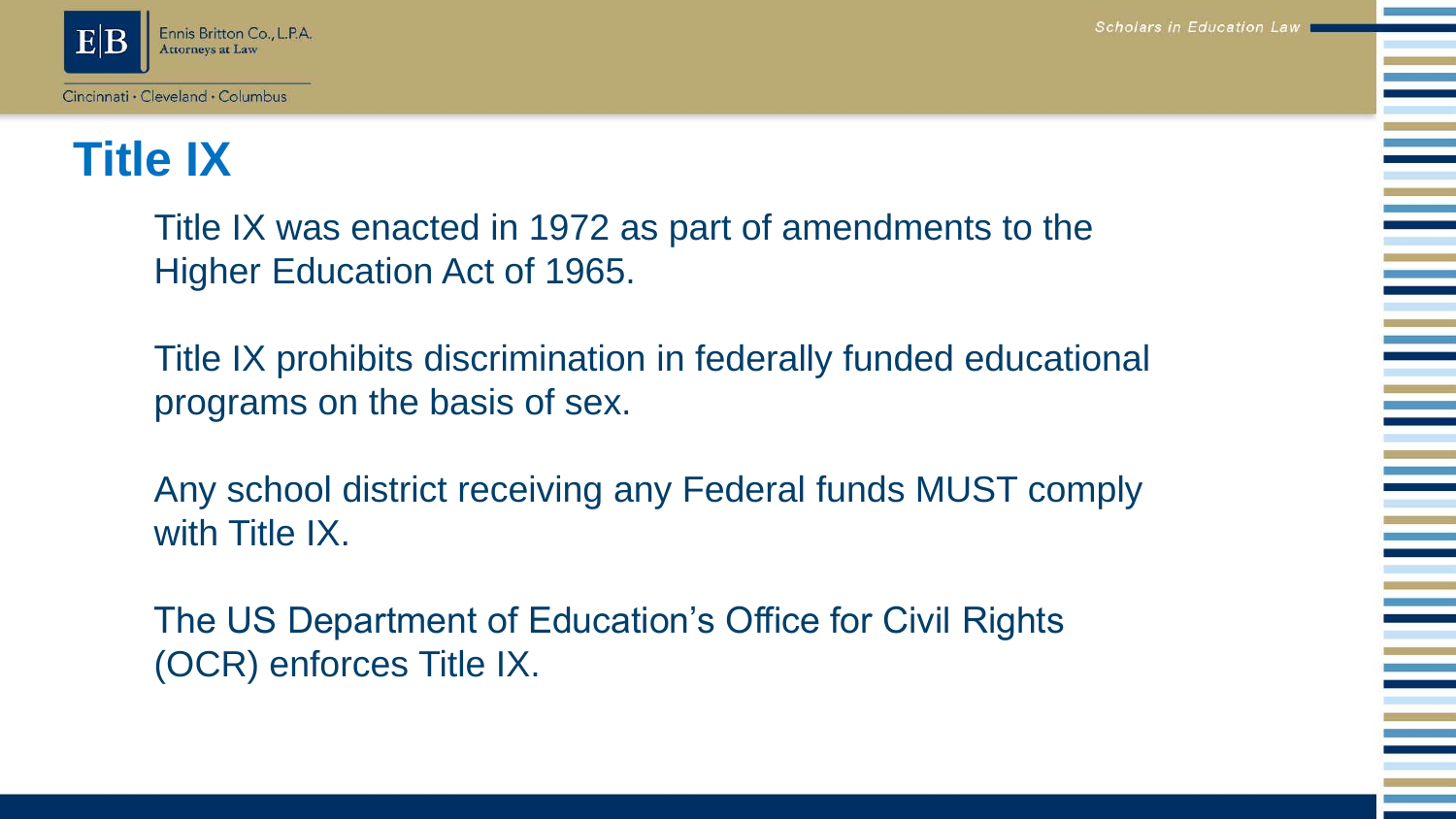# Title IX

Title IX was enacted in 1972 as part of amendments to the Higher Education Act of 1965.

Title IX prohibits discrimination in federally funded educational programs on the basis of sex.

Any school district receiving any Federal funds MUST comply with Title IX.

The US Department of Education's Office for Civil Rights (OCR) enforces Title IX.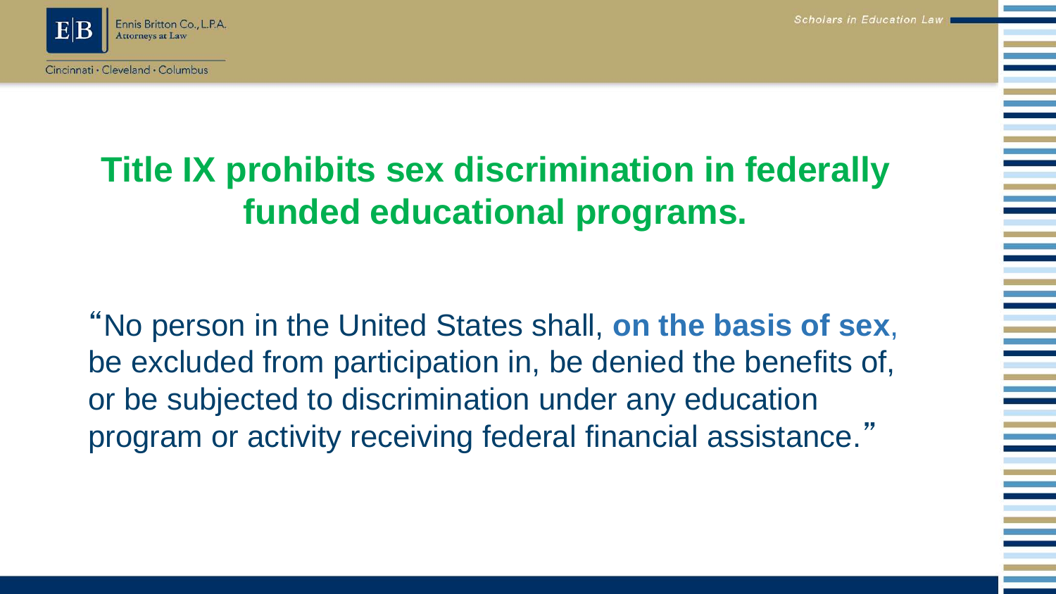# Title IX prohibits sex discrimination in federally funded educational programs.

"No person in the United States shall, **on the basis of sex**, be excluded from participation in, be denied the benefits of, or be subjected to discrimination under any education program or activity receiving federal financial assistance."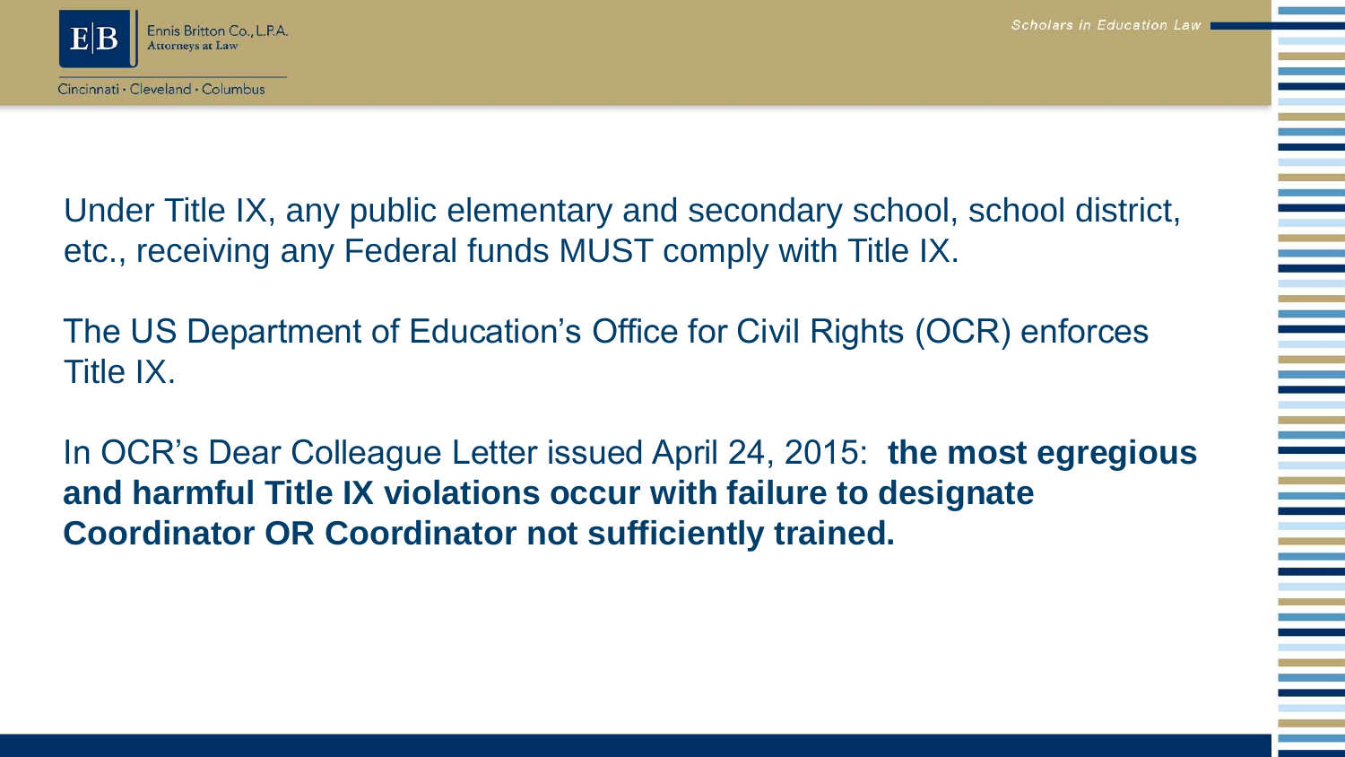Under Title IX, any public elementary and secondary school, school district, etc., receiving any Federal funds MUST comply with Title IX.

The US Department of Education's Office for Civil Rights (OCR) enforces Title IX.

In OCR's Dear Colleague Letter issued April 24, 2015: **the most egregious and harmful Title IX violations occur with failure to designate Coordinator OR Coordinator not sufficiently trained.**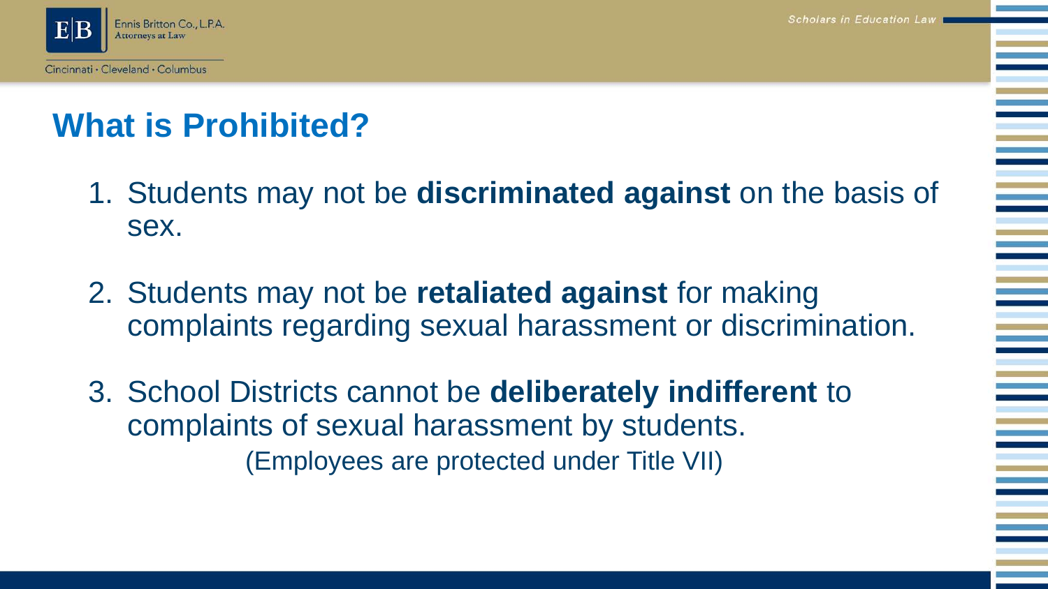# What is Prohibited?

1. Students may not be **discriminated against** on the basis of sex.

2. Students may not be **retaliated against** for making complaints regarding sexual harassment or discrimination.

3. School Districts cannot be **deliberately indifferent** to complaints of sexual harassment by students.
   (Employees are protected under Title VII)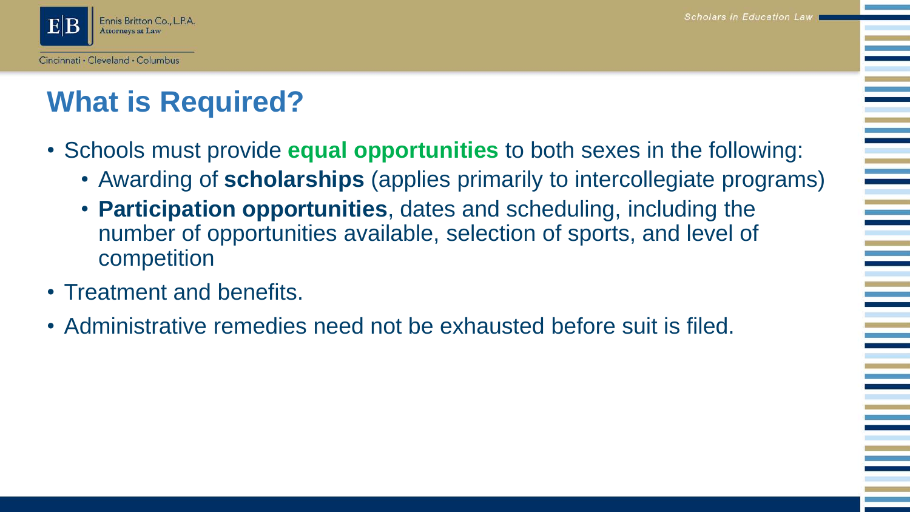# What is Required?

- Schools must provide **equal opportunities** to both sexes in the following:
  - Awarding of **scholarships** (applies primarily to intercollegiate programs)
  - **Participation opportunities**, dates and scheduling, including the number of opportunities available, selection of sports, and level of competition
- Treatment and benefits.
- Administrative remedies need not be exhausted before suit is filed.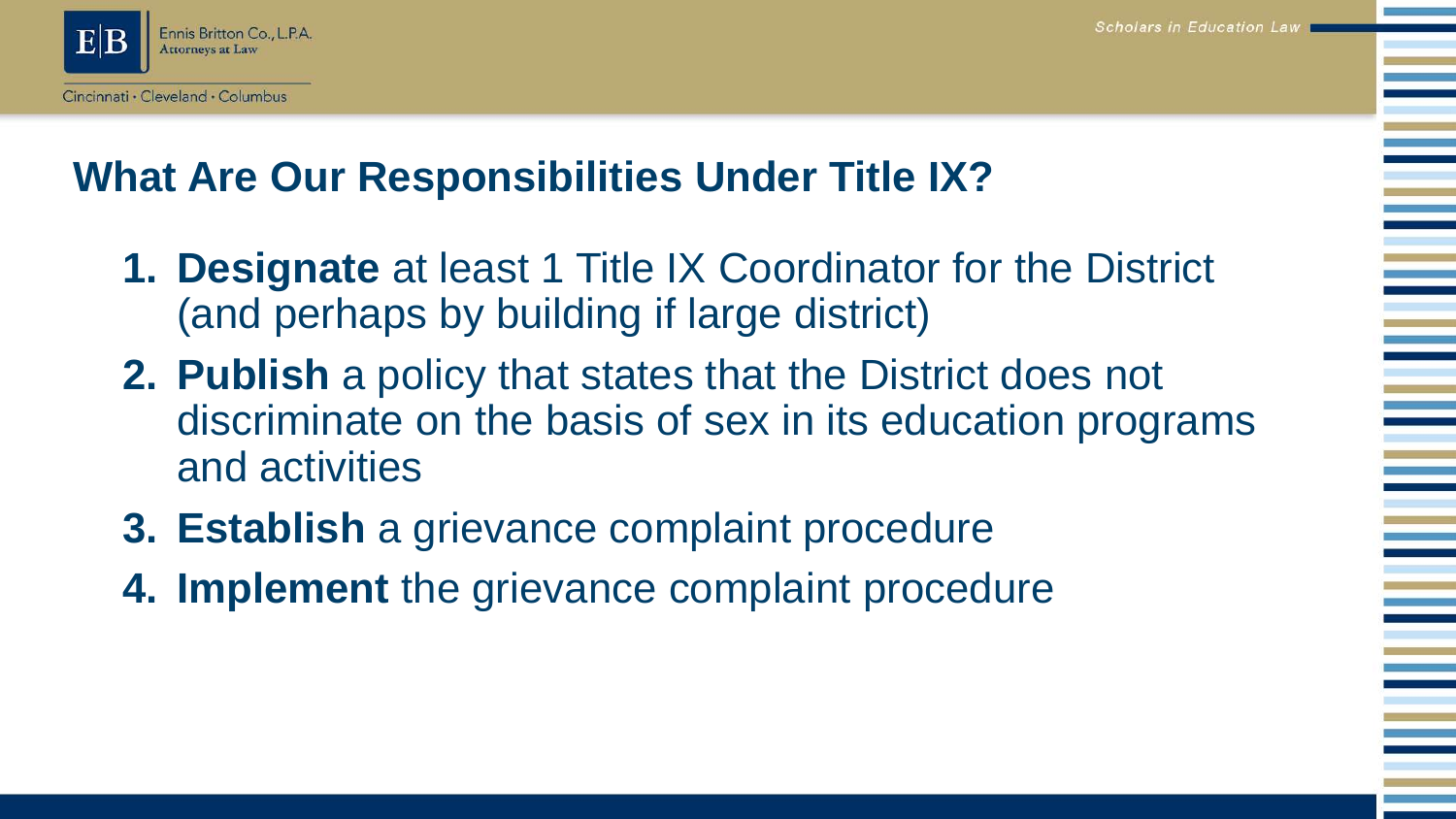## What Are Our Responsibilities Under Title IX?

1. **Designate** at least 1 Title IX Coordinator for the District (and perhaps by building if large district)
2. **Publish** a policy that states that the District does not discriminate on the basis of sex in its education programs and activities
3. **Establish** a grievance complaint procedure
4. **Implement** the grievance complaint procedure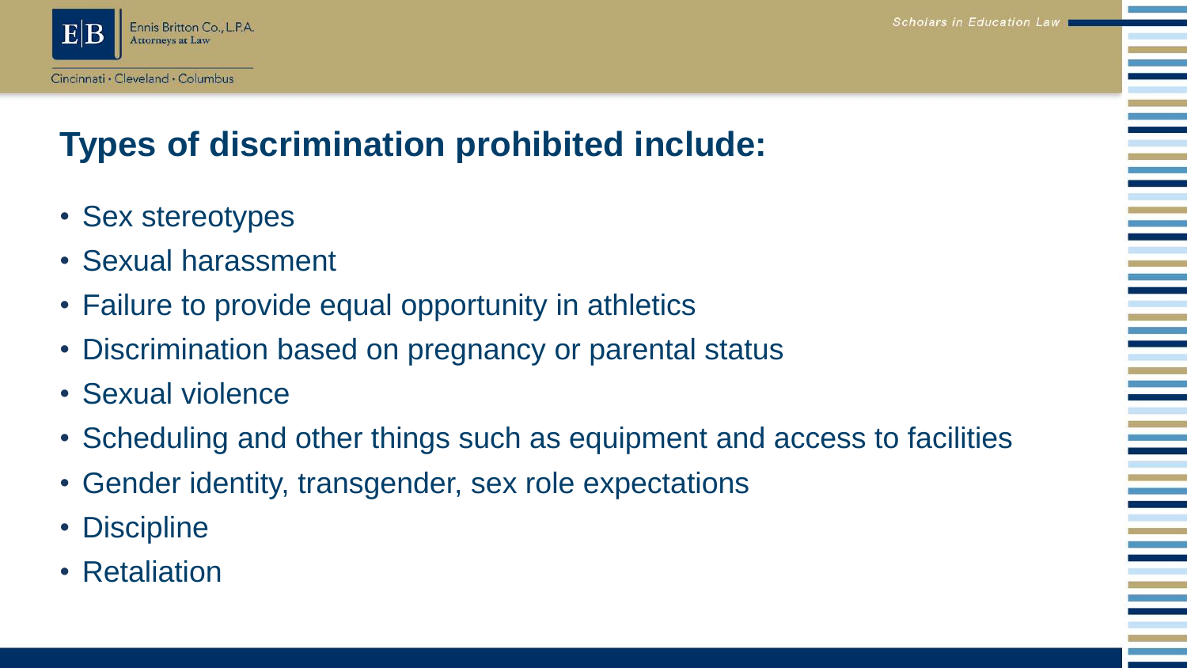# Types of discrimination prohibited include:

- Sex stereotypes
- Sexual harassment
- Failure to provide equal opportunity in athletics
- Discrimination based on pregnancy or parental status
- Sexual violence
- Scheduling and other things such as equipment and access to facilities
- Gender identity, transgender, sex role expectations
- Discipline
- Retaliation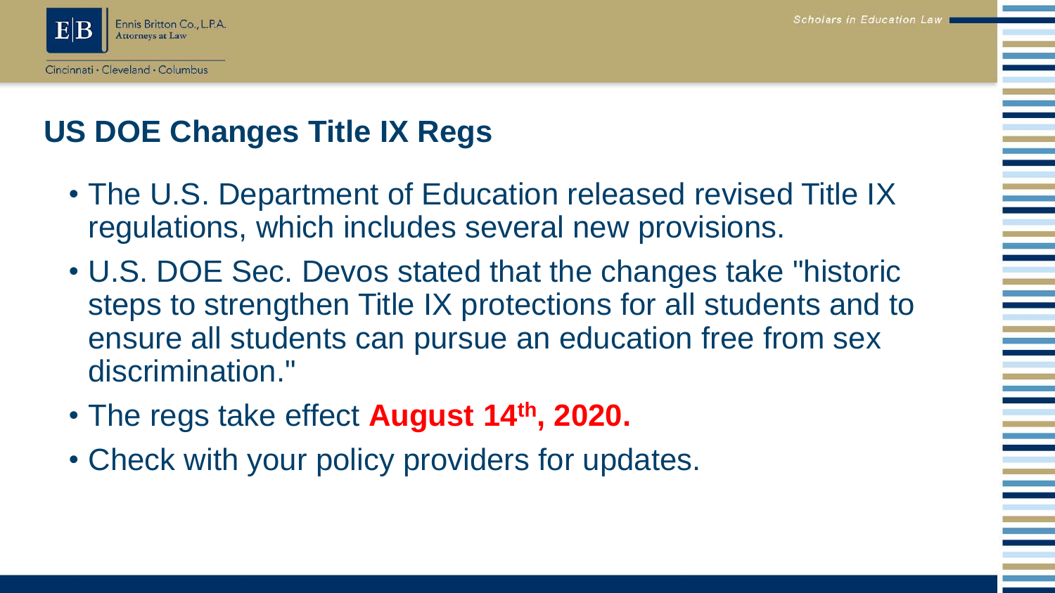## US DOE Changes Title IX Regs

- The U.S. Department of Education released revised Title IX regulations, which includes several new provisions.
- U.S. DOE Sec. Devos stated that the changes take "historic steps to strengthen Title IX protections for all students and to ensure all students can pursue an education free from sex discrimination."
- The regs take effect **August 14th, 2020.**
- Check with your policy providers for updates.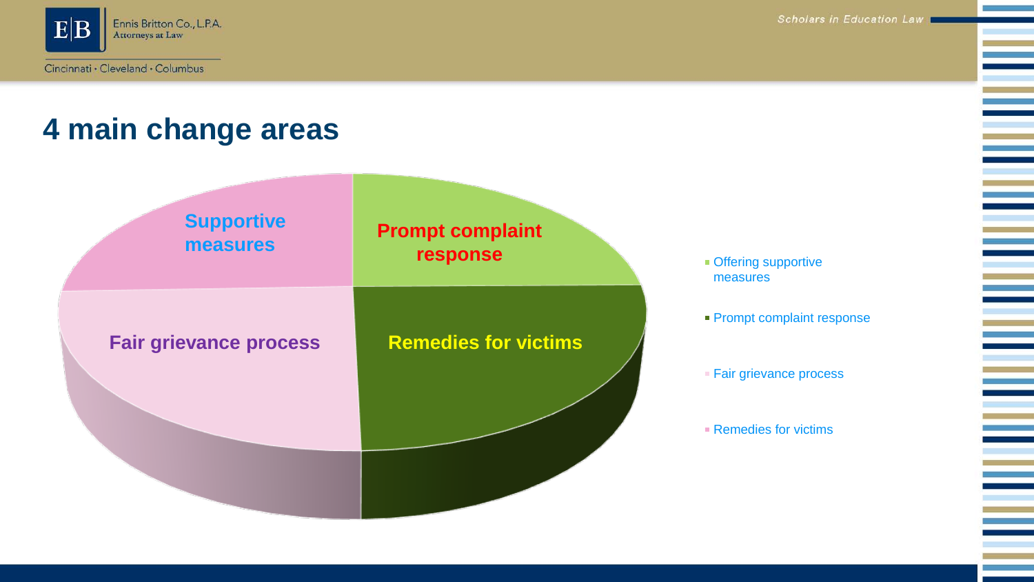# 4 main change areas

- Supportive measures
- Prompt complaint response
- Fair grievance process
- Remedies for victims

Legend:
- Offering supportive measures
- Prompt complaint response
- Fair grievance process
- Remedies for victims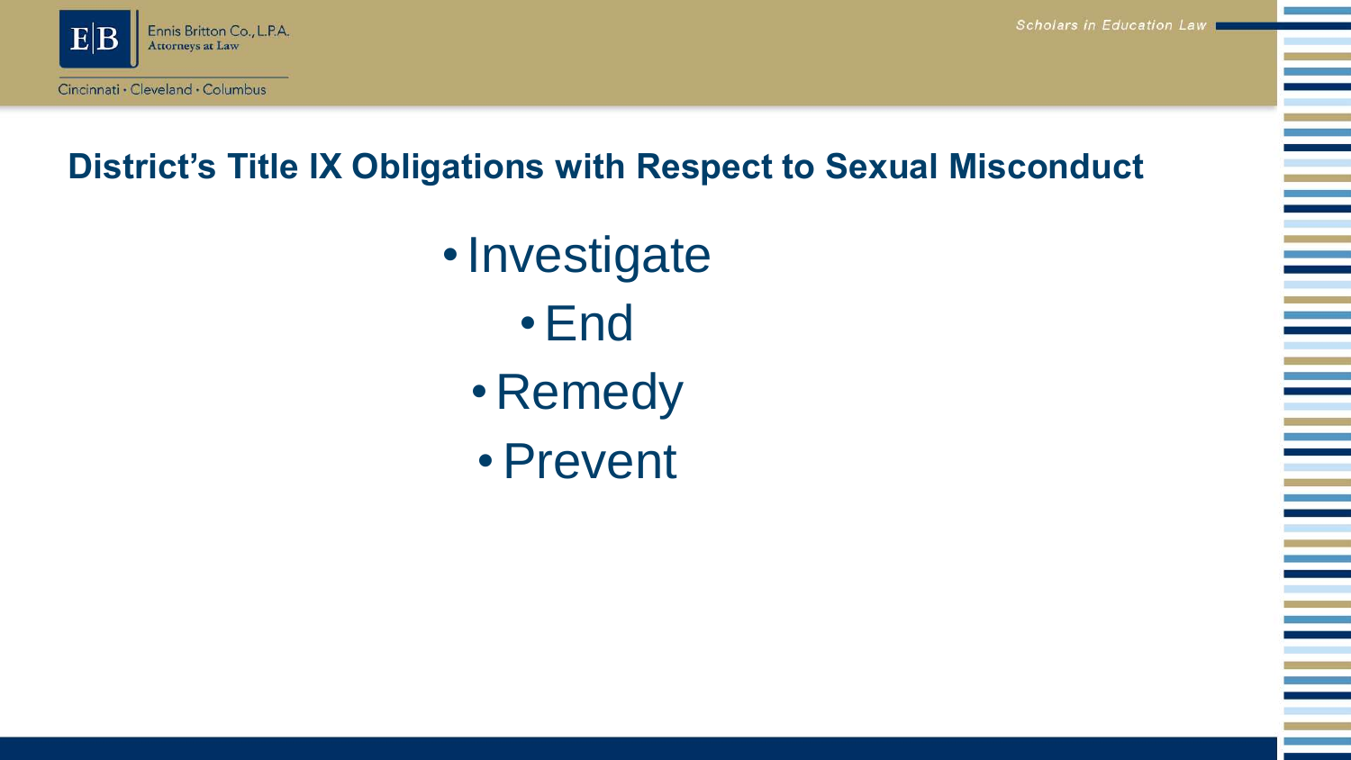## District's Title IX Obligations with Respect to Sexual Misconduct

- Investigate
- End
- Remedy
- Prevent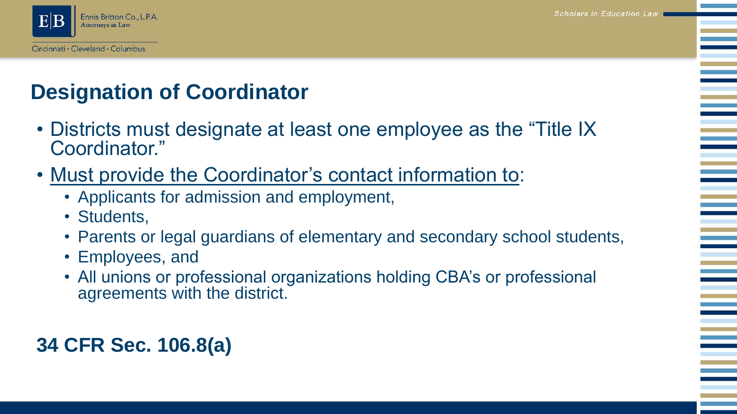# Designation of Coordinator

- Districts must designate at least one employee as the "Title IX Coordinator."
- Must provide the Coordinator's contact information to:
  - Applicants for admission and employment,
  - Students,
  - Parents or legal guardians of elementary and secondary school students,
  - Employees, and
  - All unions or professional organizations holding CBA's or professional agreements with the district.

**34 CFR Sec. 106.8(a)**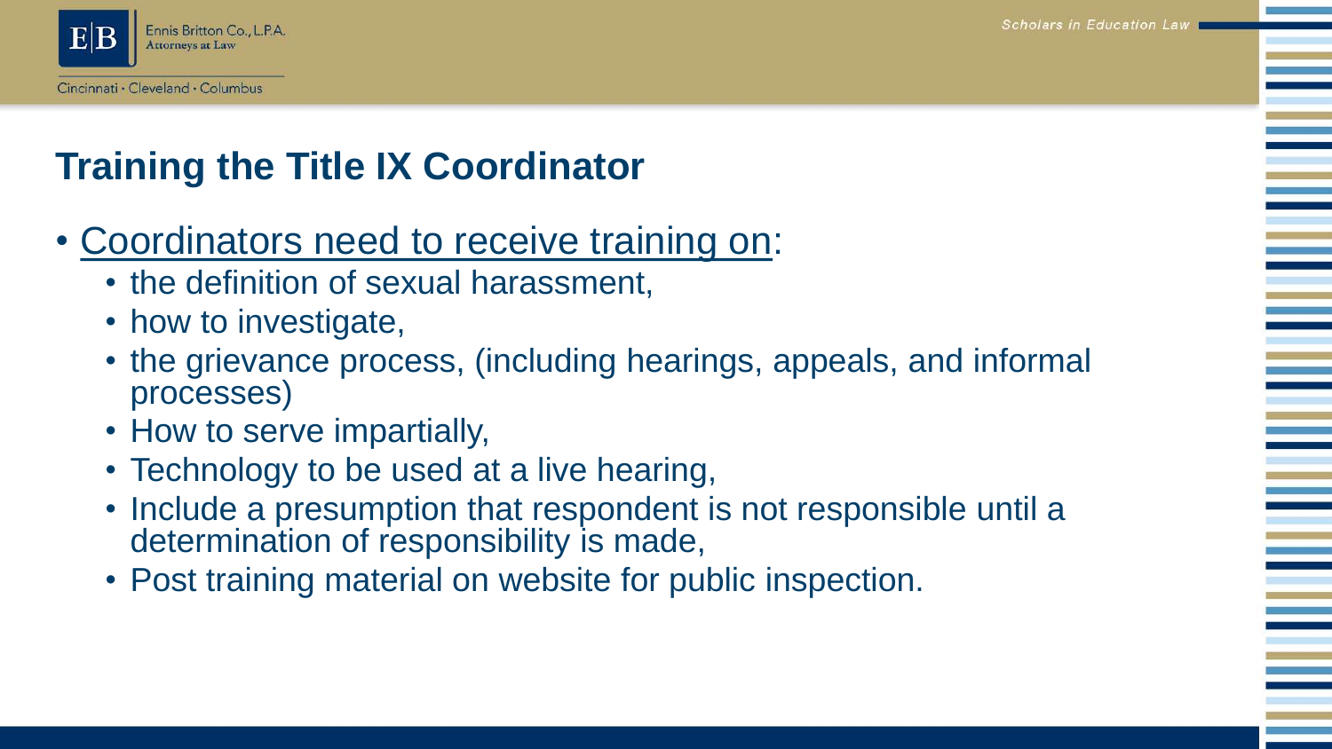# Training the Title IX Coordinator

- Coordinators need to receive training on:
  - the definition of sexual harassment,
  - how to investigate,
  - the grievance process, (including hearings, appeals, and informal processes)
  - How to serve impartially,
  - Technology to be used at a live hearing,
  - Include a presumption that respondent is not responsible until a determination of responsibility is made,
  - Post training material on website for public inspection.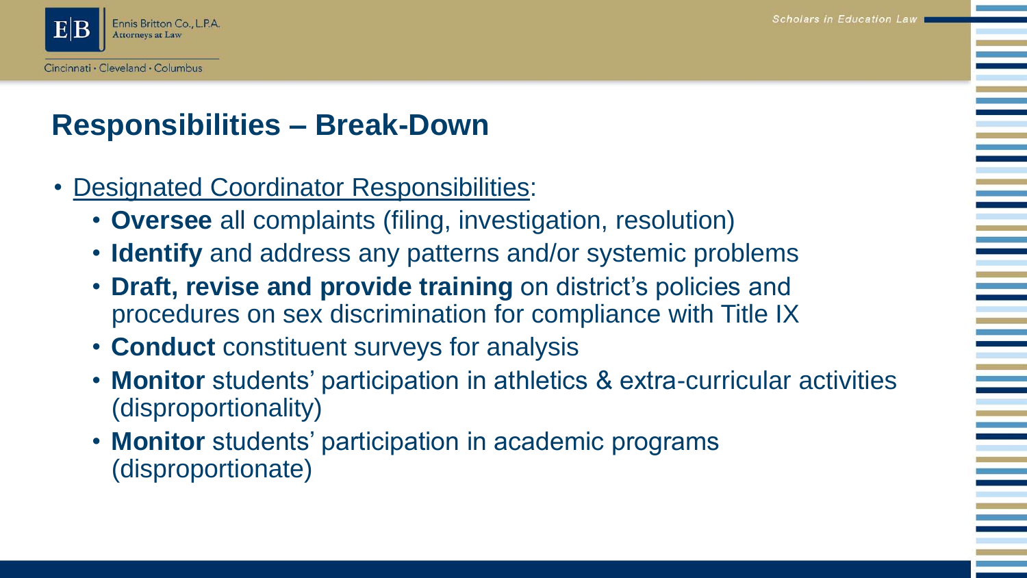## Responsibilities – Break-Down

- Designated Coordinator Responsibilities:
  - **Oversee** all complaints (filing, investigation, resolution)
  - **Identify** and address any patterns and/or systemic problems
  - **Draft, revise and provide training** on district's policies and procedures on sex discrimination for compliance with Title IX
  - **Conduct** constituent surveys for analysis
  - **Monitor** students' participation in athletics & extra-curricular activities (disproportionality)
  - **Monitor** students' participation in academic programs (disproportionate)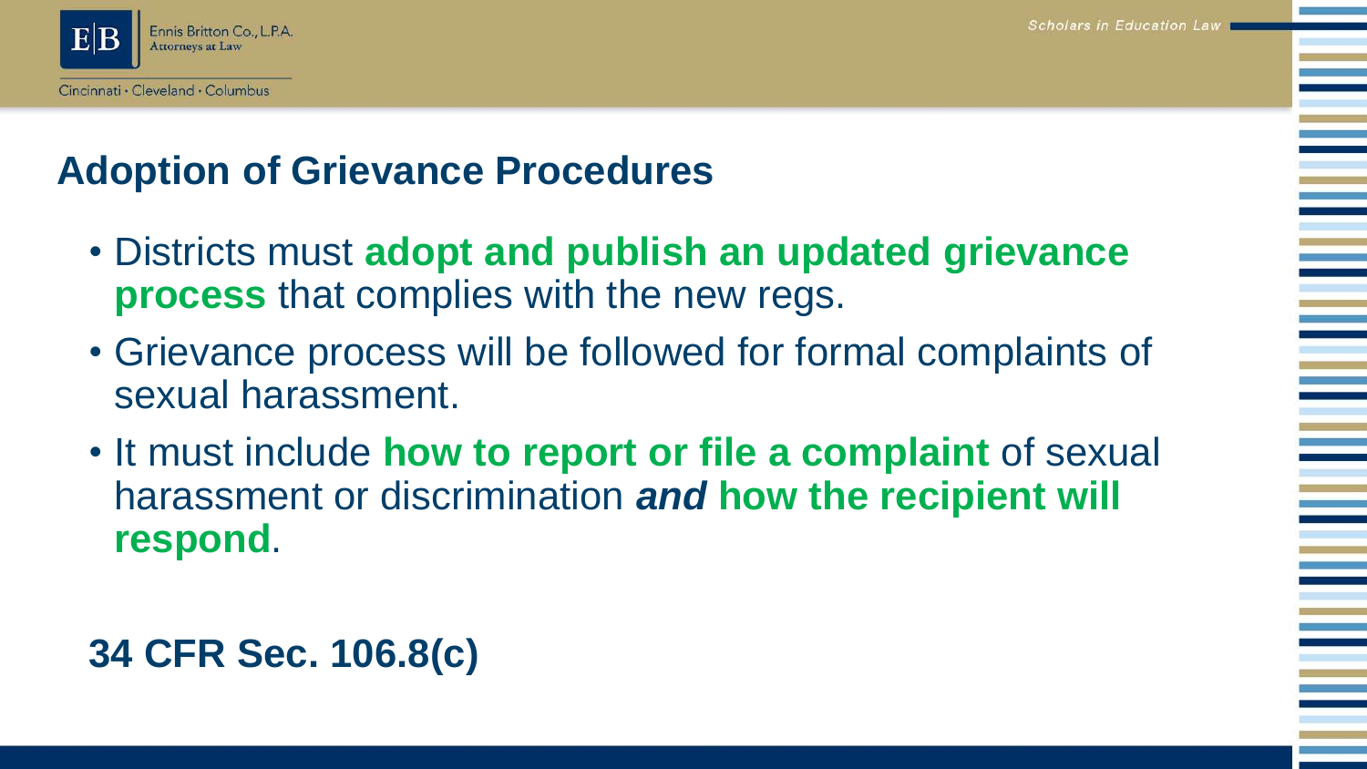## Adoption of Grievance Procedures

- Districts must **adopt and publish an updated grievance process** that complies with the new regs.
- Grievance process will be followed for formal complaints of sexual harassment.
- It must include **how to report or file a complaint** of sexual harassment or discrimination ***and*** **how the recipient will respond**.

**34 CFR Sec. 106.8(c)**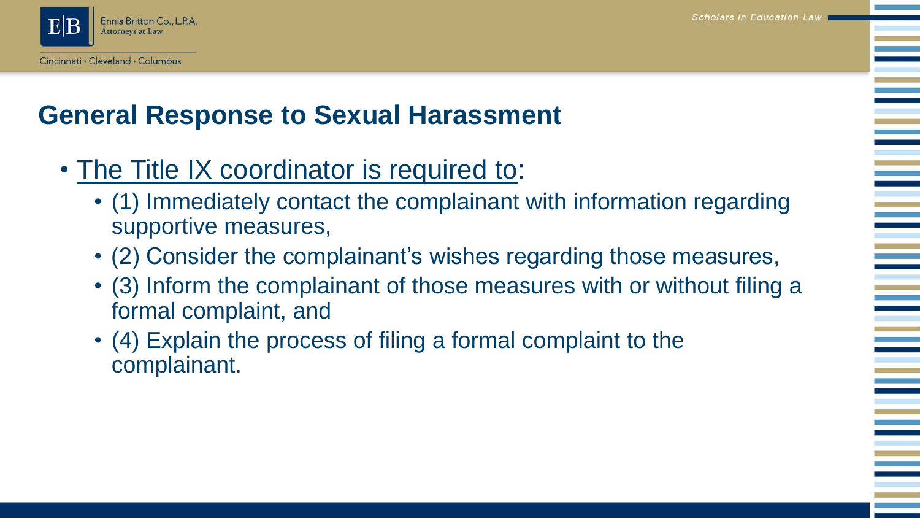## General Response to Sexual Harassment

- The Title IX coordinator is required to:
  - (1) Immediately contact the complainant with information regarding supportive measures,
  - (2) Consider the complainant's wishes regarding those measures,
  - (3) Inform the complainant of those measures with or without filing a formal complaint, and
  - (4) Explain the process of filing a formal complaint to the complainant.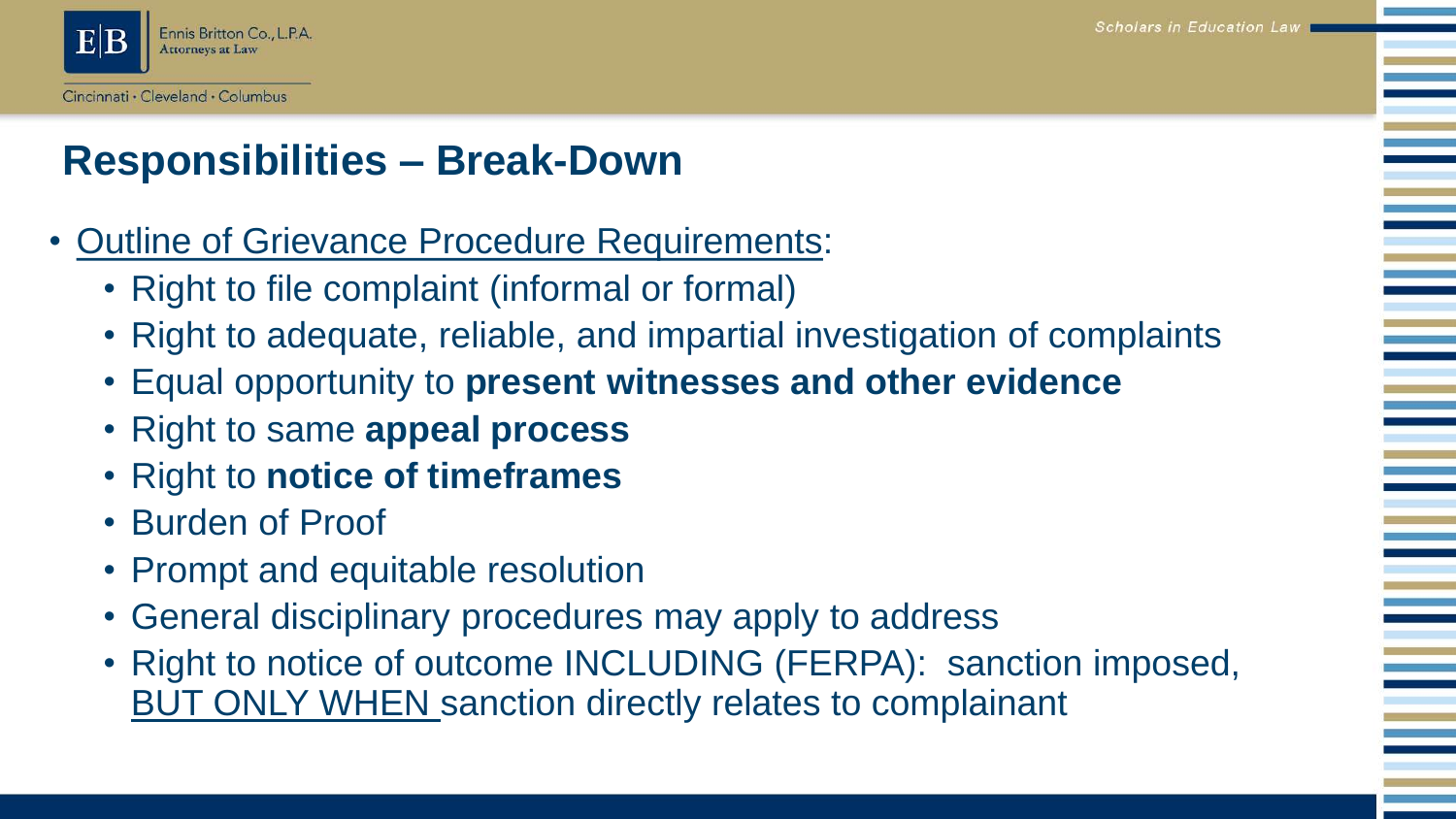# Responsibilities – Break-Down

- <u>Outline of Grievance Procedure Requirements</u>:
  - Right to file complaint (informal or formal)
  - Right to adequate, reliable, and impartial investigation of complaints
  - Equal opportunity to **present witnesses and other evidence**
  - Right to same **appeal process**
  - Right to **notice of timeframes**
  - Burden of Proof
  - Prompt and equitable resolution
  - General disciplinary procedures may apply to address
  - Right to notice of outcome INCLUDING (FERPA): sanction imposed, <u>BUT ONLY WHEN</u> sanction directly relates to complainant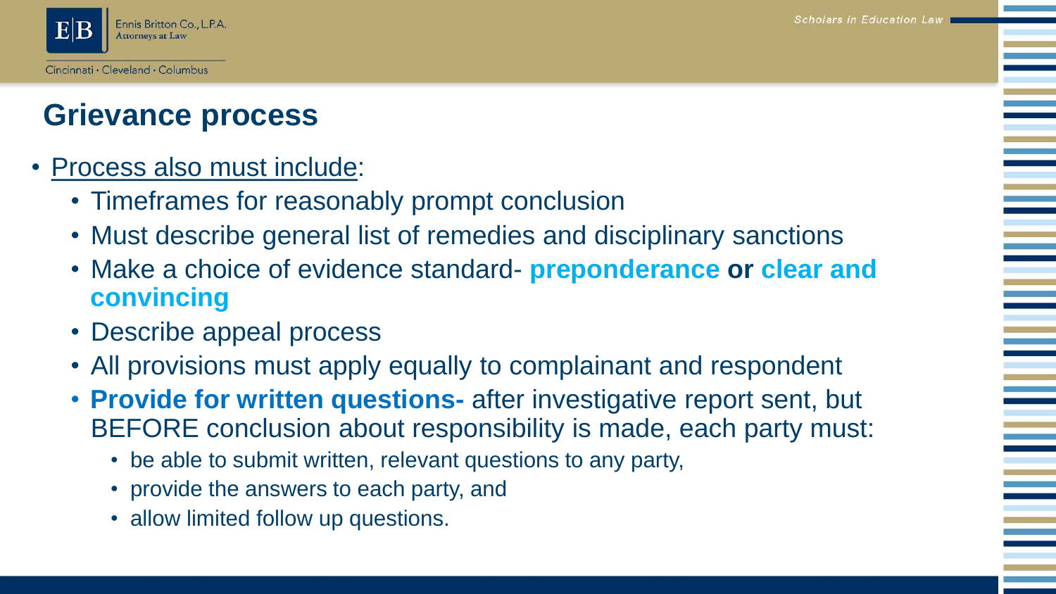## Grievance process

- Process also must include:
  - Timeframes for reasonably prompt conclusion
  - Must describe general list of remedies and disciplinary sanctions
  - Make a choice of evidence standard- **preponderance or clear and convincing**
  - Describe appeal process
  - All provisions must apply equally to complainant and respondent
  - **Provide for written questions-** after investigative report sent, but BEFORE conclusion about responsibility is made, each party must:
    - be able to submit written, relevant questions to any party,
    - provide the answers to each party, and
    - allow limited follow up questions.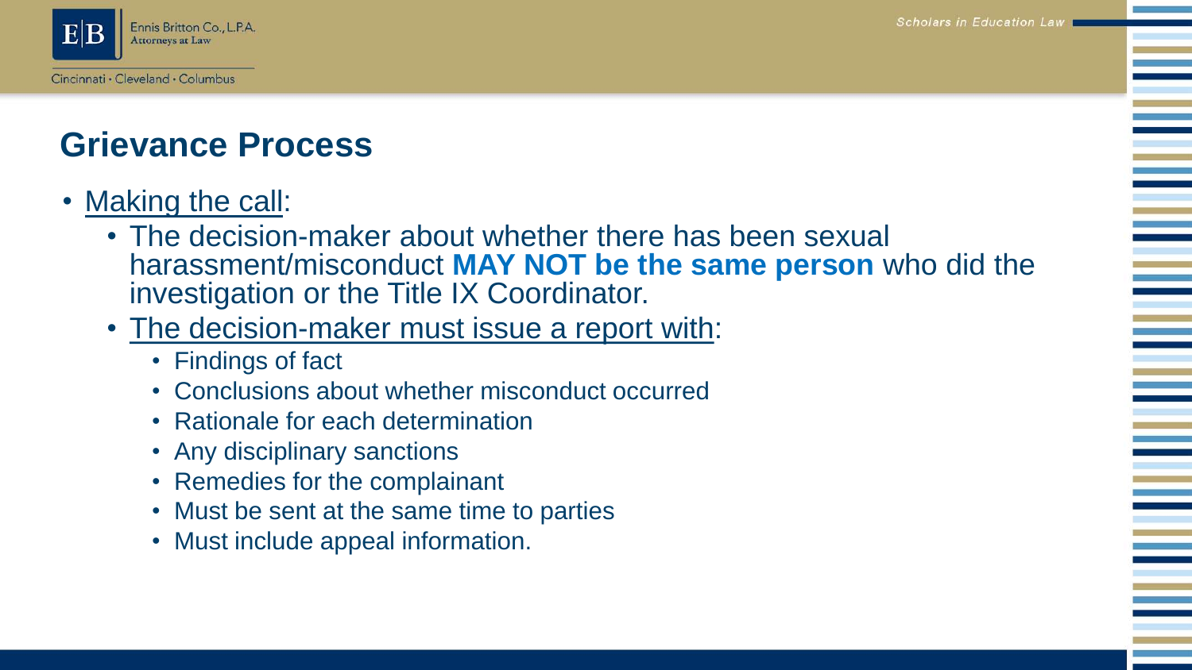## Grievance Process

- Making the call:
  - The decision-maker about whether there has been sexual harassment/misconduct **MAY NOT be the same person** who did the investigation or the Title IX Coordinator.
  - The decision-maker must issue a report with:
    - Findings of fact
    - Conclusions about whether misconduct occurred
    - Rationale for each determination
    - Any disciplinary sanctions
    - Remedies for the complainant
    - Must be sent at the same time to parties
    - Must include appeal information.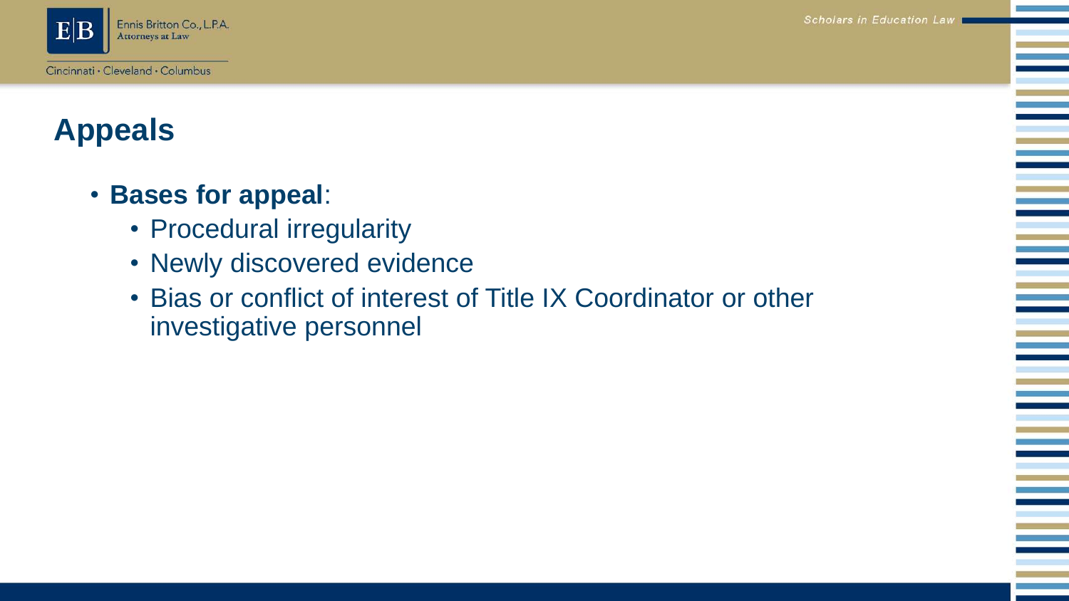# Appeals

- **Bases for appeal**:
  - Procedural irregularity
  - Newly discovered evidence
  - Bias or conflict of interest of Title IX Coordinator or other investigative personnel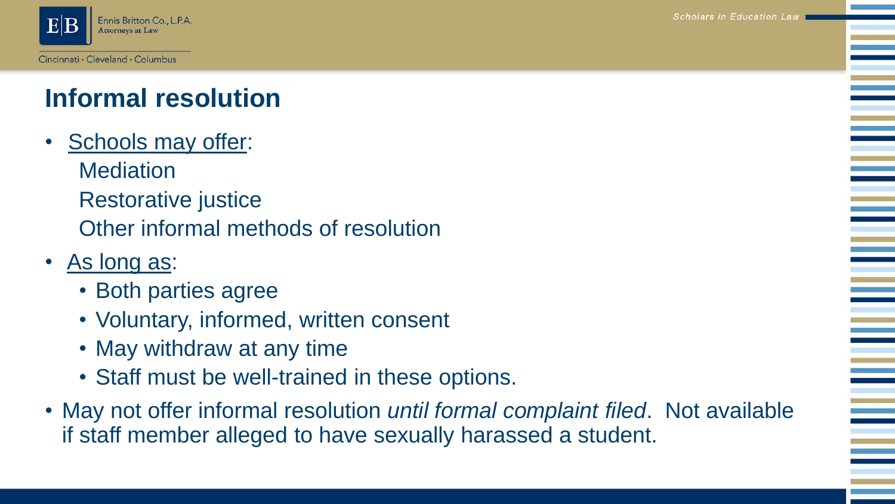# Informal resolution

- Schools may offer:
  Mediation
  Restorative justice
  Other informal methods of resolution
- As long as:
  - Both parties agree
  - Voluntary, informed, written consent
  - May withdraw at any time
  - Staff must be well-trained in these options.
- May not offer informal resolution *until formal complaint filed*. Not available if staff member alleged to have sexually harassed a student.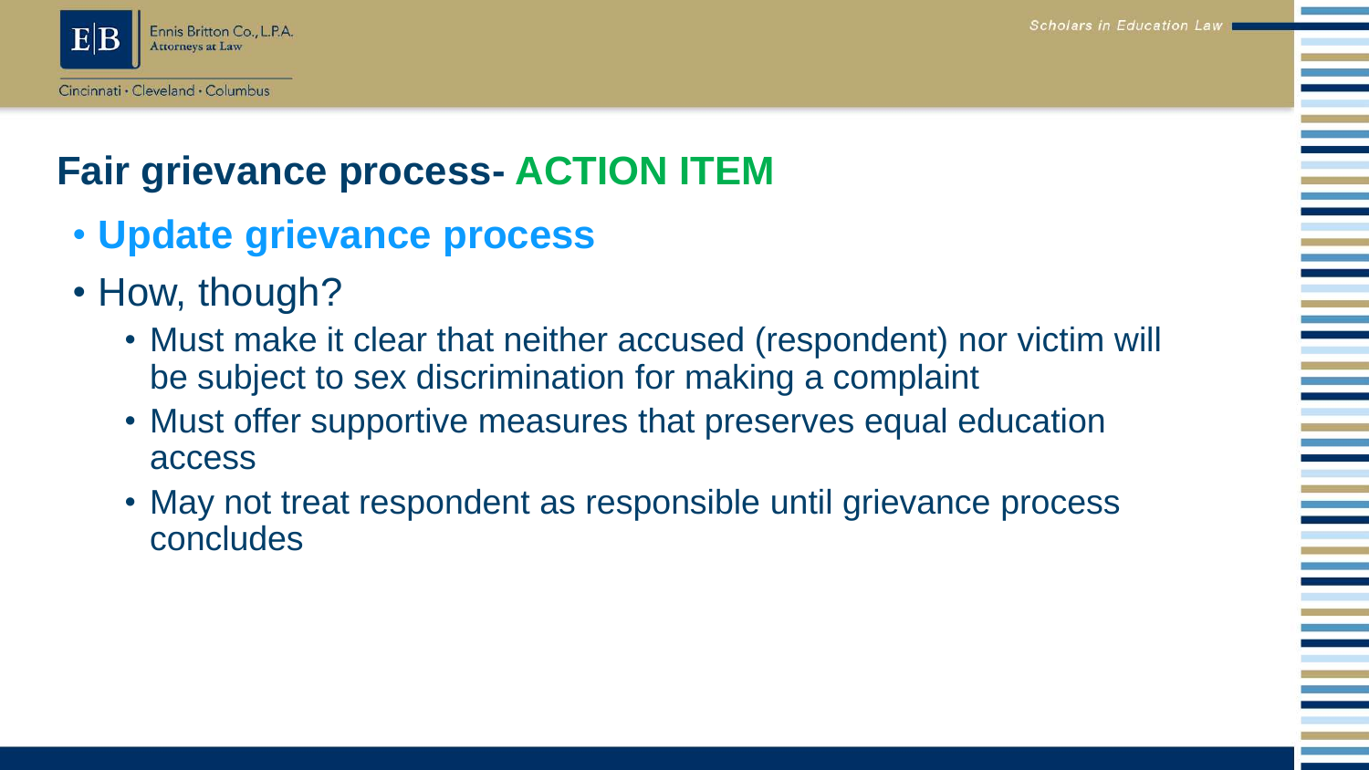## Fair grievance process- ACTION ITEM

- **Update grievance process**
- How, though?
  - Must make it clear that neither accused (respondent) nor victim will be subject to sex discrimination for making a complaint
  - Must offer supportive measures that preserves equal education access
  - May not treat respondent as responsible until grievance process concludes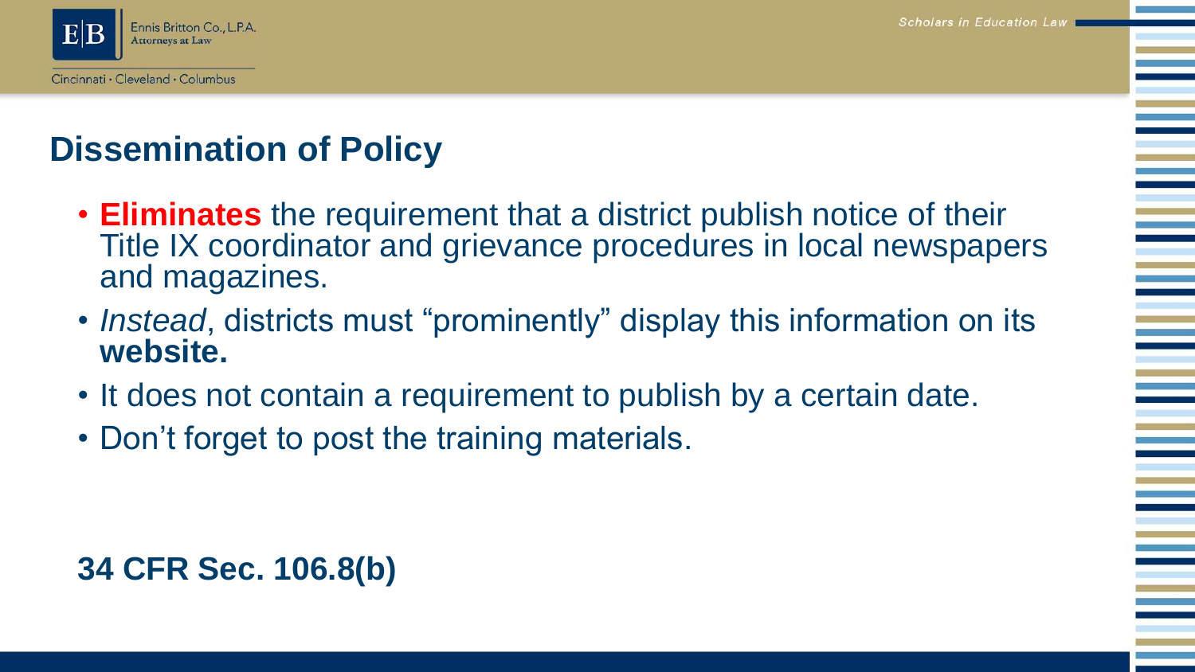## Dissemination of Policy

- **Eliminates** the requirement that a district publish notice of their Title IX coordinator and grievance procedures in local newspapers and magazines.
- *Instead*, districts must "prominently" display this information on its **website.**
- It does not contain a requirement to publish by a certain date.
- Don't forget to post the training materials.

**34 CFR Sec. 106.8(b)**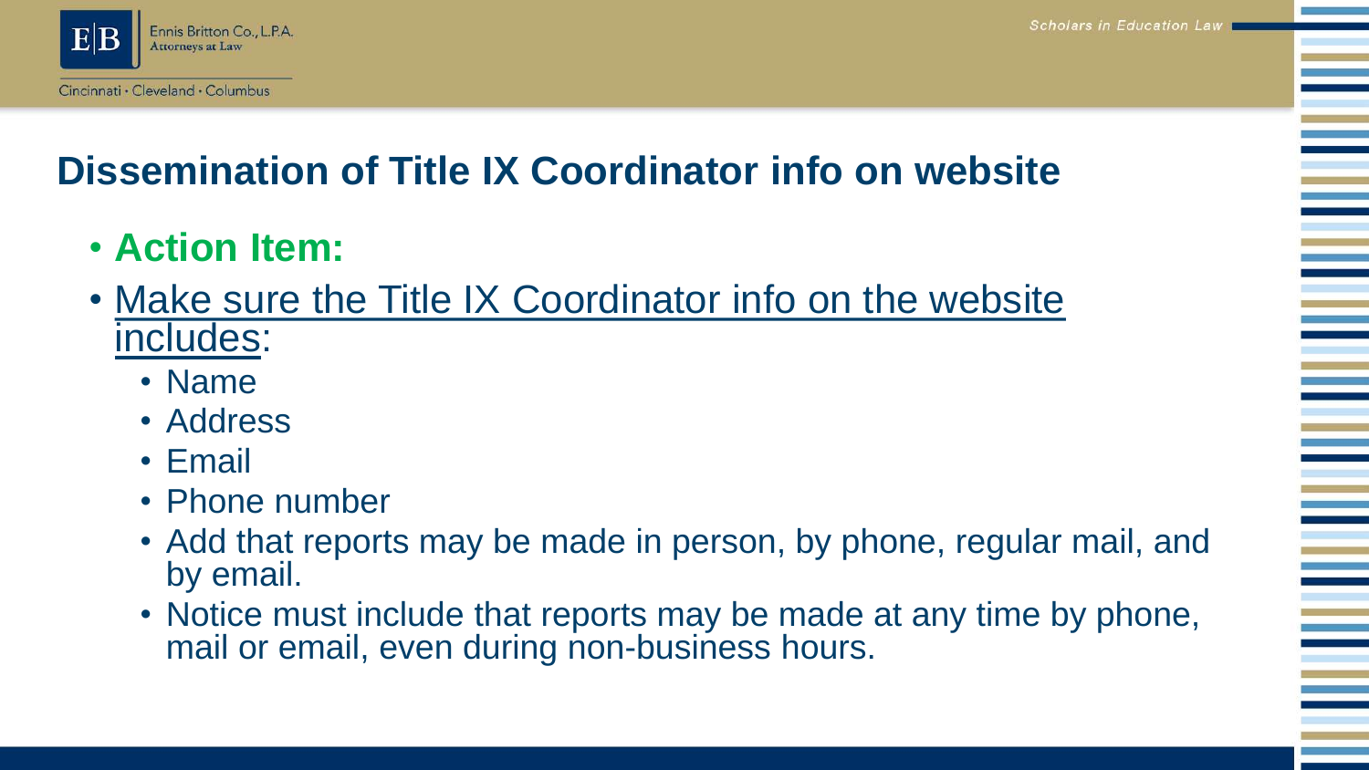# Dissemination of Title IX Coordinator info on website

- **Action Item:**
- Make sure the Title IX Coordinator info on the website includes:
  - Name
  - Address
  - Email
  - Phone number
  - Add that reports may be made in person, by phone, regular mail, and by email.
  - Notice must include that reports may be made at any time by phone, mail or email, even during non-business hours.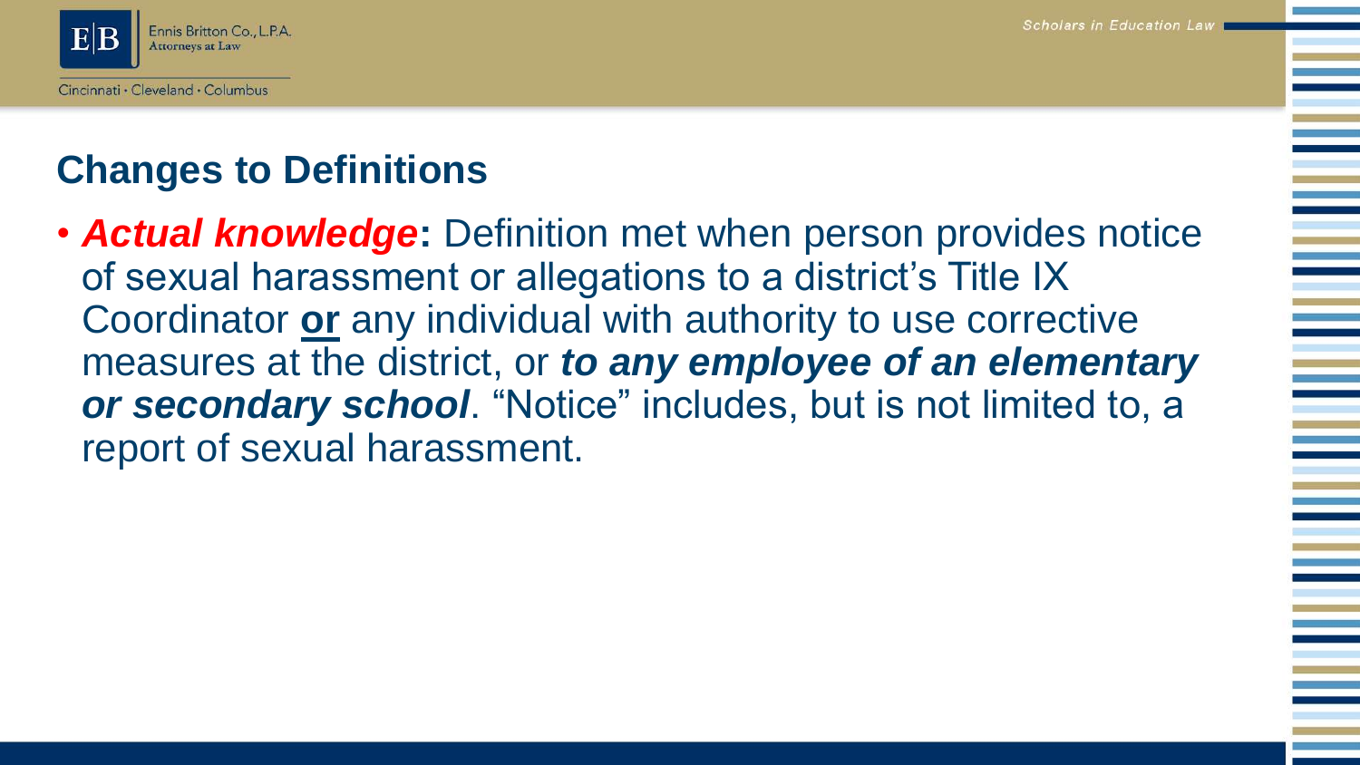## Changes to Definitions

- ***Actual knowledge*****:** Definition met when person provides notice of sexual harassment or allegations to a district's Title IX Coordinator **or** any individual with authority to use corrective measures at the district, or ***to any employee of an elementary or secondary school***. "Notice" includes, but is not limited to, a report of sexual harassment.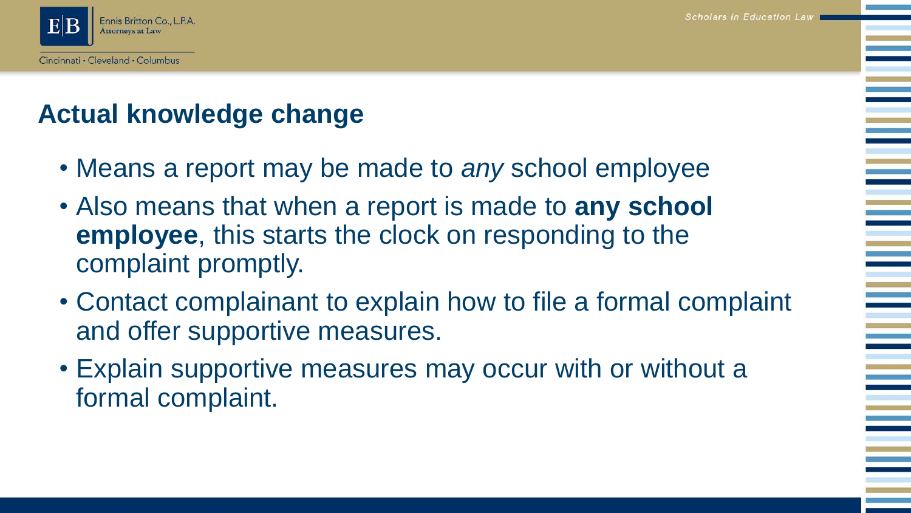## Actual knowledge change

- Means a report may be made to *any* school employee
- Also means that when a report is made to **any school employee**, this starts the clock on responding to the complaint promptly.
- Contact complainant to explain how to file a formal complaint and offer supportive measures.
- Explain supportive measures may occur with or without a formal complaint.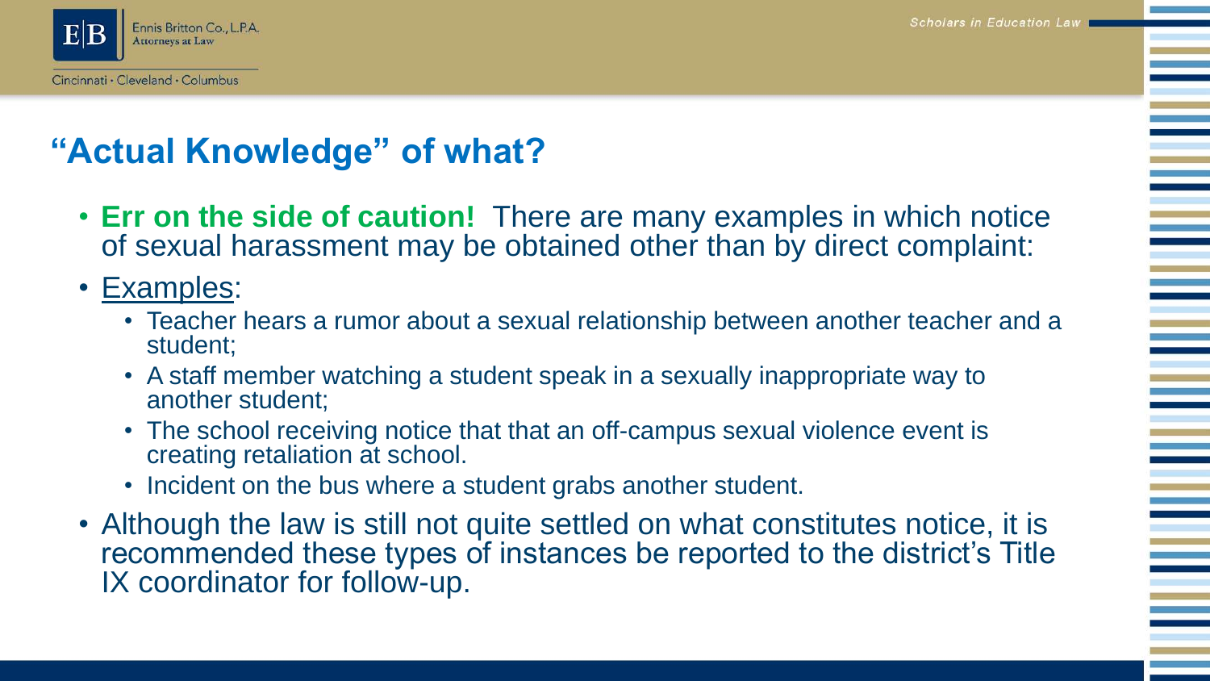# "Actual Knowledge" of what?

- **Err on the side of caution!** There are many examples in which notice of sexual harassment may be obtained other than by direct complaint:
- Examples:
  - Teacher hears a rumor about a sexual relationship between another teacher and a student;
  - A staff member watching a student speak in a sexually inappropriate way to another student;
  - The school receiving notice that that an off-campus sexual violence event is creating retaliation at school.
  - Incident on the bus where a student grabs another student.
- Although the law is still not quite settled on what constitutes notice, it is recommended these types of instances be reported to the district's Title IX coordinator for follow-up.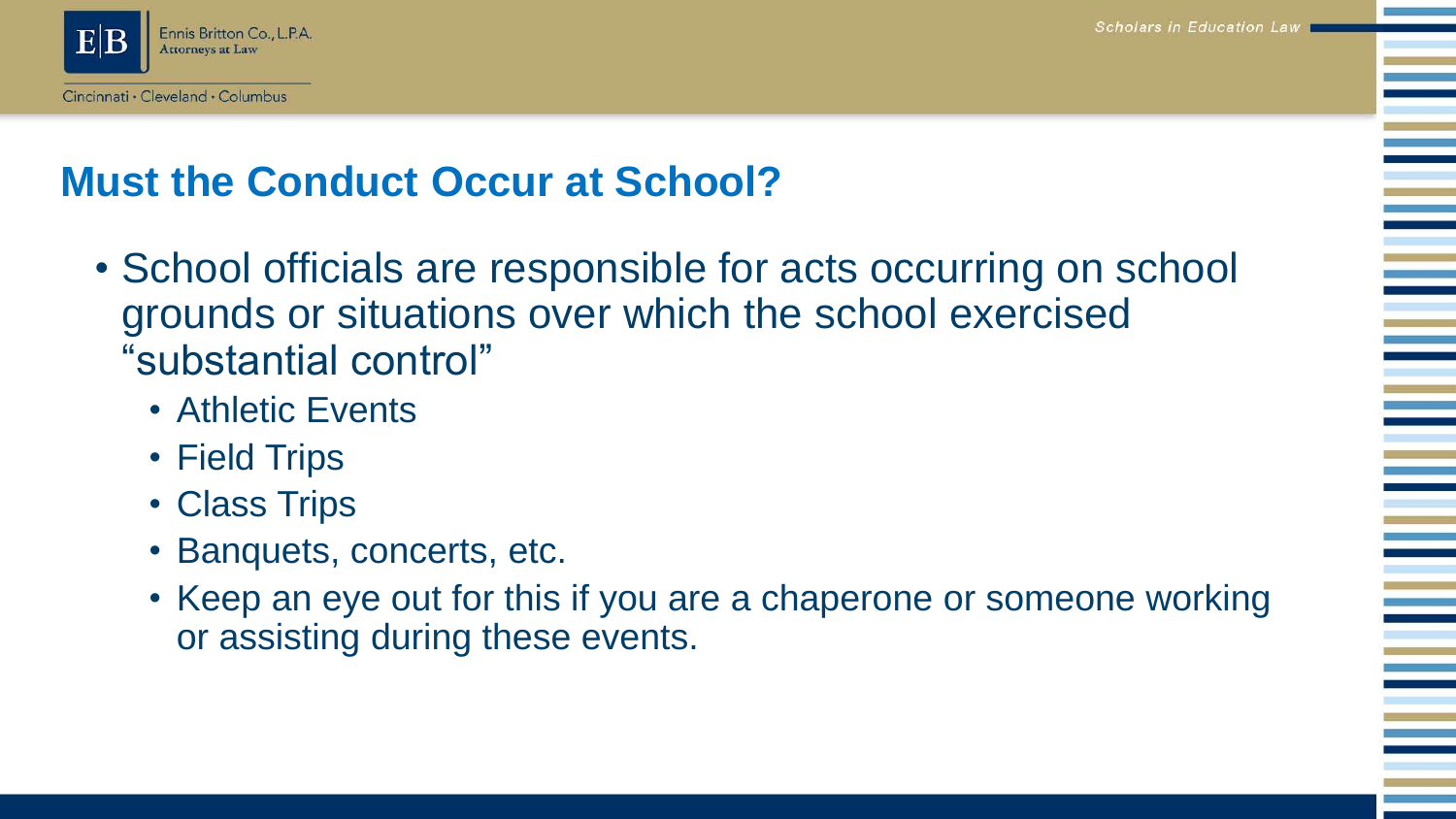## Must the Conduct Occur at School?

- School officials are responsible for acts occurring on school grounds or situations over which the school exercised "substantial control"
  - Athletic Events
  - Field Trips
  - Class Trips
  - Banquets, concerts, etc.
  - Keep an eye out for this if you are a chaperone or someone working or assisting during these events.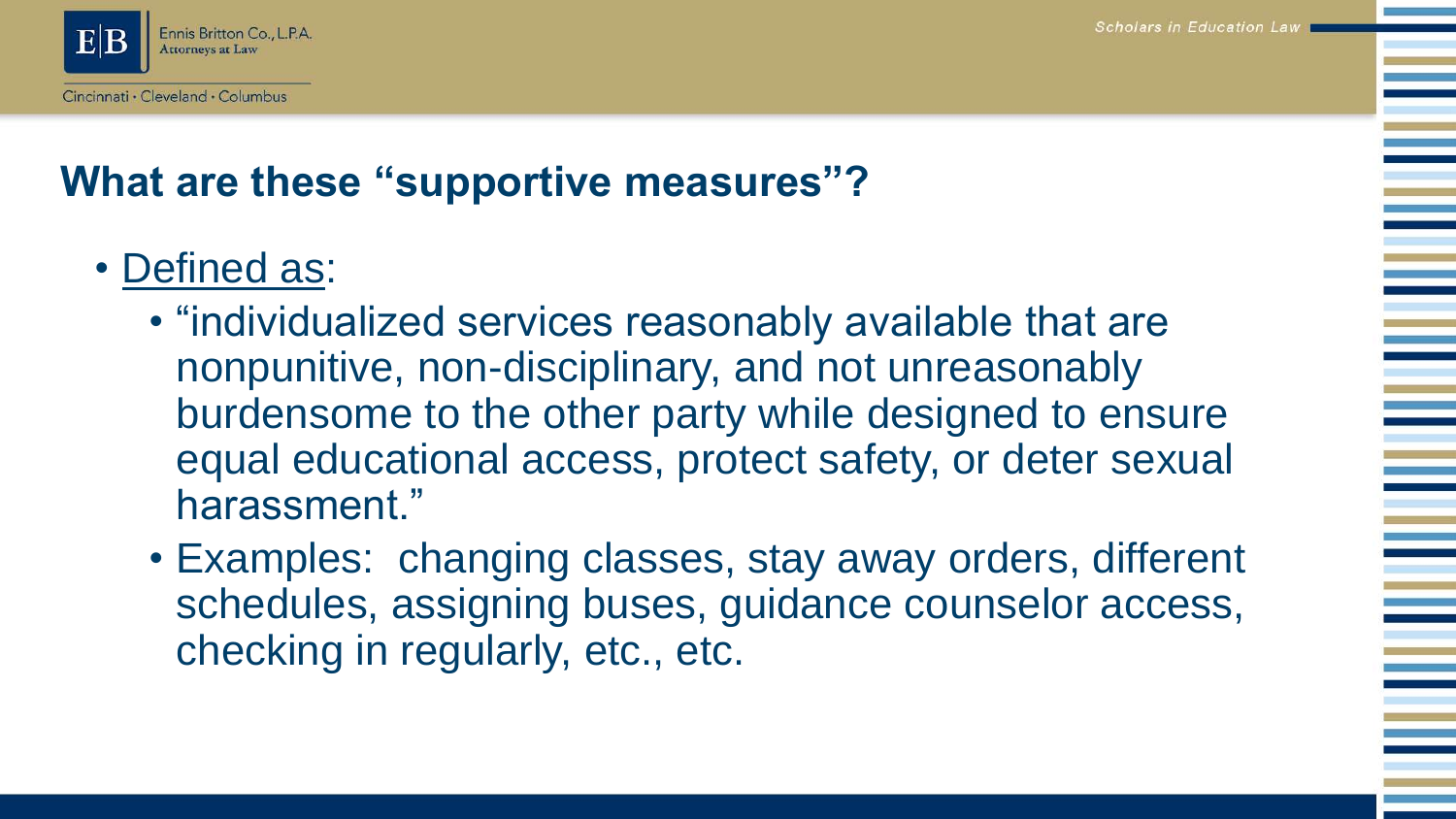## What are these "supportive measures"?

- Defined as:
  - "individualized services reasonably available that are nonpunitive, non-disciplinary, and not unreasonably burdensome to the other party while designed to ensure equal educational access, protect safety, or deter sexual harassment."
  - Examples: changing classes, stay away orders, different schedules, assigning buses, guidance counselor access, checking in regularly, etc., etc.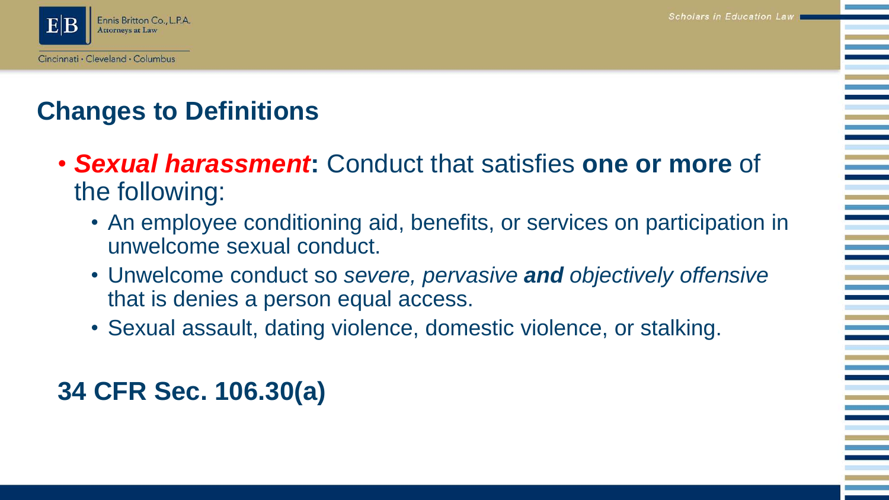## Changes to Definitions

- ***Sexual harassment*****:** Conduct that satisfies **one or more** of the following:
  - An employee conditioning aid, benefits, or services on participation in unwelcome sexual conduct.
  - Unwelcome conduct so *severe, pervasive* ***and*** *objectively offensive* that is denies a person equal access.
  - Sexual assault, dating violence, domestic violence, or stalking.

**34 CFR Sec. 106.30(a)**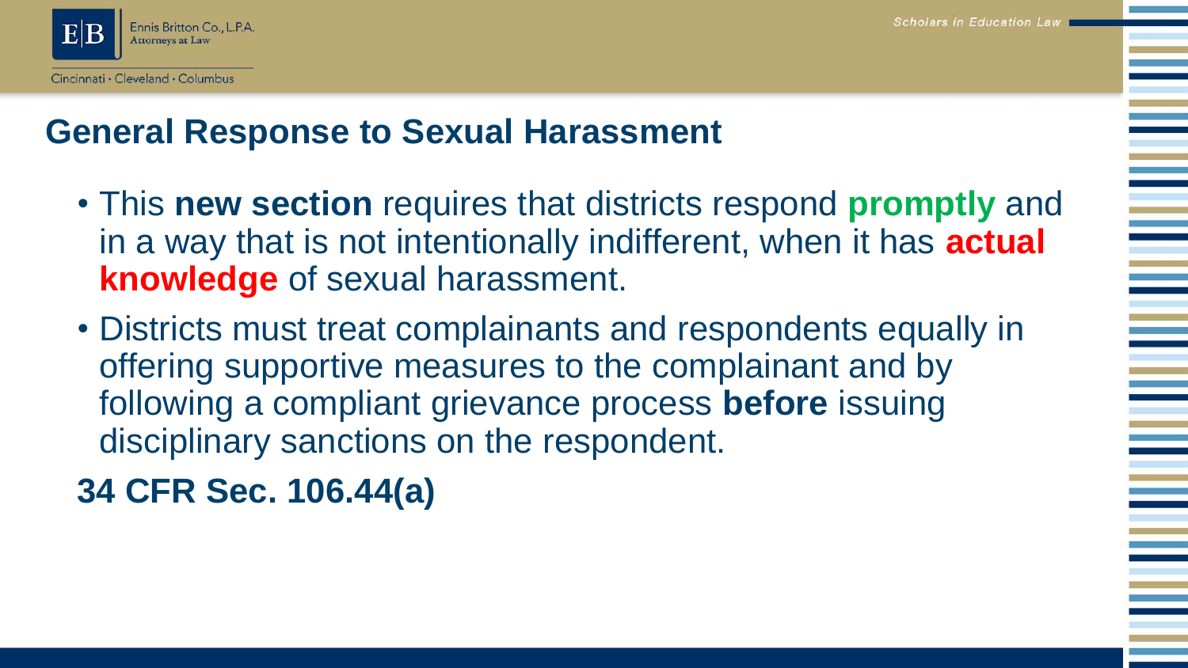## General Response to Sexual Harassment

- This **new section** requires that districts respond **promptly** and in a way that is not intentionally indifferent, when it has **actual knowledge** of sexual harassment.
- Districts must treat complainants and respondents equally in offering supportive measures to the complainant and by following a compliant grievance process **before** issuing disciplinary sanctions on the respondent.

**34 CFR Sec. 106.44(a)**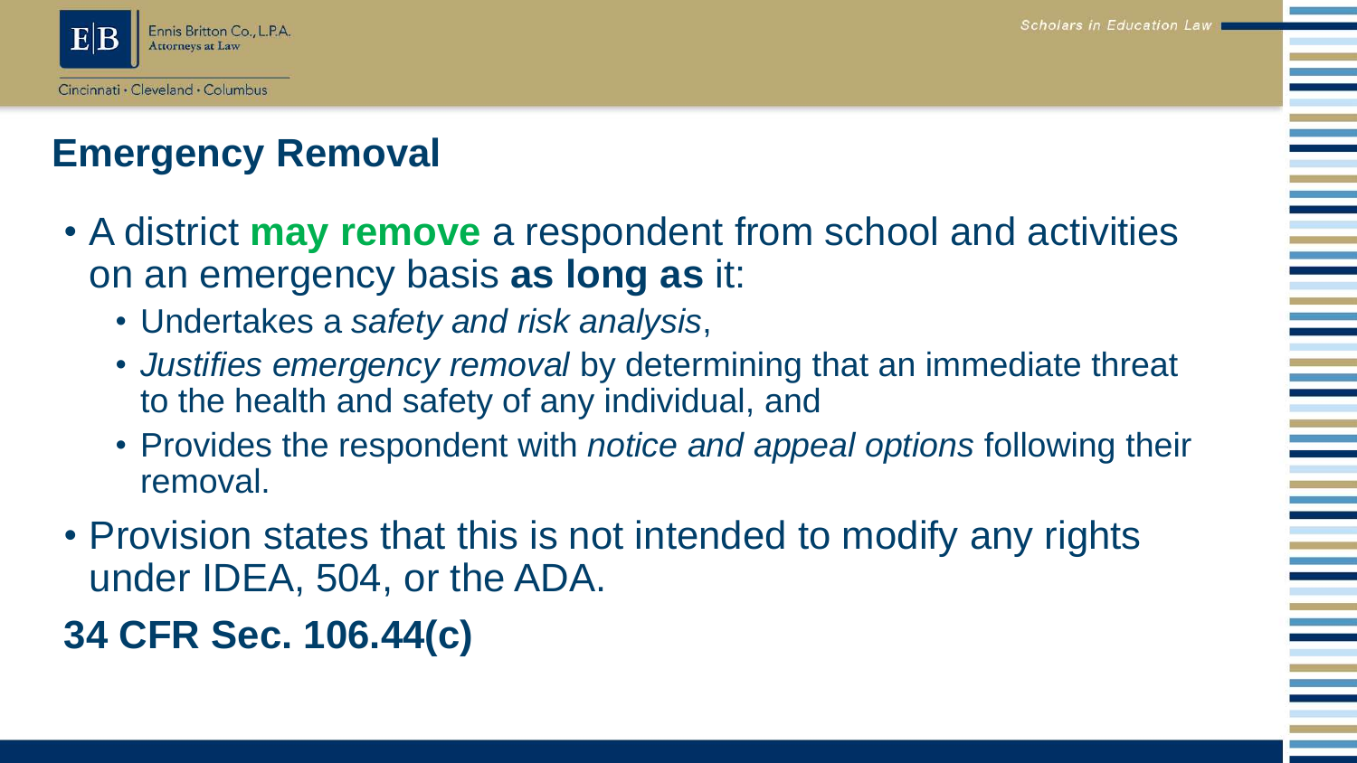## Emergency Removal

- A district **may remove** a respondent from school and activities on an emergency basis **as long as** it:
  - Undertakes a *safety and risk analysis*,
  - *Justifies emergency removal* by determining that an immediate threat to the health and safety of any individual, and
  - Provides the respondent with *notice and appeal options* following their removal.
- Provision states that this is not intended to modify any rights under IDEA, 504, or the ADA.

**34 CFR Sec. 106.44(c)**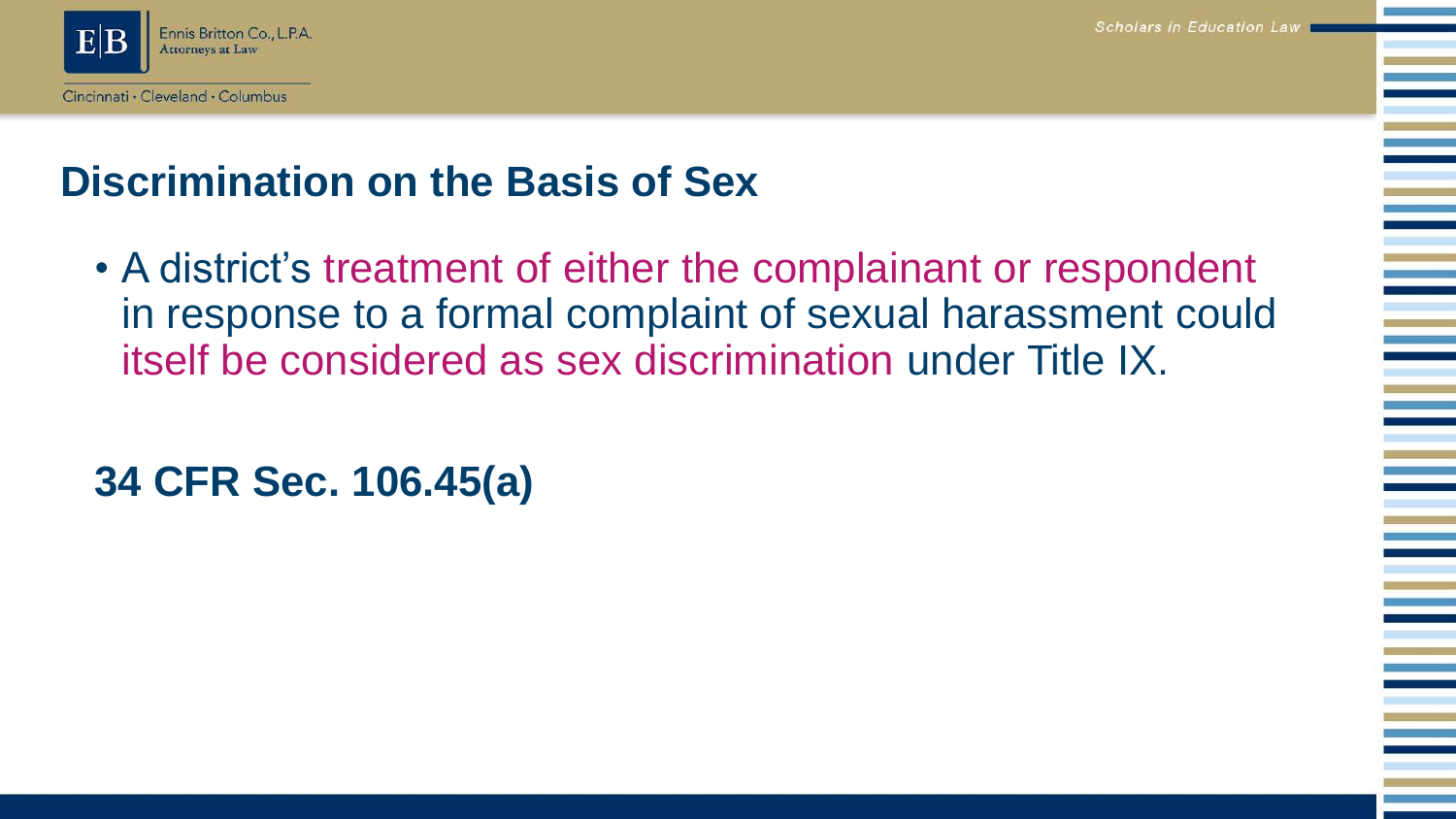# Discrimination on the Basis of Sex

- A district's treatment of either the complainant or respondent in response to a formal complaint of sexual harassment could itself be considered as sex discrimination under Title IX.

**34 CFR Sec. 106.45(a)**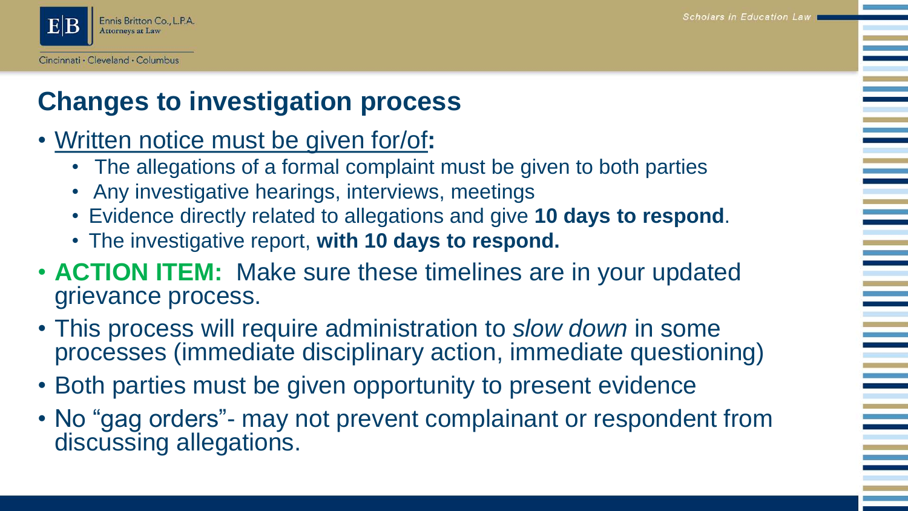## Changes to investigation process

- Written notice must be given for/of**:**
  - The allegations of a formal complaint must be given to both parties
  - Any investigative hearings, interviews, meetings
  - Evidence directly related to allegations and give **10 days to respond**.
  - The investigative report, **with 10 days to respond.**
- **ACTION ITEM:** Make sure these timelines are in your updated grievance process.
- This process will require administration to *slow down* in some processes (immediate disciplinary action, immediate questioning)
- Both parties must be given opportunity to present evidence
- No "gag orders"- may not prevent complainant or respondent from discussing allegations.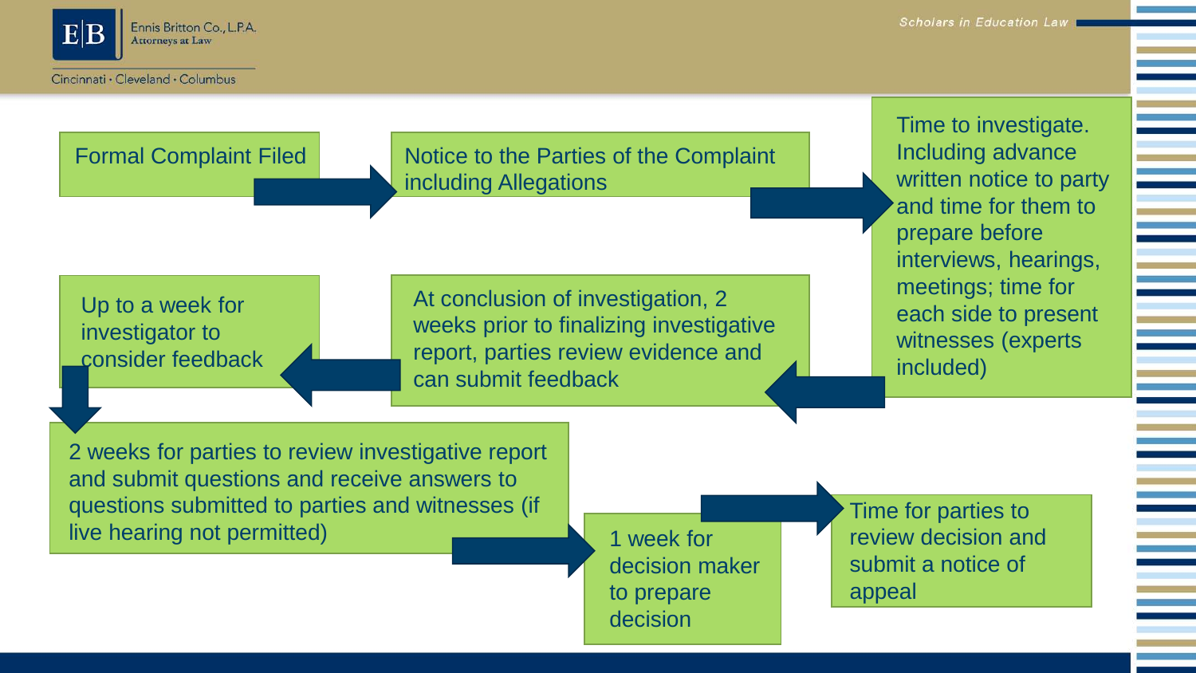Formal Complaint Filed

Notice to the Parties of the Complaint including Allegations

Time to investigate. Including advance written notice to party and time for them to prepare before interviews, hearings, meetings; time for each side to present witnesses (experts included)

At conclusion of investigation, 2 weeks prior to finalizing investigative report, parties review evidence and can submit feedback

Up to a week for investigator to consider feedback

2 weeks for parties to review investigative report and submit questions and receive answers to questions submitted to parties and witnesses (if live hearing not permitted)

1 week for decision maker to prepare decision

Time for parties to review decision and submit a notice of appeal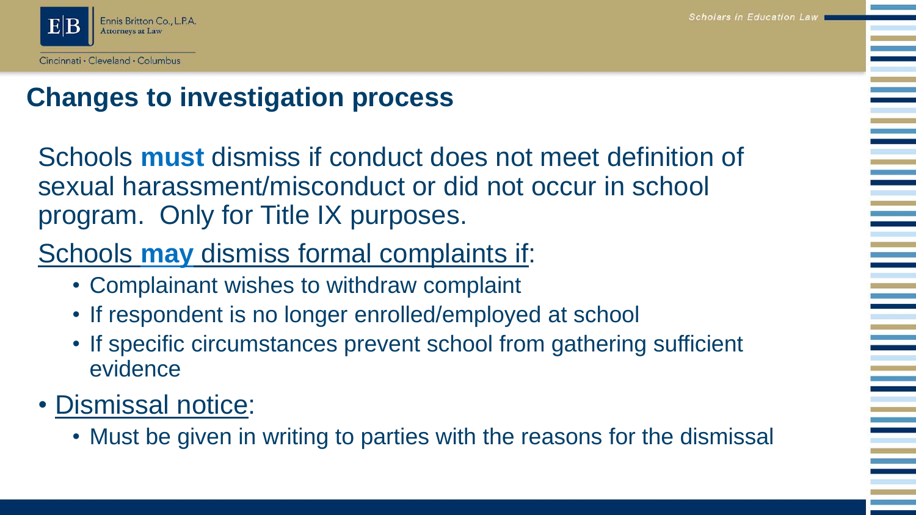## Changes to investigation process

Schools **must** dismiss if conduct does not meet definition of sexual harassment/misconduct or did not occur in school program. Only for Title IX purposes.

Schools **may** dismiss formal complaints if:

- Complainant wishes to withdraw complaint
- If respondent is no longer enrolled/employed at school
- If specific circumstances prevent school from gathering sufficient evidence

- Dismissal notice:
  - Must be given in writing to parties with the reasons for the dismissal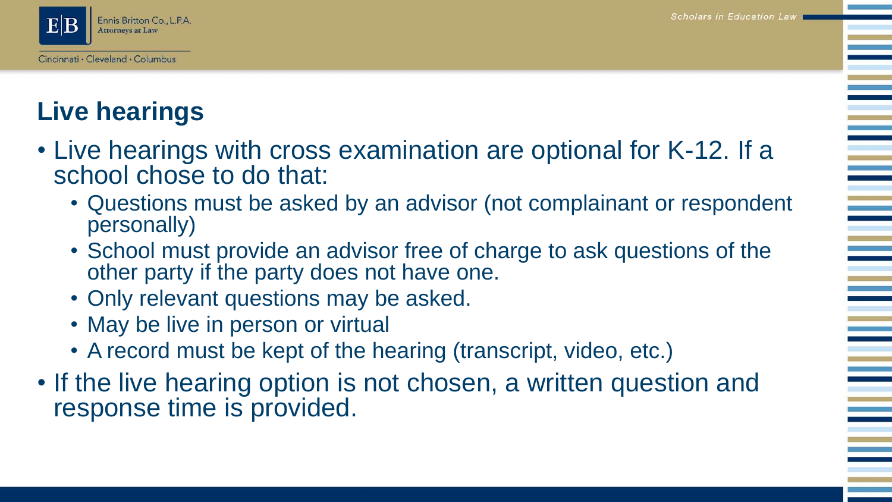## Live hearings

- Live hearings with cross examination are optional for K-12. If a school chose to do that:
  - Questions must be asked by an advisor (not complainant or respondent personally)
  - School must provide an advisor free of charge to ask questions of the other party if the party does not have one.
  - Only relevant questions may be asked.
  - May be live in person or virtual
  - A record must be kept of the hearing (transcript, video, etc.)
- If the live hearing option is not chosen, a written question and response time is provided.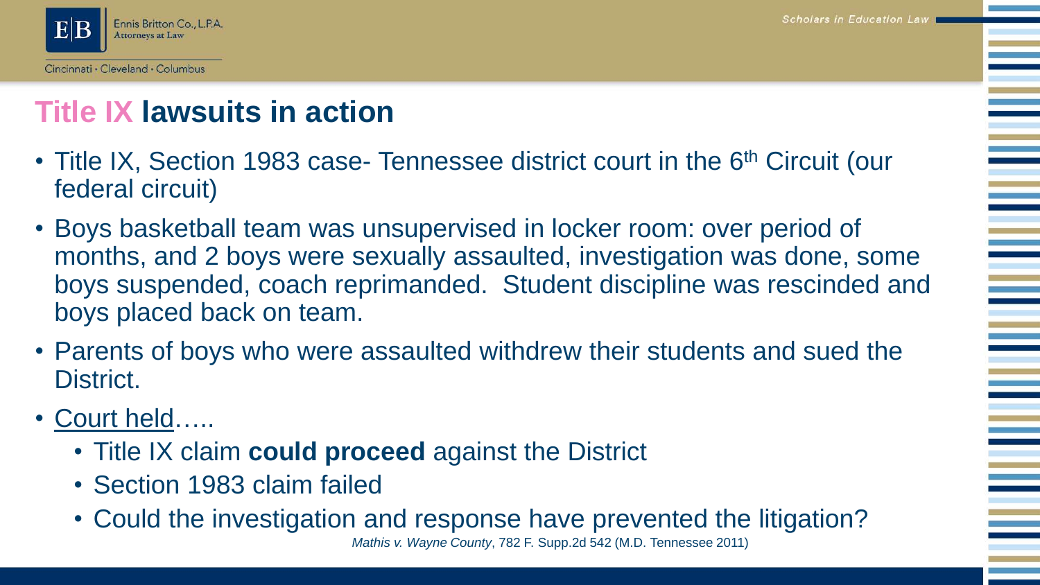# Title IX lawsuits in action

- Title IX, Section 1983 case- Tennessee district court in the 6th Circuit (our federal circuit)
- Boys basketball team was unsupervised in locker room: over period of months, and 2 boys were sexually assaulted, investigation was done, some boys suspended, coach reprimanded. Student discipline was rescinded and boys placed back on team.
- Parents of boys who were assaulted withdrew their students and sued the District.
- Court held…..
  - Title IX claim **could proceed** against the District
  - Section 1983 claim failed
  - Could the investigation and response have prevented the litigation?

*Mathis v. Wayne County*, 782 F. Supp.2d 542 (M.D. Tennessee 2011)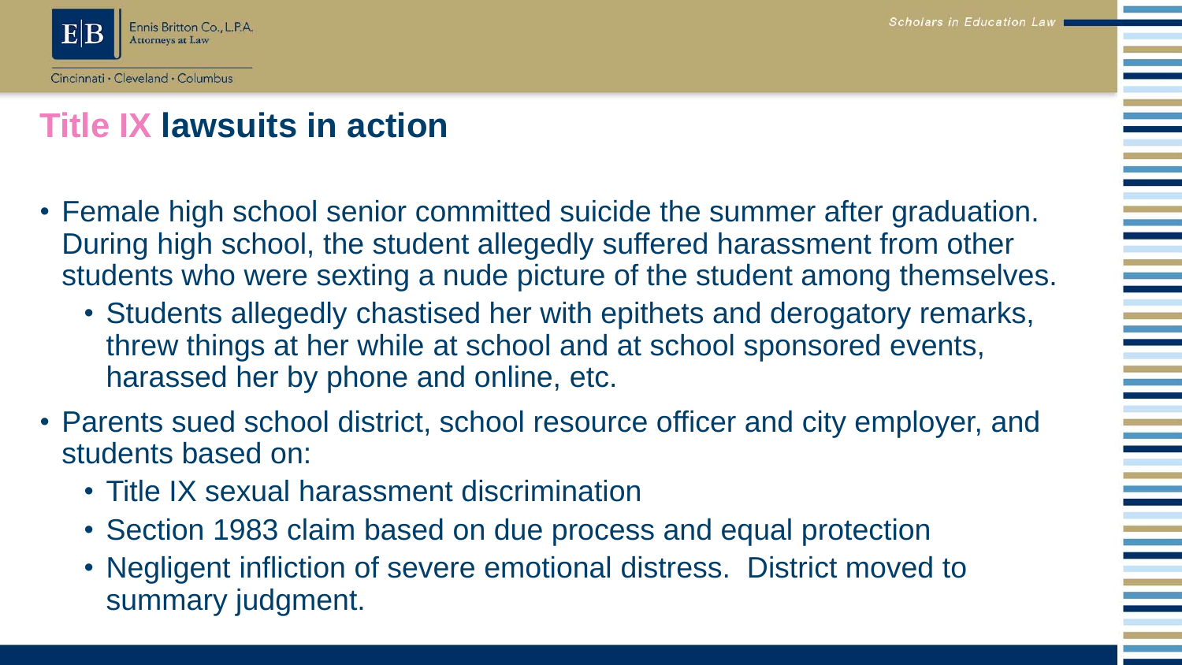# Title IX lawsuits in action

- Female high school senior committed suicide the summer after graduation. During high school, the student allegedly suffered harassment from other students who were sexting a nude picture of the student among themselves.
  - Students allegedly chastised her with epithets and derogatory remarks, threw things at her while at school and at school sponsored events, harassed her by phone and online, etc.
- Parents sued school district, school resource officer and city employer, and students based on:
  - Title IX sexual harassment discrimination
  - Section 1983 claim based on due process and equal protection
  - Negligent infliction of severe emotional distress. District moved to summary judgment.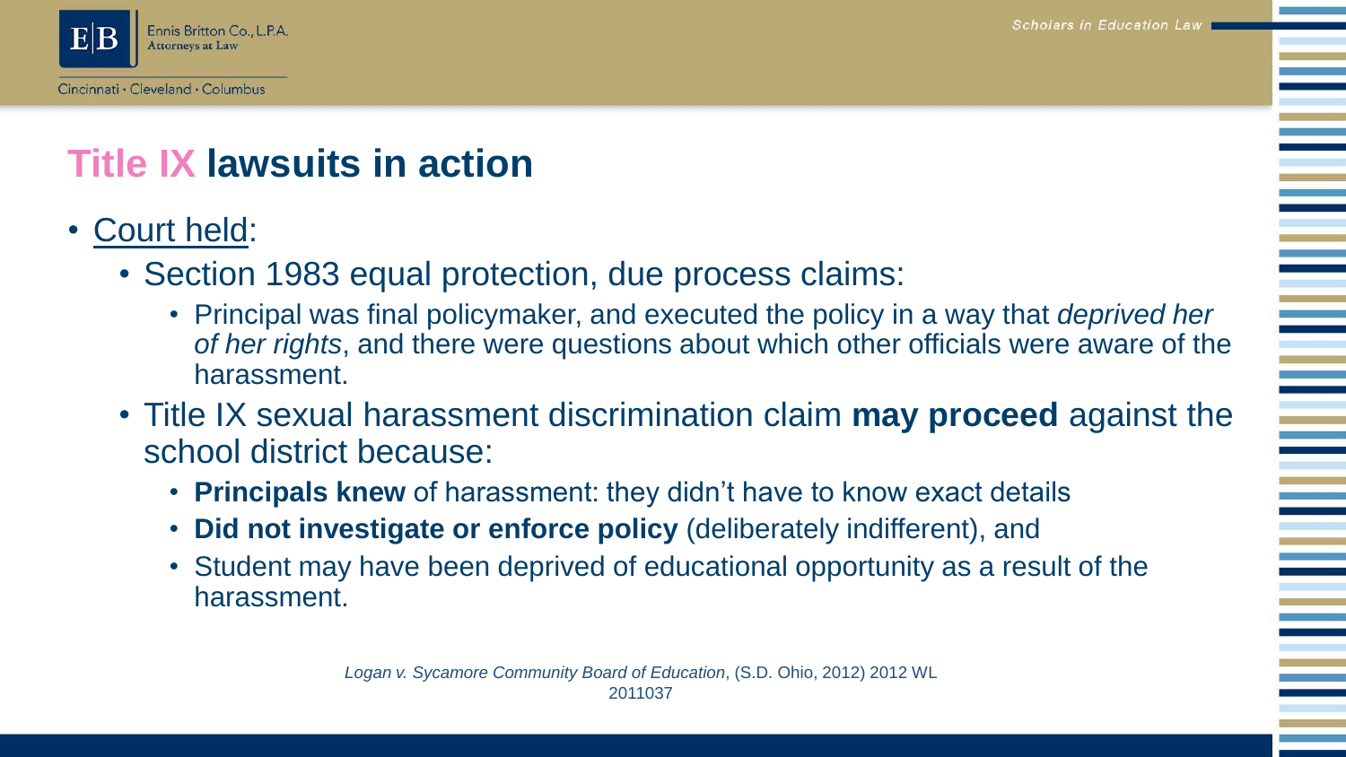# Title IX lawsuits in action

- Court held:
  - Section 1983 equal protection, due process claims:
    - Principal was final policymaker, and executed the policy in a way that *deprived her of her rights*, and there were questions about which other officials were aware of the harassment.
  - Title IX sexual harassment discrimination claim **may proceed** against the school district because:
    - **Principals knew** of harassment: they didn't have to know exact details
    - **Did not investigate or enforce policy** (deliberately indifferent), and
    - Student may have been deprived of educational opportunity as a result of the harassment.

*Logan v. Sycamore Community Board of Education*, (S.D. Ohio, 2012) 2012 WL 2011037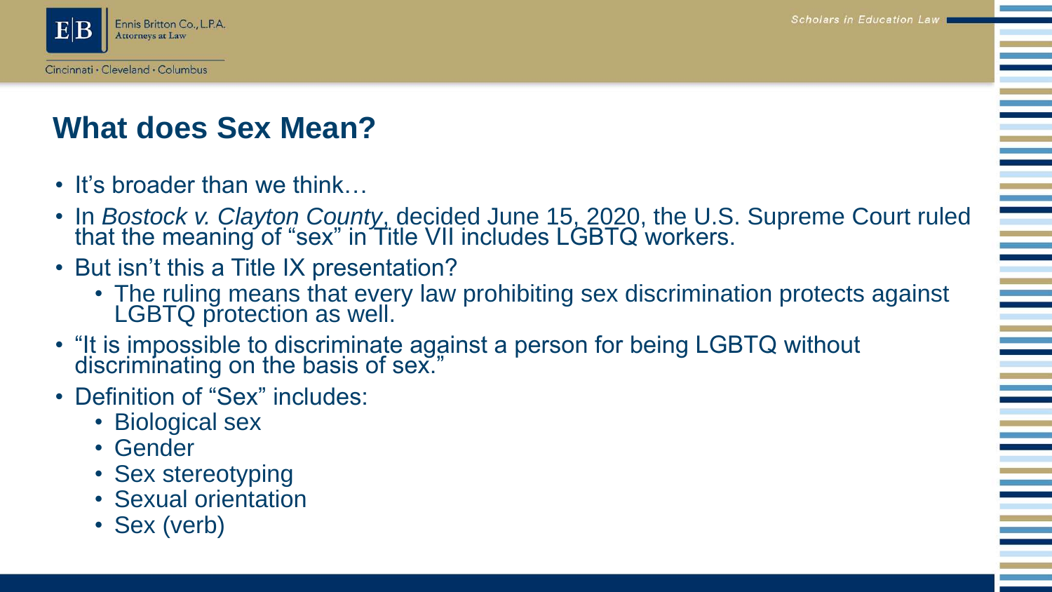# What does Sex Mean?

- It's broader than we think…
- In *Bostock v. Clayton County*, decided June 15, 2020, the U.S. Supreme Court ruled that the meaning of "sex" in Title VII includes LGBTQ workers.
- But isn't this a Title IX presentation?
  - The ruling means that every law prohibiting sex discrimination protects against LGBTQ protection as well.
- "It is impossible to discriminate against a person for being LGBTQ without discriminating on the basis of sex."
- Definition of "Sex" includes:
  - Biological sex
  - Gender
  - Sex stereotyping
  - Sexual orientation
  - Sex (verb)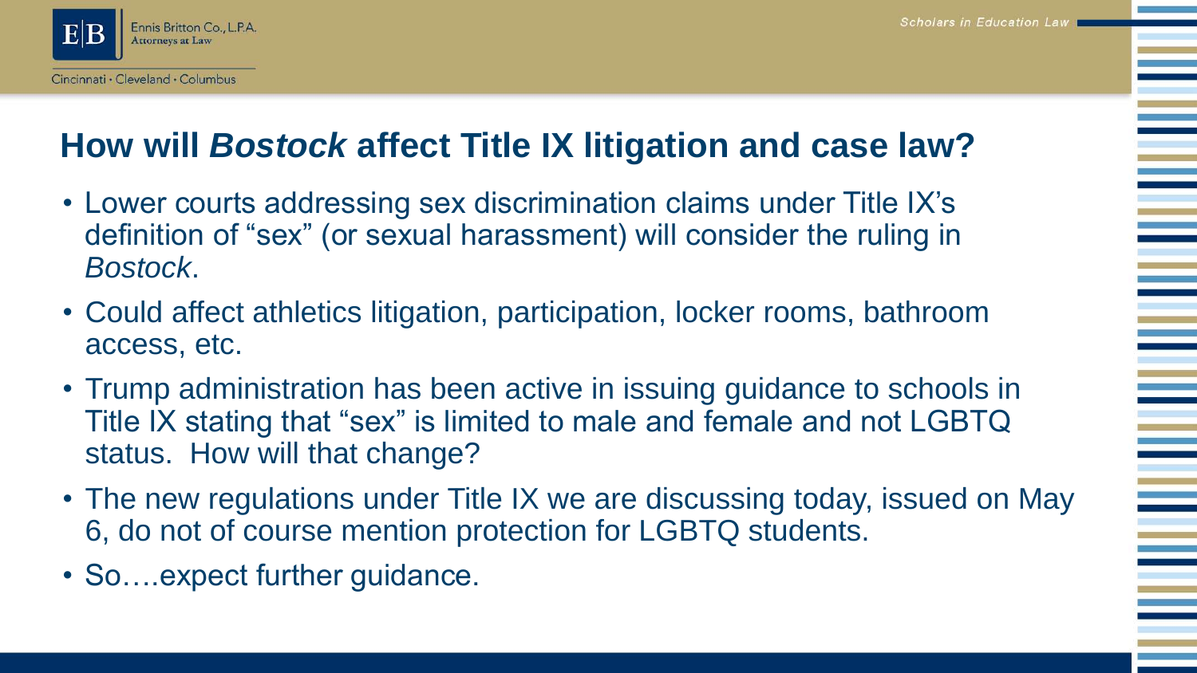## How will *Bostock* affect Title IX litigation and case law?

- Lower courts addressing sex discrimination claims under Title IX's definition of "sex" (or sexual harassment) will consider the ruling in *Bostock*.
- Could affect athletics litigation, participation, locker rooms, bathroom access, etc.
- Trump administration has been active in issuing guidance to schools in Title IX stating that "sex" is limited to male and female and not LGBTQ status. How will that change?
- The new regulations under Title IX we are discussing today, issued on May 6, do not of course mention protection for LGBTQ students.
- So….expect further guidance.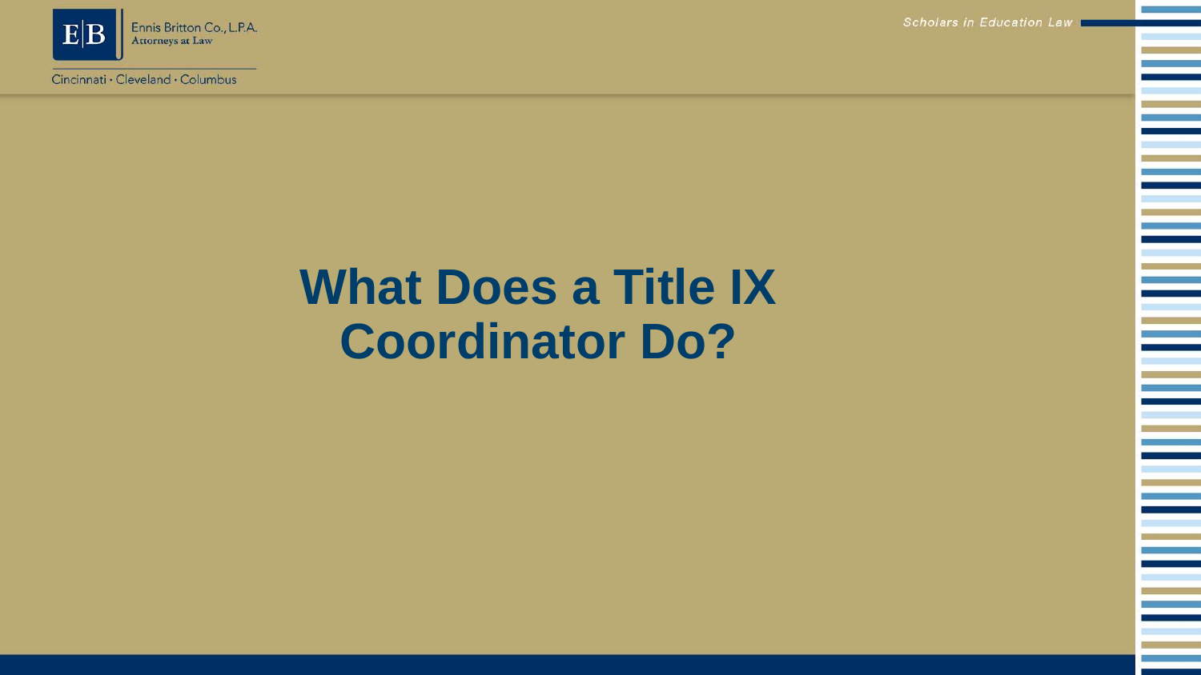# What Does a Title IX Coordinator Do?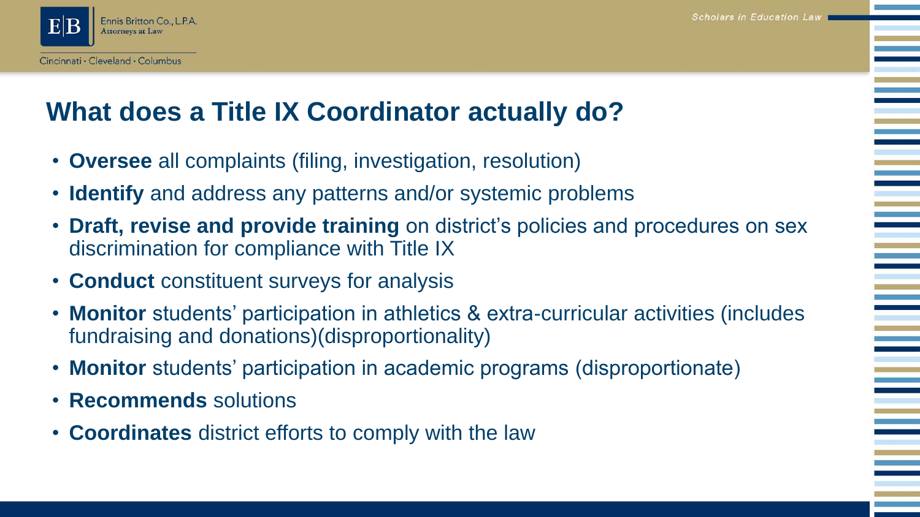# What does a Title IX Coordinator actually do?

- **Oversee** all complaints (filing, investigation, resolution)
- **Identify** and address any patterns and/or systemic problems
- **Draft, revise and provide training** on district's policies and procedures on sex discrimination for compliance with Title IX
- **Conduct** constituent surveys for analysis
- **Monitor** students' participation in athletics & extra-curricular activities (includes fundraising and donations)(disproportionality)
- **Monitor** students' participation in academic programs (disproportionate)
- **Recommends** solutions
- **Coordinates** district efforts to comply with the law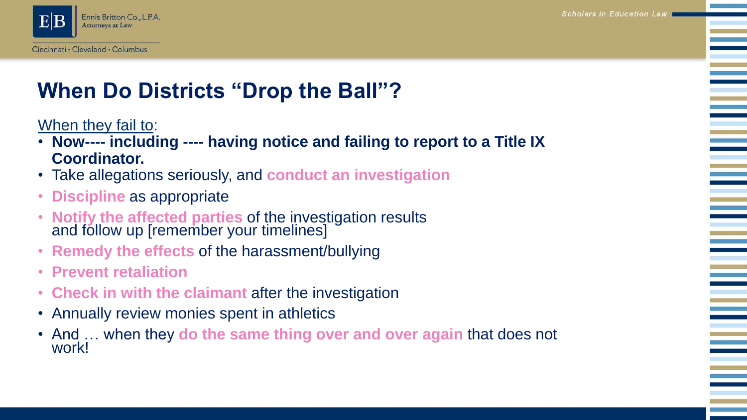# When Do Districts "Drop the Ball"?

When they fail to:

- **Now---- including ---- having notice and failing to report to a Title IX Coordinator.**
- Take allegations seriously, and **conduct an investigation**
- **Discipline** as appropriate
- **Notify the affected parties** of the investigation results and follow up [remember your timelines]
- **Remedy the effects** of the harassment/bullying
- **Prevent retaliation**
- **Check in with the claimant** after the investigation
- Annually review monies spent in athletics
- And … when they **do the same thing over and over again** that does not work!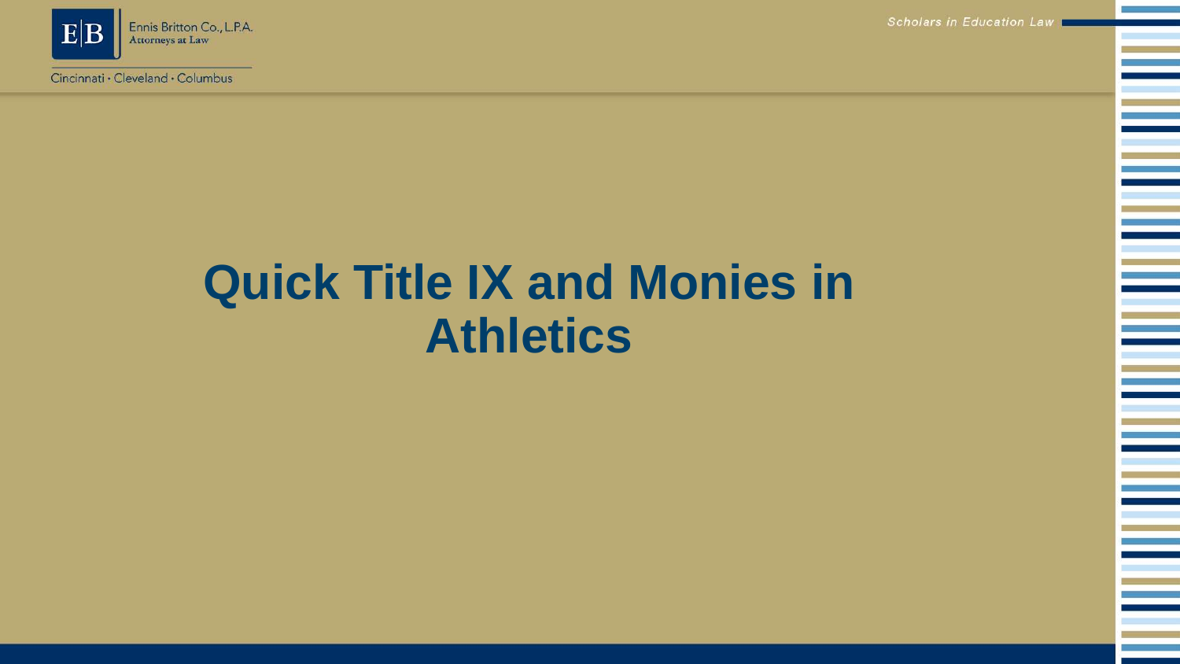# Quick Title IX and Monies in Athletics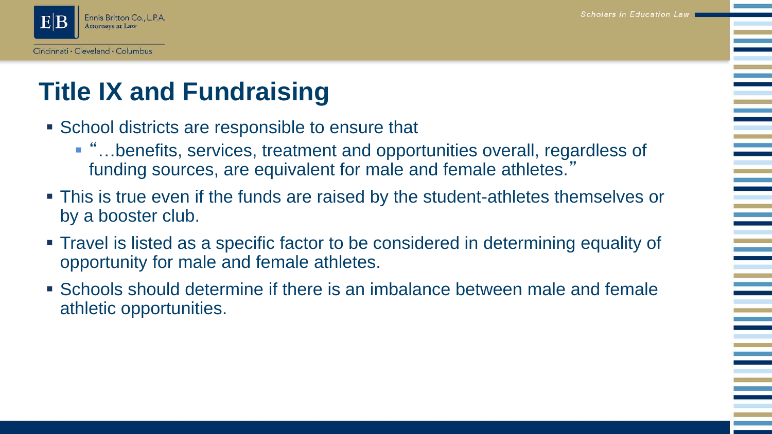# Title IX and Fundraising

- School districts are responsible to ensure that
  - "…benefits, services, treatment and opportunities overall, regardless of funding sources, are equivalent for male and female athletes."
- This is true even if the funds are raised by the student-athletes themselves or by a booster club.
- Travel is listed as a specific factor to be considered in determining equality of opportunity for male and female athletes.
- Schools should determine if there is an imbalance between male and female athletic opportunities.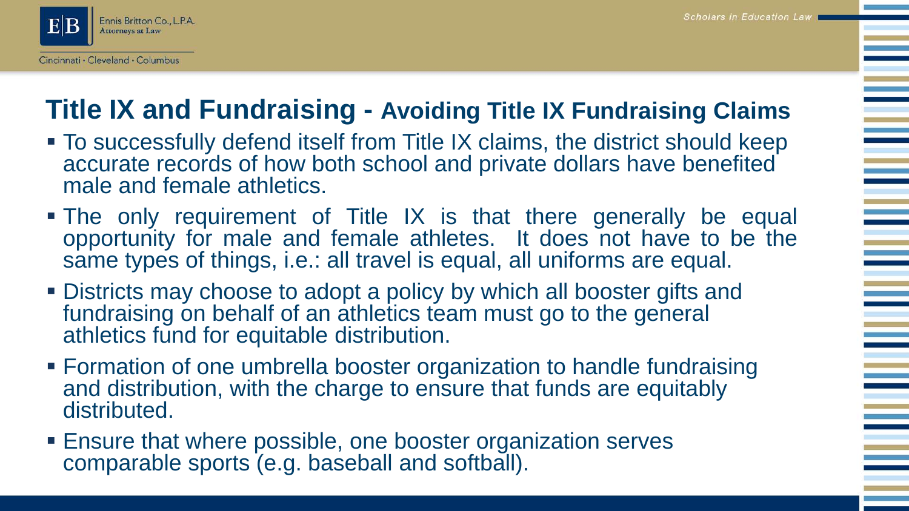## Title IX and Fundraising - Avoiding Title IX Fundraising Claims

- To successfully defend itself from Title IX claims, the district should keep accurate records of how both school and private dollars have benefited male and female athletics.
- The only requirement of Title IX is that there generally be equal opportunity for male and female athletes. It does not have to be the same types of things, i.e.: all travel is equal, all uniforms are equal.
- Districts may choose to adopt a policy by which all booster gifts and fundraising on behalf of an athletics team must go to the general athletics fund for equitable distribution.
- Formation of one umbrella booster organization to handle fundraising and distribution, with the charge to ensure that funds are equitably distributed.
- Ensure that where possible, one booster organization serves comparable sports (e.g. baseball and softball).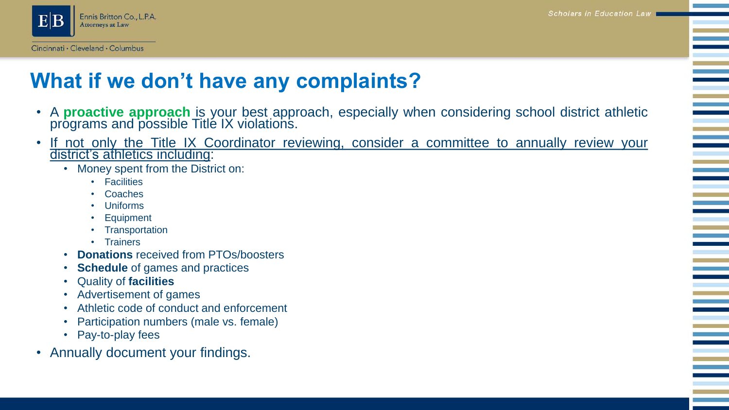# What if we don't have any complaints?

- A **proactive approach** is your best approach, especially when considering school district athletic programs and possible Title IX violations.
- <u>If not only the Title IX Coordinator reviewing, consider a committee to annually review your district's athletics including</u>:
  - Money spent from the District on:
    - Facilities
    - Coaches
    - Uniforms
    - Equipment
    - Transportation
    - Trainers
  - **Donations** received from PTOs/boosters
  - **Schedule** of games and practices
  - Quality of **facilities**
  - Advertisement of games
  - Athletic code of conduct and enforcement
  - Participation numbers (male vs. female)
  - Pay-to-play fees
- Annually document your findings.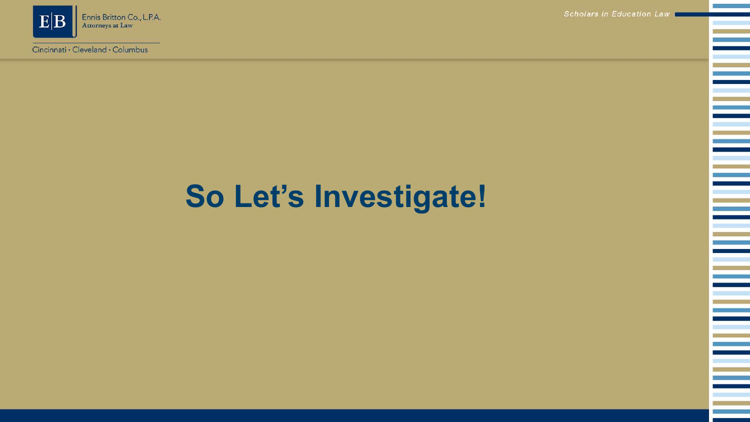# So Let's Investigate!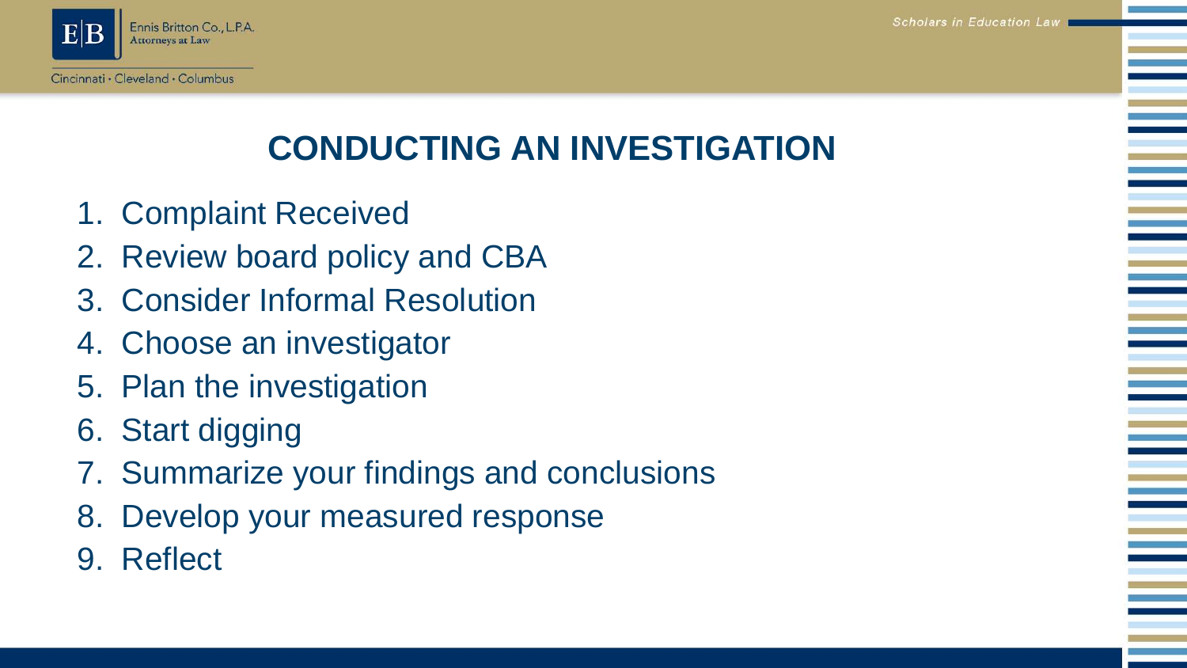# CONDUCTING AN INVESTIGATION

1. Complaint Received
2. Review board policy and CBA
3. Consider Informal Resolution
4. Choose an investigator
5. Plan the investigation
6. Start digging
7. Summarize your findings and conclusions
8. Develop your measured response
9. Reflect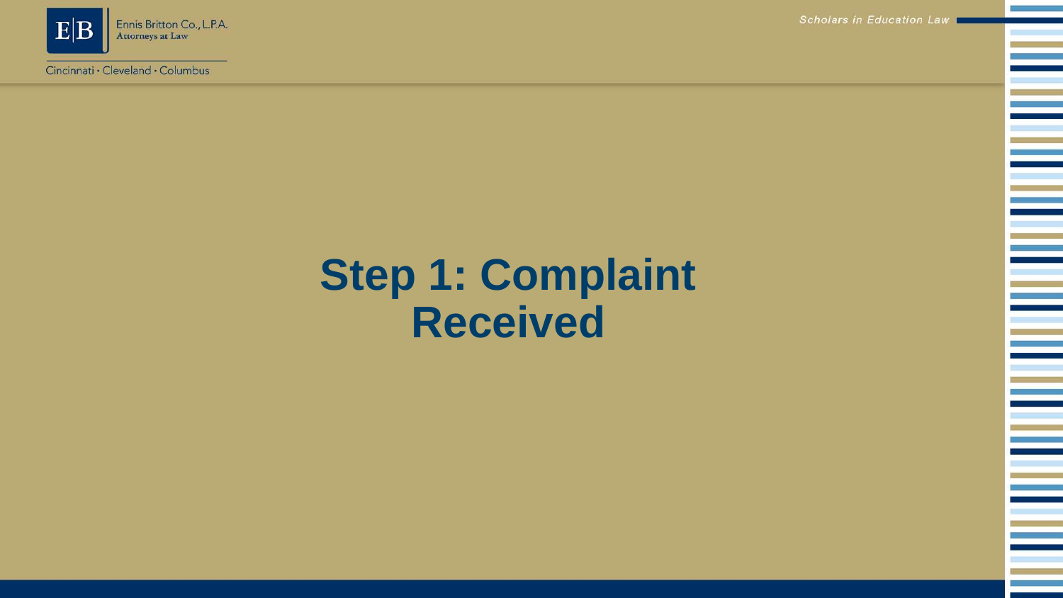# Step 1: Complaint Received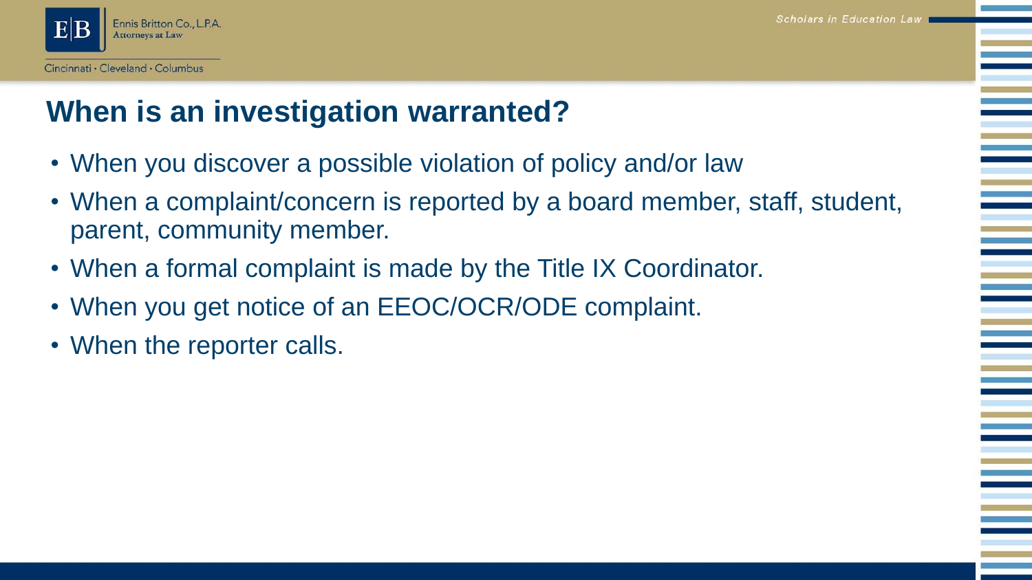# When is an investigation warranted?

- When you discover a possible violation of policy and/or law
- When a complaint/concern is reported by a board member, staff, student, parent, community member.
- When a formal complaint is made by the Title IX Coordinator.
- When you get notice of an EEOC/OCR/ODE complaint.
- When the reporter calls.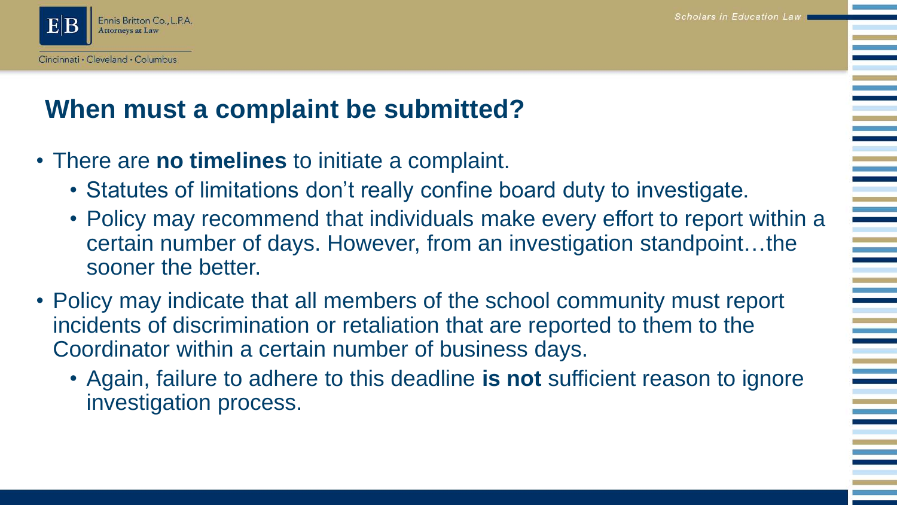# When must a complaint be submitted?

- There are **no timelines** to initiate a complaint.
  - Statutes of limitations don't really confine board duty to investigate.
  - Policy may recommend that individuals make every effort to report within a certain number of days. However, from an investigation standpoint…the sooner the better.
- Policy may indicate that all members of the school community must report incidents of discrimination or retaliation that are reported to them to the Coordinator within a certain number of business days.
  - Again, failure to adhere to this deadline **is not** sufficient reason to ignore investigation process.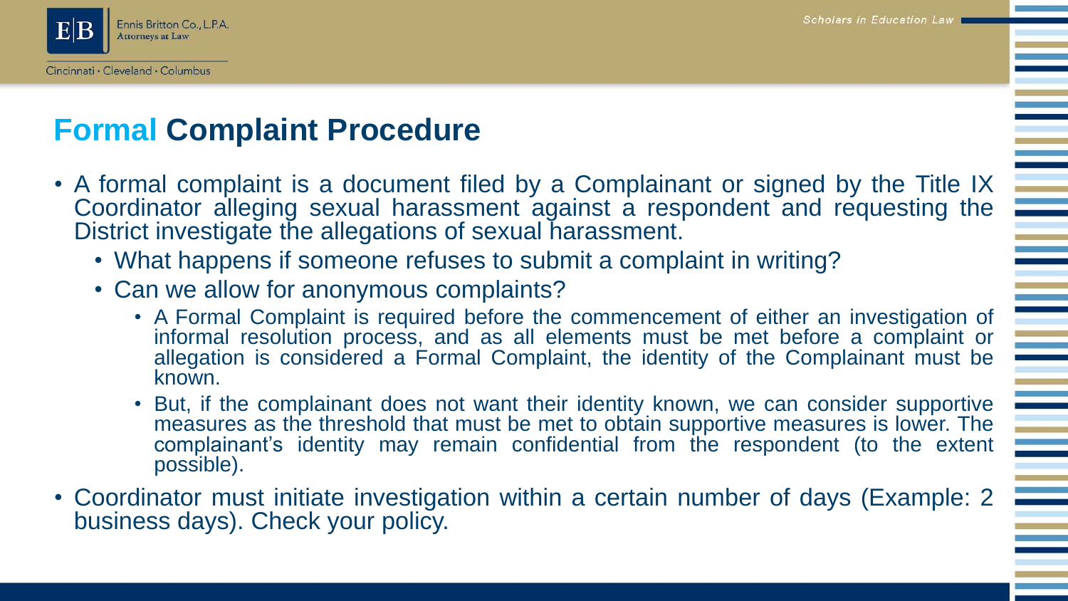## Formal Complaint Procedure

- A formal complaint is a document filed by a Complainant or signed by the Title IX Coordinator alleging sexual harassment against a respondent and requesting the District investigate the allegations of sexual harassment.
  - What happens if someone refuses to submit a complaint in writing?
  - Can we allow for anonymous complaints?
    - A Formal Complaint is required before the commencement of either an investigation of informal resolution process, and as all elements must be met before a complaint or allegation is considered a Formal Complaint, the identity of the Complainant must be known.
    - But, if the complainant does not want their identity known, we can consider supportive measures as the threshold that must be met to obtain supportive measures is lower. The complainant's identity may remain confidential from the respondent (to the extent possible).
- Coordinator must initiate investigation within a certain number of days (Example: 2 business days). Check your policy.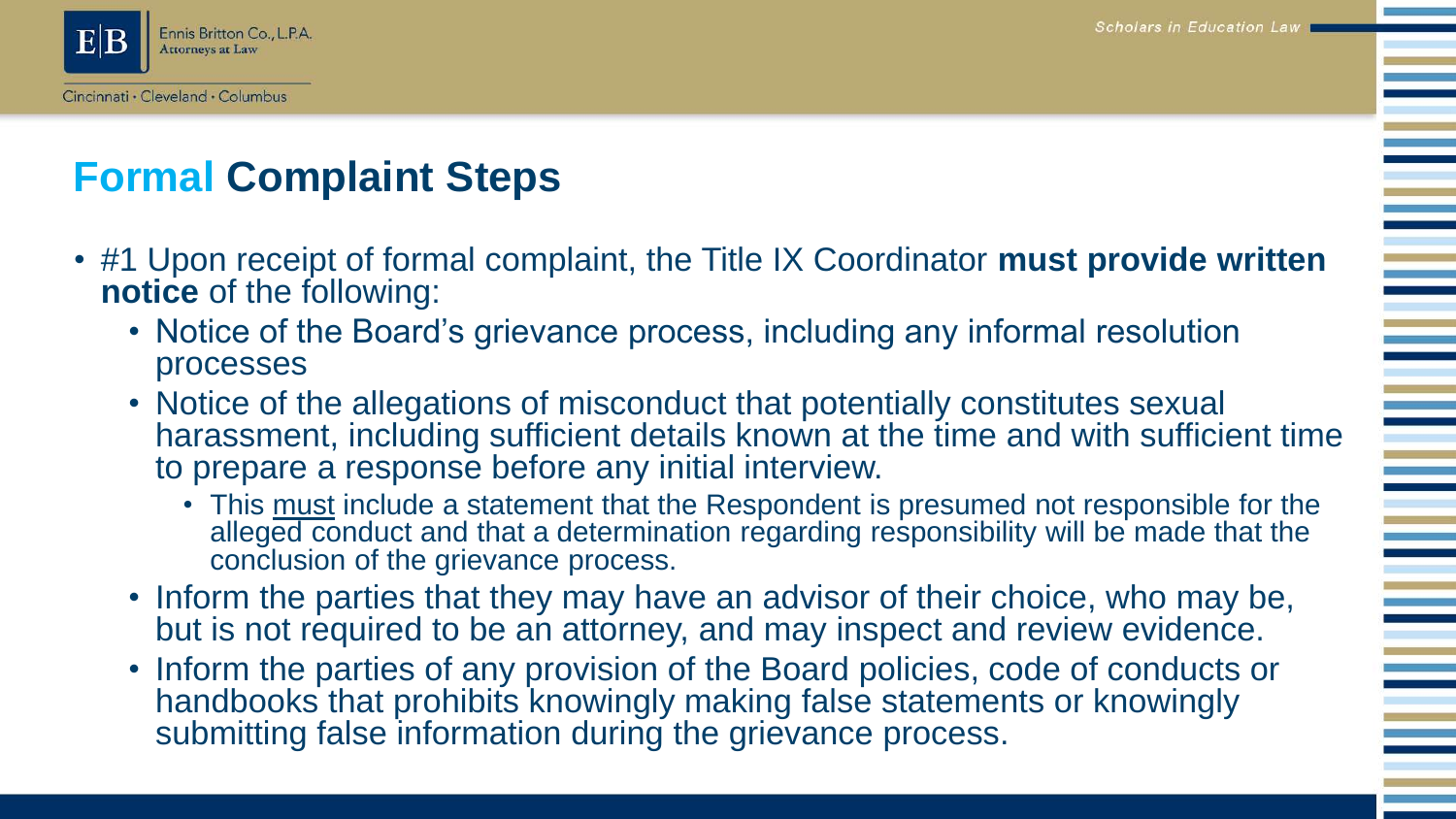# Formal Complaint Steps

- #1 Upon receipt of formal complaint, the Title IX Coordinator **must provide written notice** of the following:
  - Notice of the Board's grievance process, including any informal resolution processes
  - Notice of the allegations of misconduct that potentially constitutes sexual harassment, including sufficient details known at the time and with sufficient time to prepare a response before any initial interview.
    - This must include a statement that the Respondent is presumed not responsible for the alleged conduct and that a determination regarding responsibility will be made that the conclusion of the grievance process.
  - Inform the parties that they may have an advisor of their choice, who may be, but is not required to be an attorney, and may inspect and review evidence.
  - Inform the parties of any provision of the Board policies, code of conducts or handbooks that prohibits knowingly making false statements or knowingly submitting false information during the grievance process.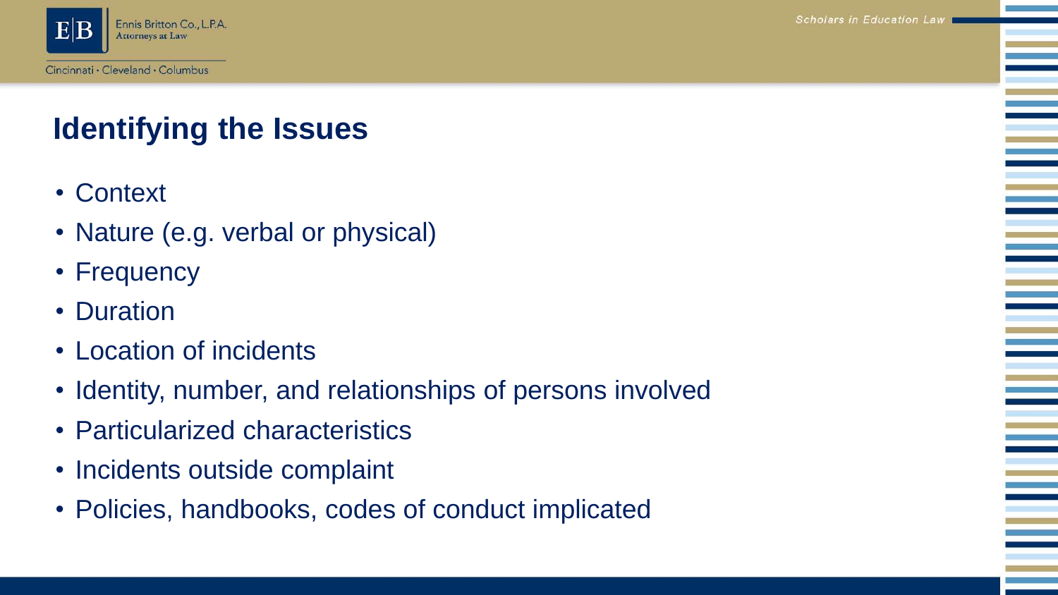# Identifying the Issues

- Context
- Nature (e.g. verbal or physical)
- Frequency
- Duration
- Location of incidents
- Identity, number, and relationships of persons involved
- Particularized characteristics
- Incidents outside complaint
- Policies, handbooks, codes of conduct implicated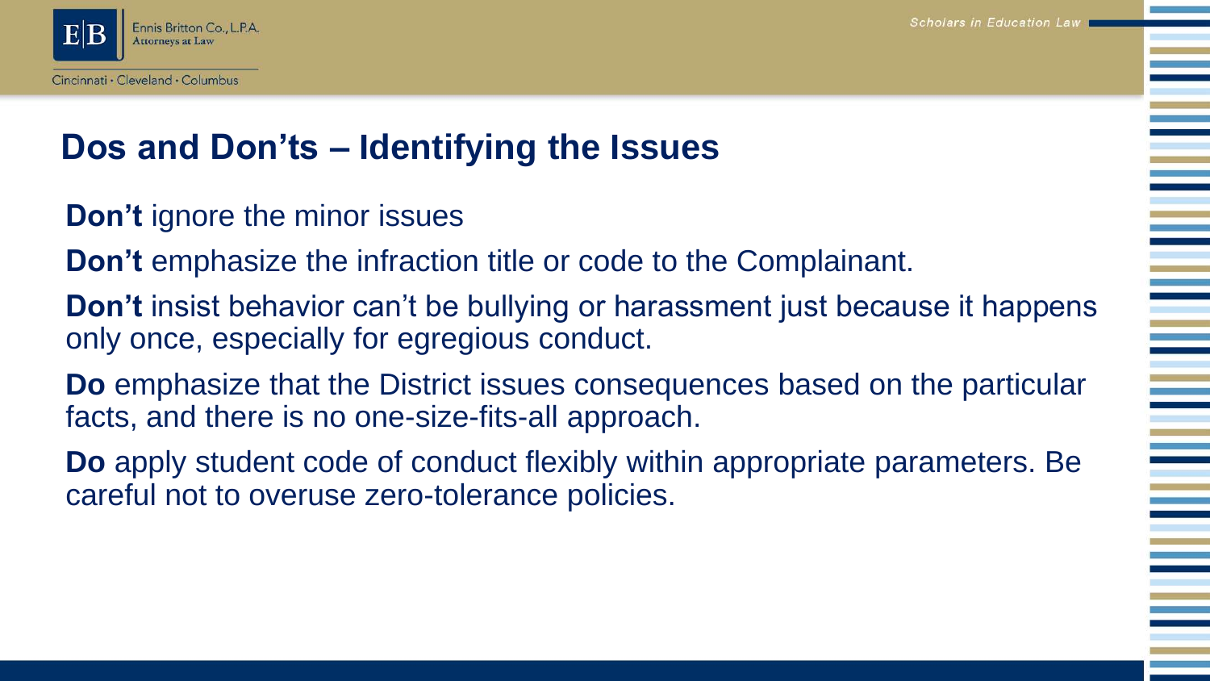## Dos and Don'ts – Identifying the Issues

**Don't** ignore the minor issues

**Don't** emphasize the infraction title or code to the Complainant.

**Don't** insist behavior can't be bullying or harassment just because it happens only once, especially for egregious conduct.

**Do** emphasize that the District issues consequences based on the particular facts, and there is no one-size-fits-all approach.

**Do** apply student code of conduct flexibly within appropriate parameters. Be careful not to overuse zero-tolerance policies.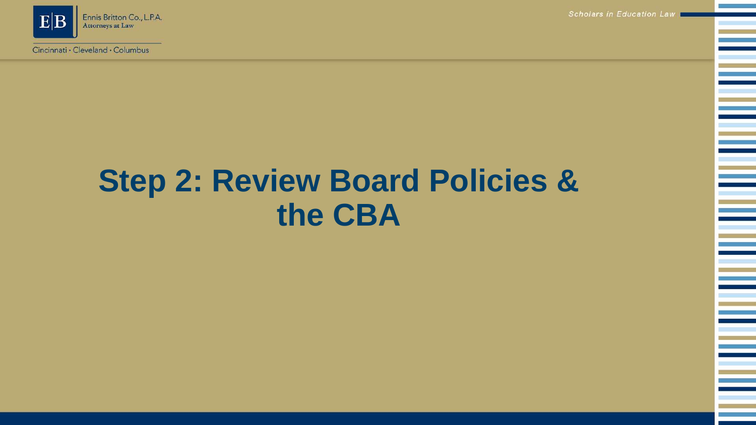# Step 2: Review Board Policies & the CBA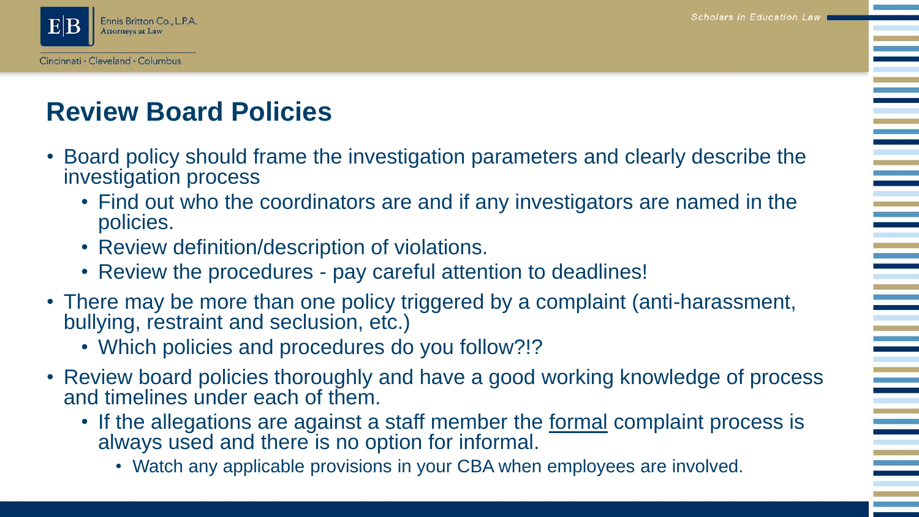# Review Board Policies

- Board policy should frame the investigation parameters and clearly describe the investigation process
  - Find out who the coordinators are and if any investigators are named in the policies.
  - Review definition/description of violations.
  - Review the procedures - pay careful attention to deadlines!
- There may be more than one policy triggered by a complaint (anti-harassment, bullying, restraint and seclusion, etc.)
  - Which policies and procedures do you follow?!?
- Review board policies thoroughly and have a good working knowledge of process and timelines under each of them.
  - If the allegations are against a staff member the <u>formal</u> complaint process is always used and there is no option for informal.
    - Watch any applicable provisions in your CBA when employees are involved.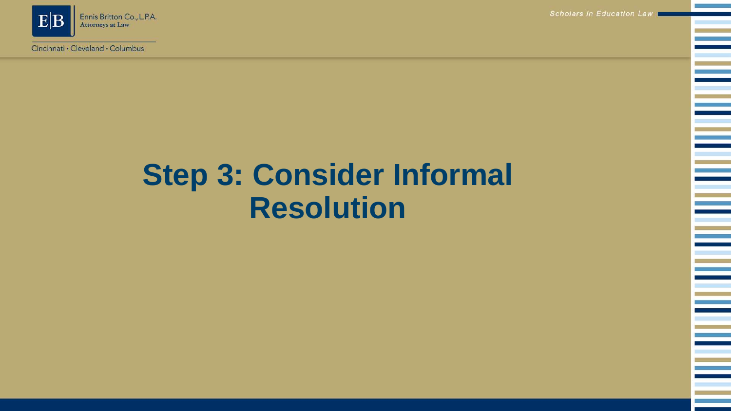# Step 3: Consider Informal Resolution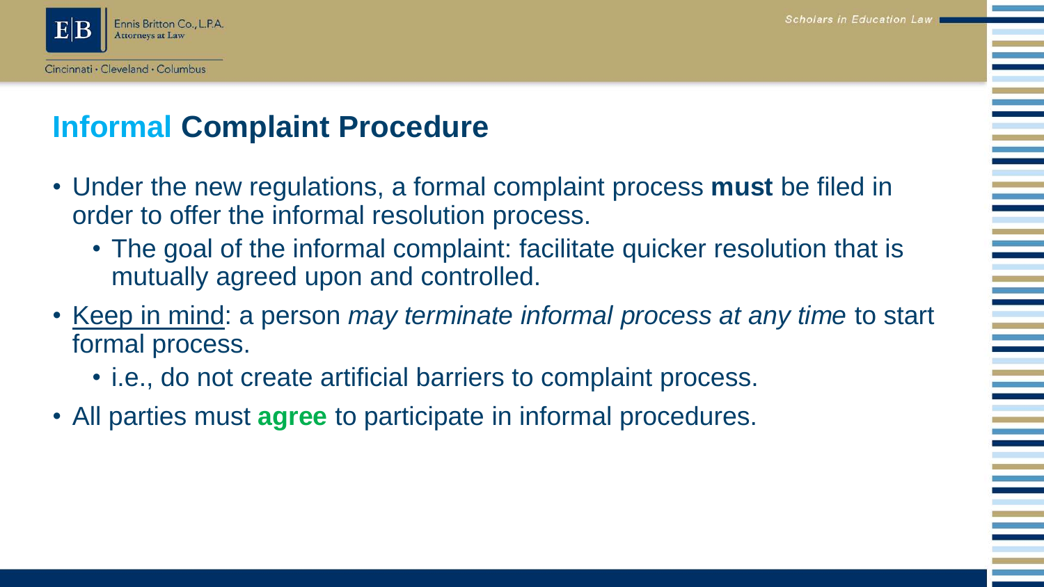# Informal Complaint Procedure

- Under the new regulations, a formal complaint process **must** be filed in order to offer the informal resolution process.
  - The goal of the informal complaint: facilitate quicker resolution that is mutually agreed upon and controlled.
- Keep in mind: a person *may terminate informal process at any time* to start formal process.
  - i.e., do not create artificial barriers to complaint process.
- All parties must **agree** to participate in informal procedures.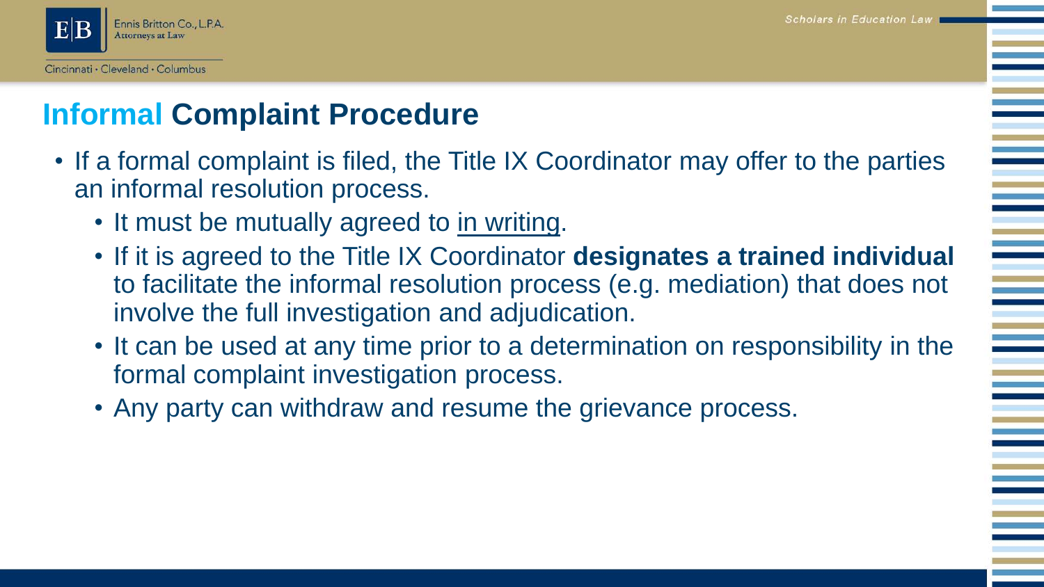# Informal Complaint Procedure

- If a formal complaint is filed, the Title IX Coordinator may offer to the parties an informal resolution process.
  - It must be mutually agreed to in writing.
  - If it is agreed to the Title IX Coordinator **designates a trained individual** to facilitate the informal resolution process (e.g. mediation) that does not involve the full investigation and adjudication.
  - It can be used at any time prior to a determination on responsibility in the formal complaint investigation process.
  - Any party can withdraw and resume the grievance process.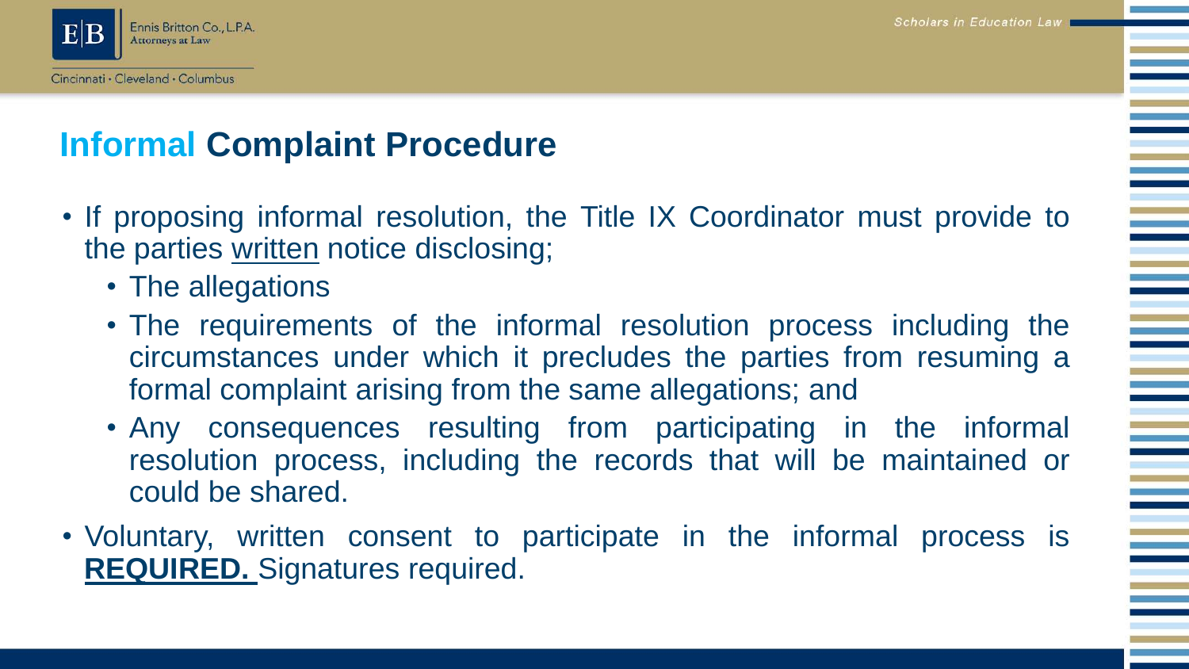## Informal Complaint Procedure

- If proposing informal resolution, the Title IX Coordinator must provide to the parties written notice disclosing;
  - The allegations
  - The requirements of the informal resolution process including the circumstances under which it precludes the parties from resuming a formal complaint arising from the same allegations; and
  - Any consequences resulting from participating in the informal resolution process, including the records that will be maintained or could be shared.
- Voluntary, written consent to participate in the informal process is **REQUIRED.** Signatures required.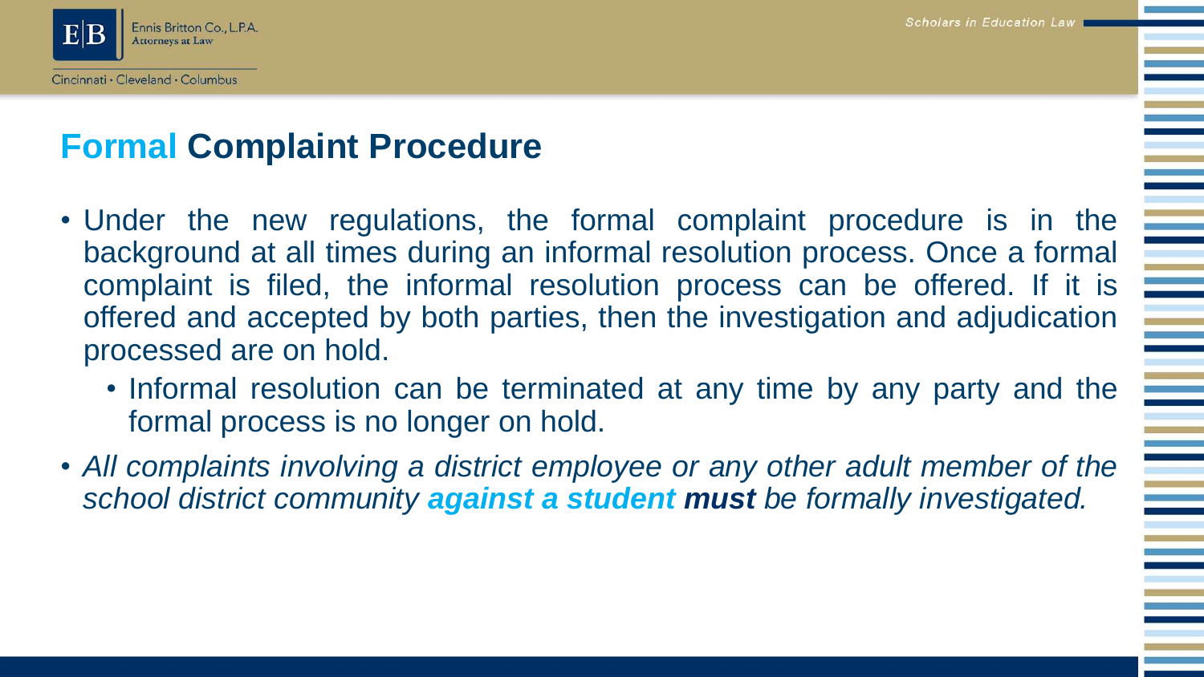## Formal Complaint Procedure

- Under the new regulations, the formal complaint procedure is in the background at all times during an informal resolution process. Once a formal complaint is filed, the informal resolution process can be offered. If it is offered and accepted by both parties, then the investigation and adjudication processed are on hold.
  - Informal resolution can be terminated at any time by any party and the formal process is no longer on hold.
- *All complaints involving a district employee or any other adult member of the school district community **against a student** **must** be formally investigated.*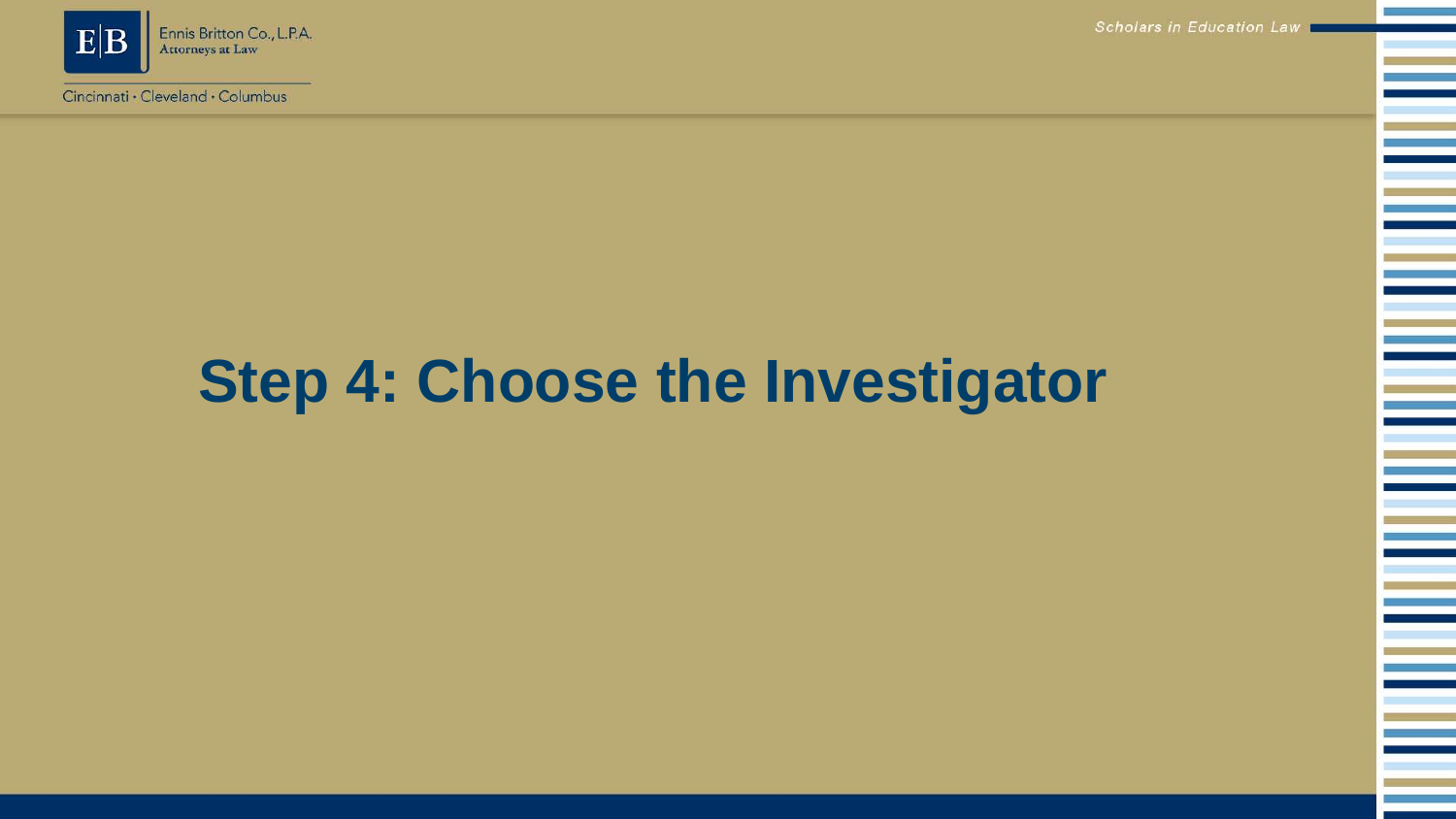# Step 4: Choose the Investigator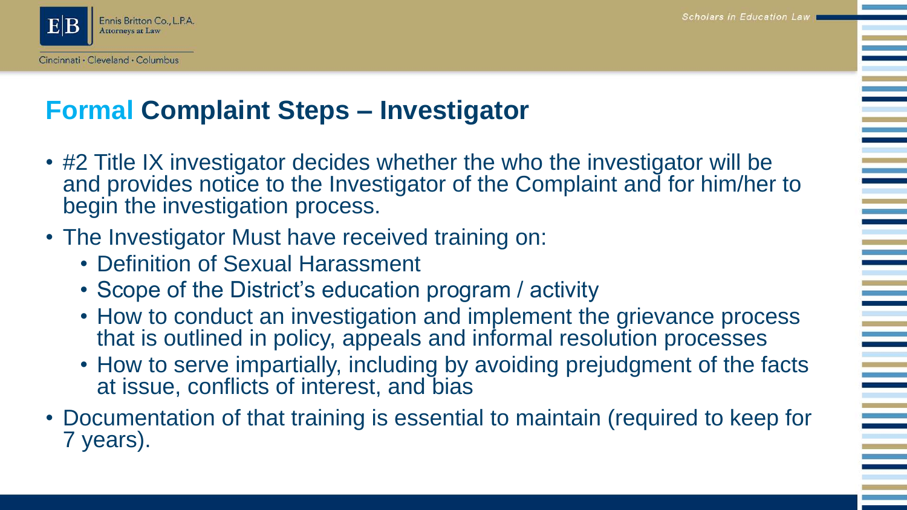## Formal Complaint Steps – Investigator

- #2 Title IX investigator decides whether the who the investigator will be and provides notice to the Investigator of the Complaint and for him/her to begin the investigation process.
- The Investigator Must have received training on:
  - Definition of Sexual Harassment
  - Scope of the District's education program / activity
  - How to conduct an investigation and implement the grievance process that is outlined in policy, appeals and informal resolution processes
  - How to serve impartially, including by avoiding prejudgment of the facts at issue, conflicts of interest, and bias
- Documentation of that training is essential to maintain (required to keep for 7 years).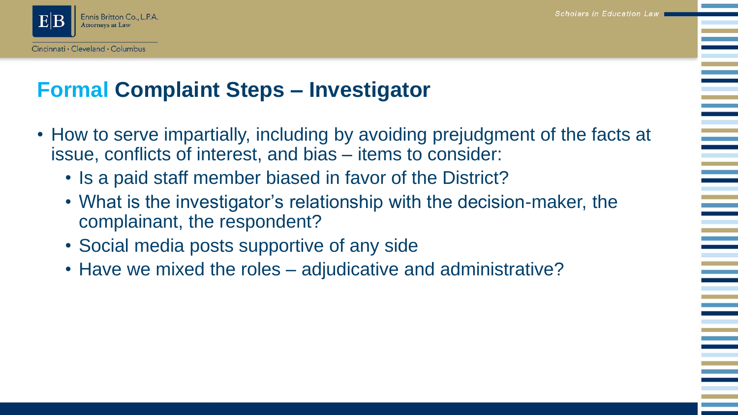# Formal Complaint Steps – Investigator

- How to serve impartially, including by avoiding prejudgment of the facts at issue, conflicts of interest, and bias – items to consider:
  - Is a paid staff member biased in favor of the District?
  - What is the investigator's relationship with the decision-maker, the complainant, the respondent?
  - Social media posts supportive of any side
  - Have we mixed the roles – adjudicative and administrative?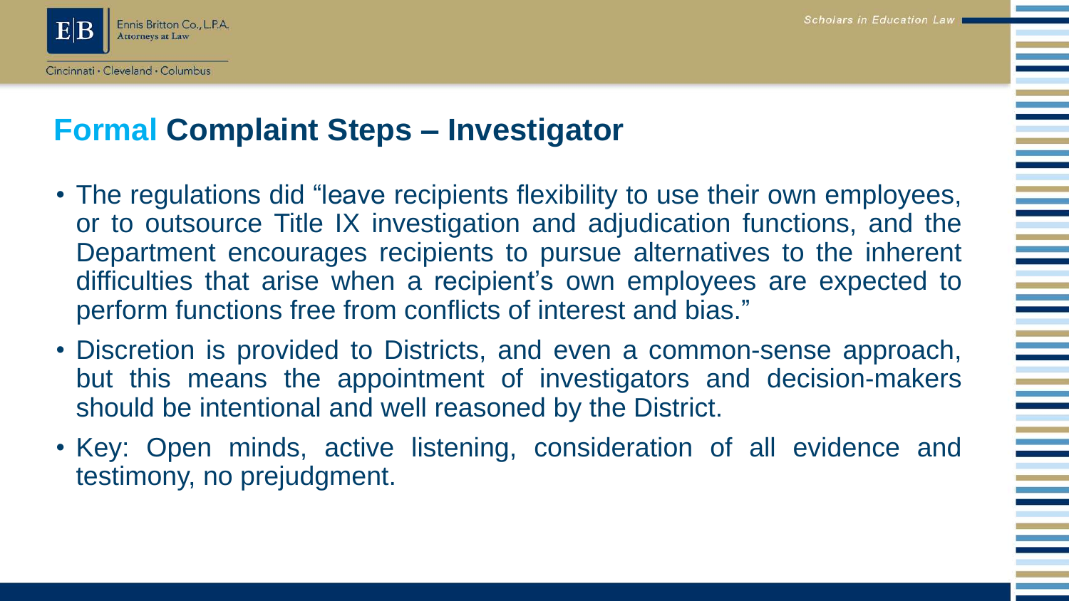## Formal Complaint Steps – Investigator

- The regulations did "leave recipients flexibility to use their own employees, or to outsource Title IX investigation and adjudication functions, and the Department encourages recipients to pursue alternatives to the inherent difficulties that arise when a recipient's own employees are expected to perform functions free from conflicts of interest and bias."
- Discretion is provided to Districts, and even a common-sense approach, but this means the appointment of investigators and decision-makers should be intentional and well reasoned by the District.
- Key: Open minds, active listening, consideration of all evidence and testimony, no prejudgment.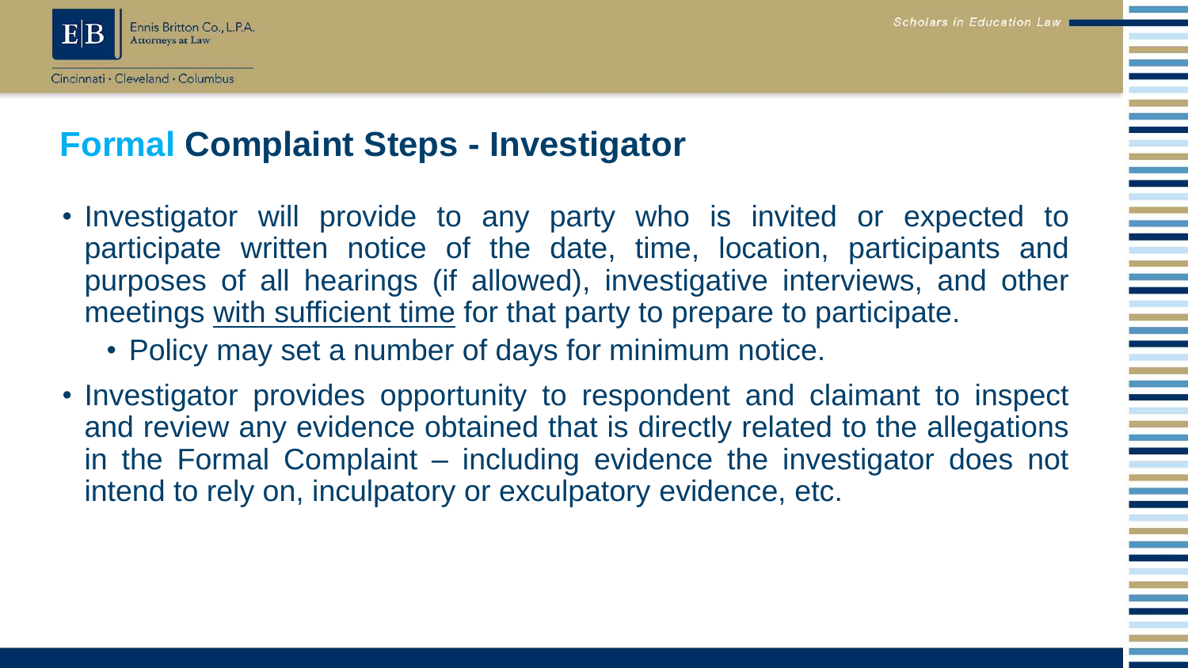# Formal Complaint Steps - Investigator

- Investigator will provide to any party who is invited or expected to participate written notice of the date, time, location, participants and purposes of all hearings (if allowed), investigative interviews, and other meetings with sufficient time for that party to prepare to participate.
  - Policy may set a number of days for minimum notice.
- Investigator provides opportunity to respondent and claimant to inspect and review any evidence obtained that is directly related to the allegations in the Formal Complaint – including evidence the investigator does not intend to rely on, inculpatory or exculpatory evidence, etc.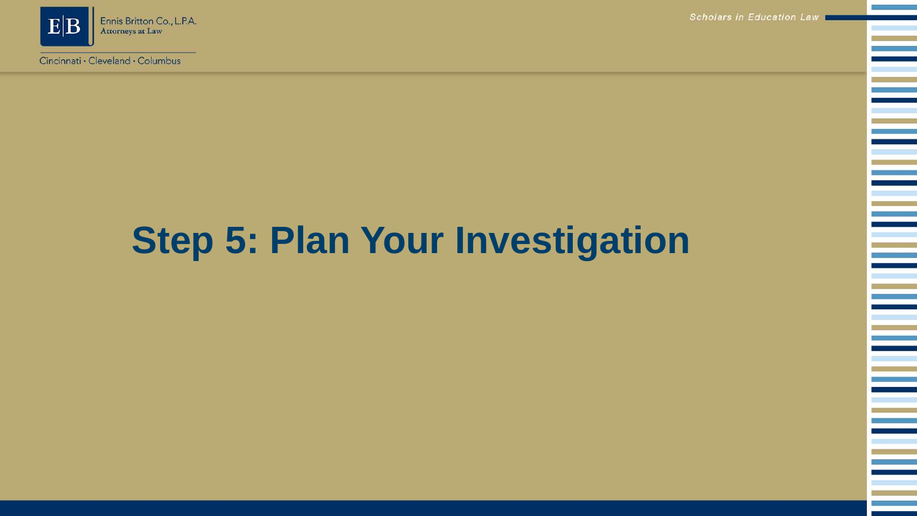# Step 5: Plan Your Investigation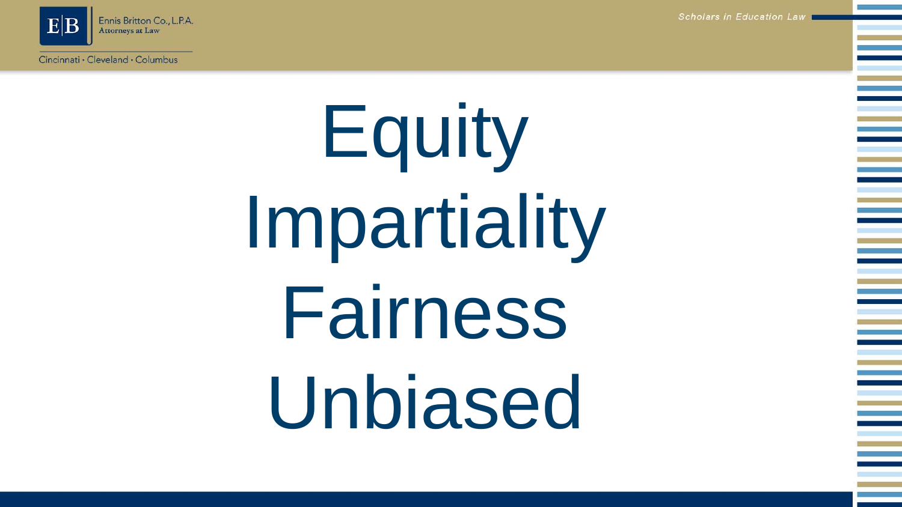Equity

Impartiality

Fairness

Unbiased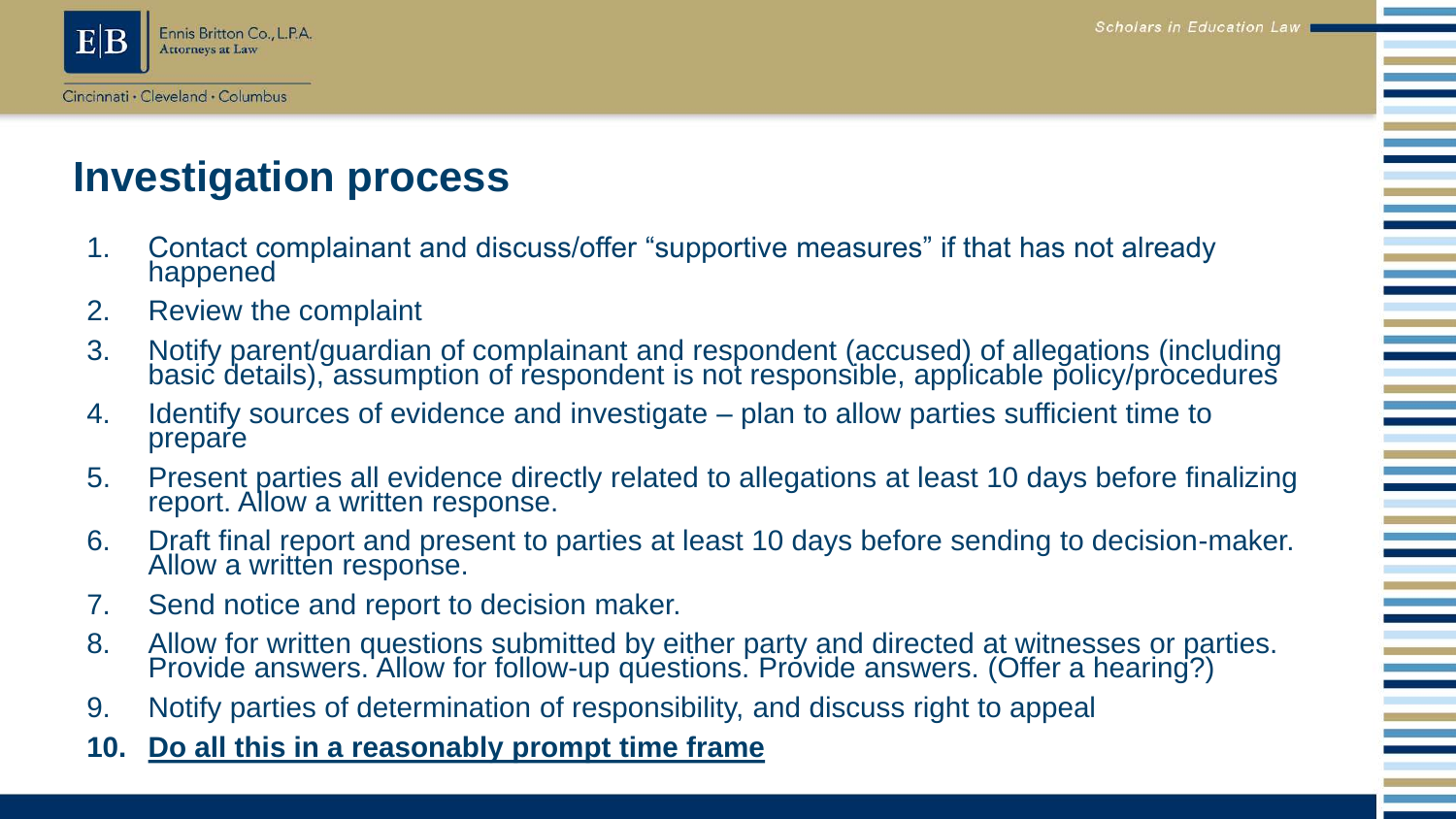## Investigation process

1. Contact complainant and discuss/offer “supportive measures” if that has not already happened
2. Review the complaint
3. Notify parent/guardian of complainant and respondent (accused) of allegations (including basic details), assumption of respondent is not responsible, applicable policy/procedures
4. Identify sources of evidence and investigate – plan to allow parties sufficient time to prepare
5. Present parties all evidence directly related to allegations at least 10 days before finalizing report. Allow a written response.
6. Draft final report and present to parties at least 10 days before sending to decision-maker. Allow a written response.
7. Send notice and report to decision maker.
8. Allow for written questions submitted by either party and directed at witnesses or parties. Provide answers. Allow for follow-up questions. Provide answers. (Offer a hearing?)
9. Notify parties of determination of responsibility, and discuss right to appeal
10. **<u>Do all this in a reasonably prompt time frame</u>**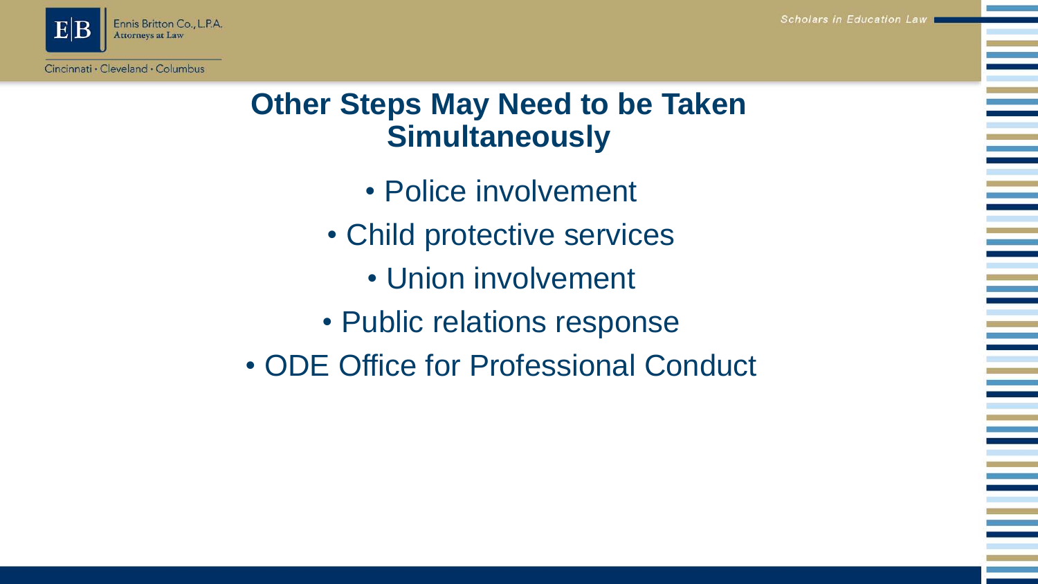# Other Steps May Need to be Taken Simultaneously

- Police involvement
- Child protective services
- Union involvement
- Public relations response
- ODE Office for Professional Conduct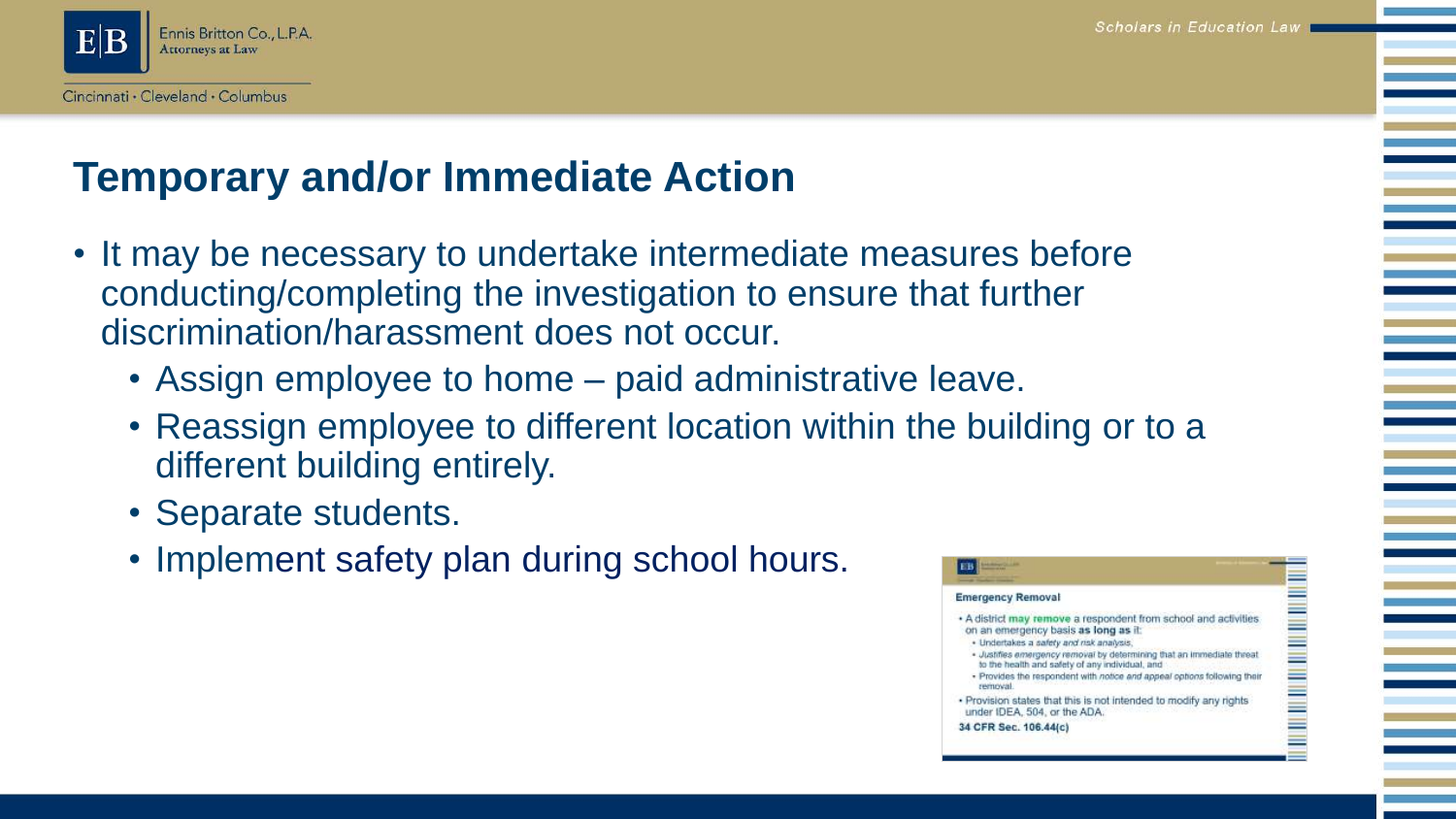# Temporary and/or Immediate Action

- It may be necessary to undertake intermediate measures before conducting/completing the investigation to ensure that further discrimination/harassment does not occur.
  - Assign employee to home – paid administrative leave.
  - Reassign employee to different location within the building or to a different building entirely.
  - Separate students.
  - Implement safety plan during school hours.

**Emergency Removal**

- A district **may remove** a respondent from school and activities on an emergency basis **as long as** it:
  - Undertakes a *safety and risk analysis*,
  - *Justifies emergency removal* by determining that an immediate threat to the health and safety of any individual, and
  - Provides the respondent with *notice and appeal options* following their removal.
- Provision states that this is not intended to modify any rights under IDEA, 504, or the ADA.

**34 CFR Sec. 106.44(c)**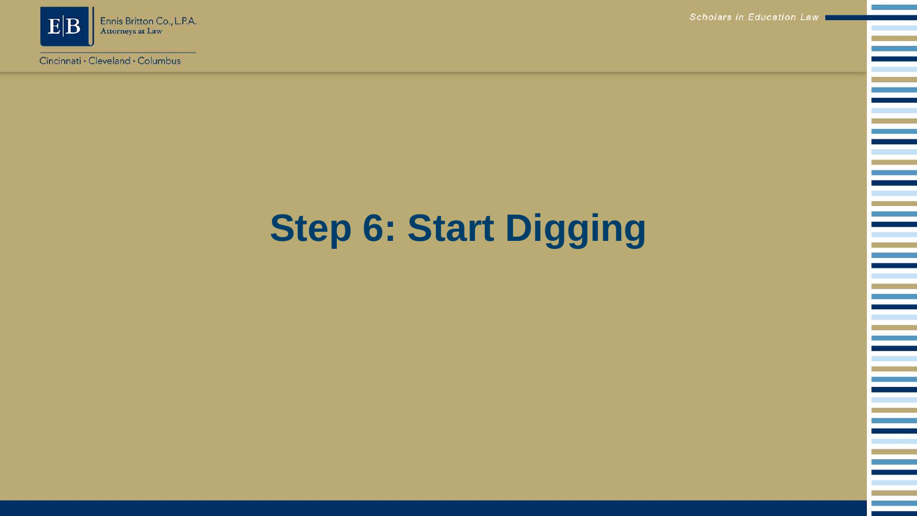# Step 6: Start Digging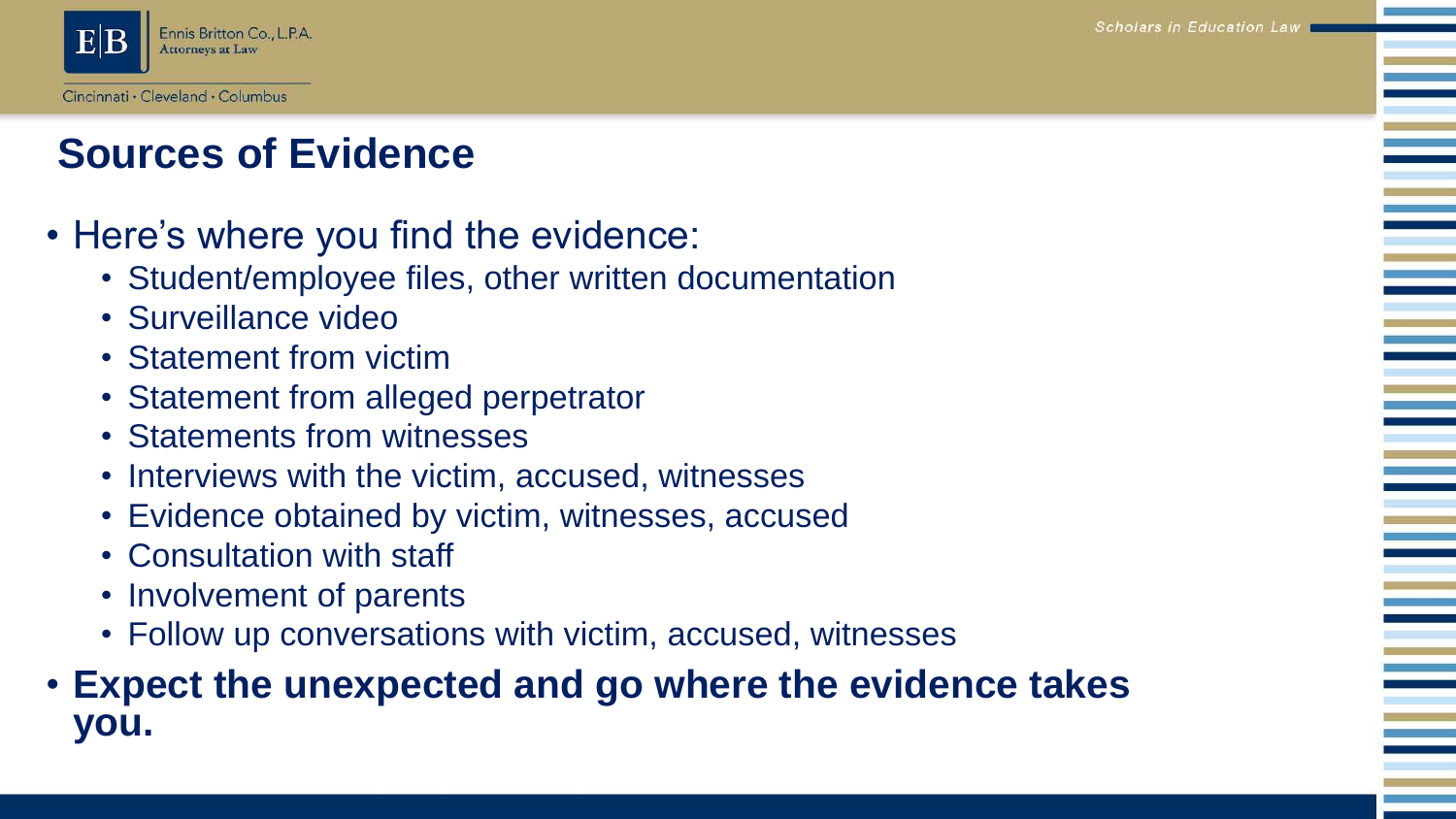# Sources of Evidence

- Here's where you find the evidence:
  - Student/employee files, other written documentation
  - Surveillance video
  - Statement from victim
  - Statement from alleged perpetrator
  - Statements from witnesses
  - Interviews with the victim, accused, witnesses
  - Evidence obtained by victim, witnesses, accused
  - Consultation with staff
  - Involvement of parents
  - Follow up conversations with victim, accused, witnesses
- **Expect the unexpected and go where the evidence takes you.**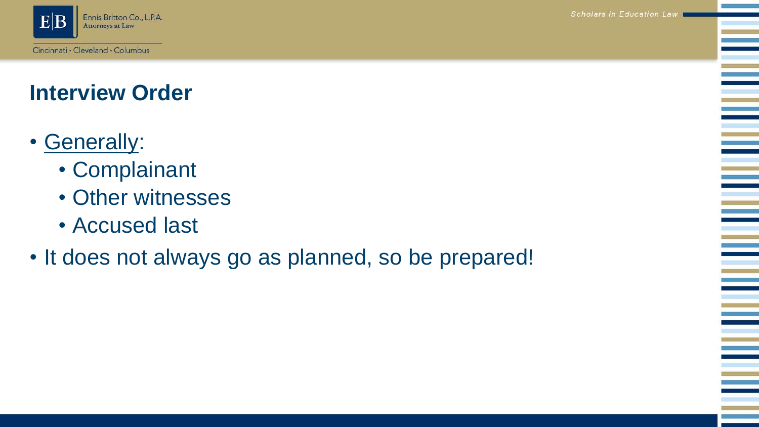# Interview Order

- Generally:
  - Complainant
  - Other witnesses
  - Accused last
- It does not always go as planned, so be prepared!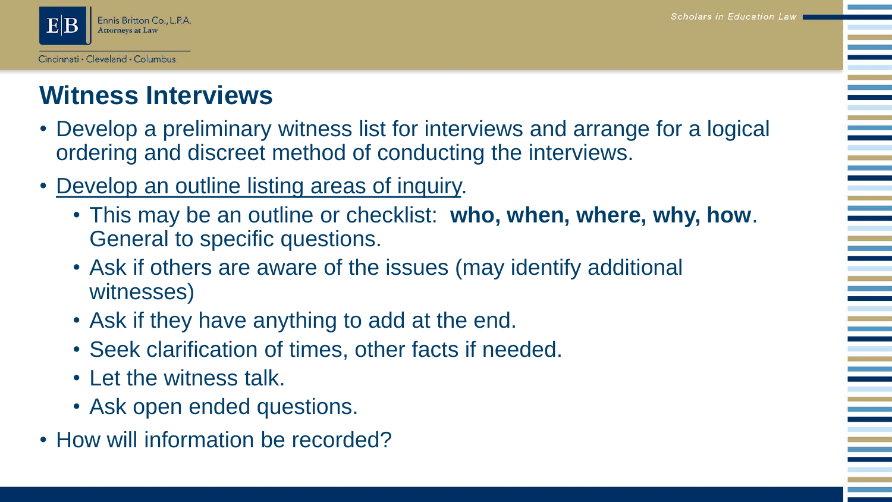## Witness Interviews

- Develop a preliminary witness list for interviews and arrange for a logical ordering and discreet method of conducting the interviews.
- <u>Develop an outline listing areas of inquiry</u>.
  - This may be an outline or checklist: **who, when, where, why, how**. General to specific questions.
  - Ask if others are aware of the issues (may identify additional witnesses)
  - Ask if they have anything to add at the end.
  - Seek clarification of times, other facts if needed.
  - Let the witness talk.
  - Ask open ended questions.
- How will information be recorded?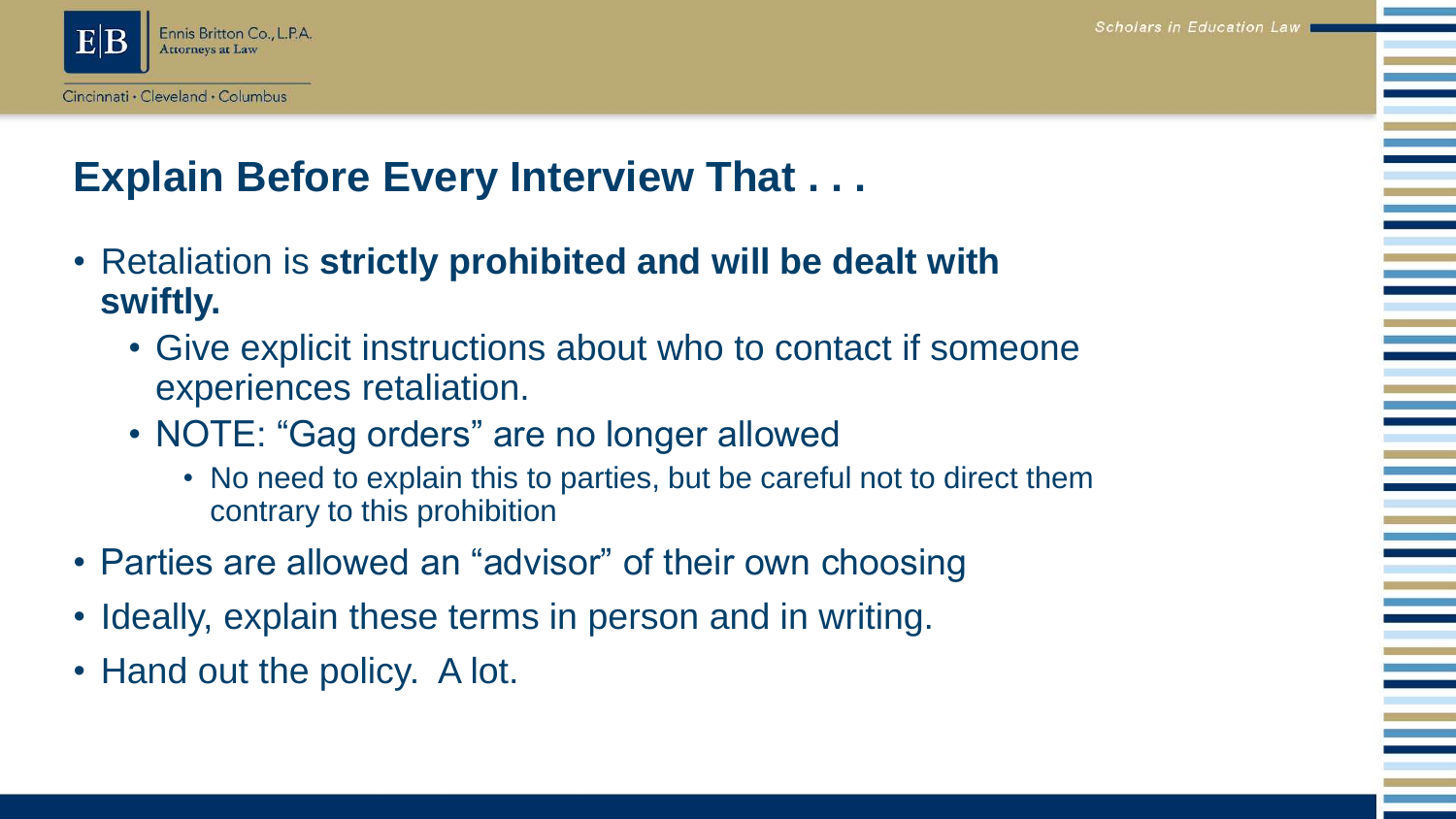# Explain Before Every Interview That . . .

- Retaliation is **strictly prohibited and will be dealt with swiftly.**
  - Give explicit instructions about who to contact if someone experiences retaliation.
  - NOTE: “Gag orders” are no longer allowed
    - No need to explain this to parties, but be careful not to direct them contrary to this prohibition
- Parties are allowed an “advisor” of their own choosing
- Ideally, explain these terms in person and in writing.
- Hand out the policy.  A lot.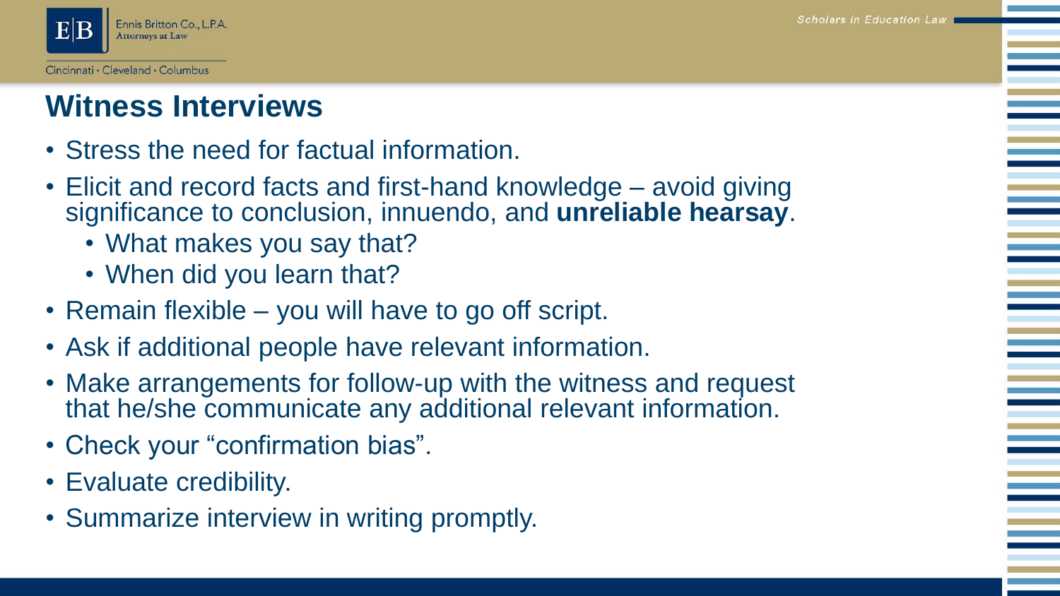# Witness Interviews

- Stress the need for factual information.
- Elicit and record facts and first-hand knowledge – avoid giving significance to conclusion, innuendo, and **unreliable hearsay**.
  - What makes you say that?
  - When did you learn that?
- Remain flexible – you will have to go off script.
- Ask if additional people have relevant information.
- Make arrangements for follow-up with the witness and request that he/she communicate any additional relevant information.
- Check your "confirmation bias".
- Evaluate credibility.
- Summarize interview in writing promptly.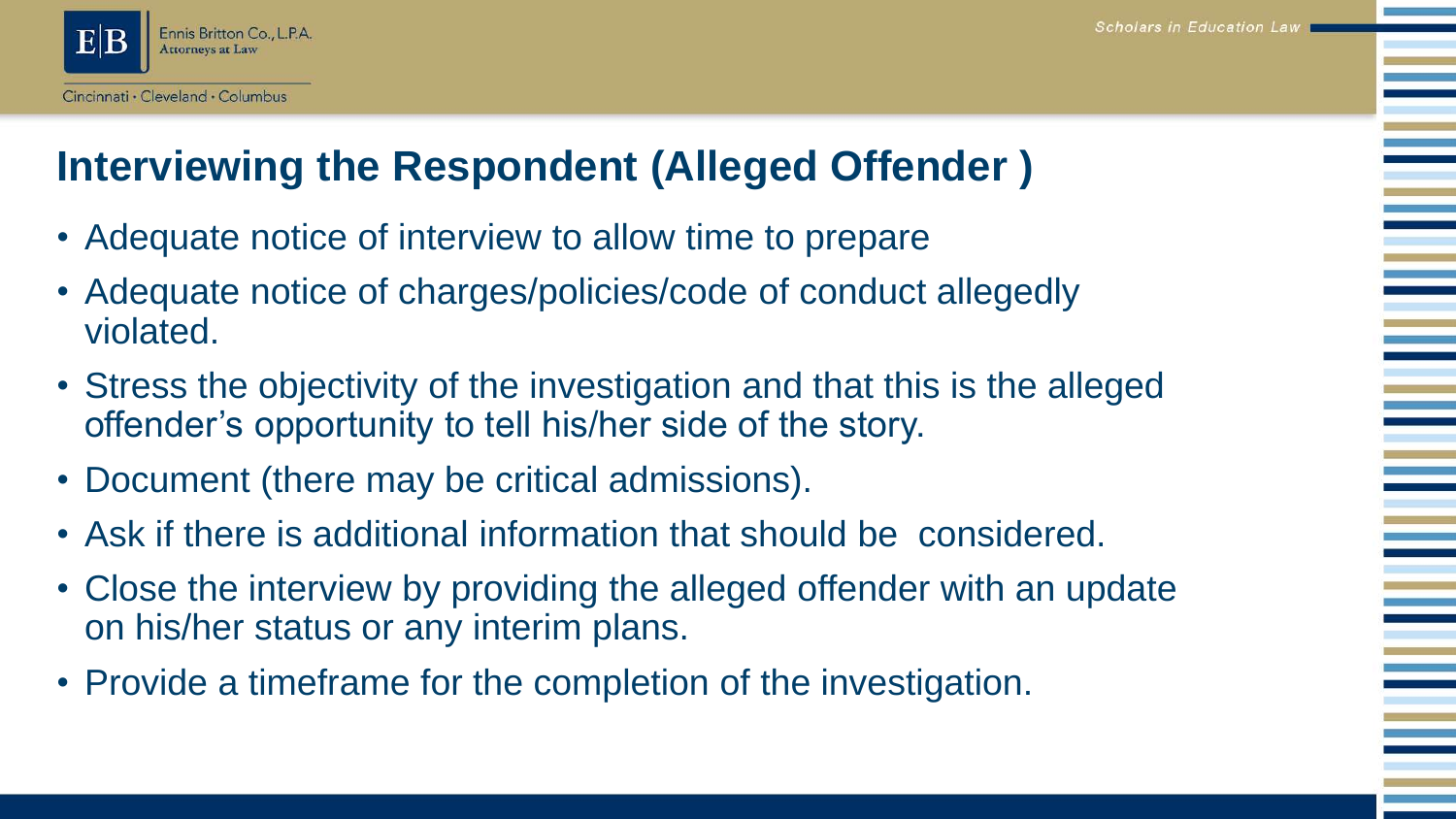## Interviewing the Respondent (Alleged Offender )

- Adequate notice of interview to allow time to prepare
- Adequate notice of charges/policies/code of conduct allegedly violated.
- Stress the objectivity of the investigation and that this is the alleged offender's opportunity to tell his/her side of the story.
- Document (there may be critical admissions).
- Ask if there is additional information that should be considered.
- Close the interview by providing the alleged offender with an update on his/her status or any interim plans.
- Provide a timeframe for the completion of the investigation.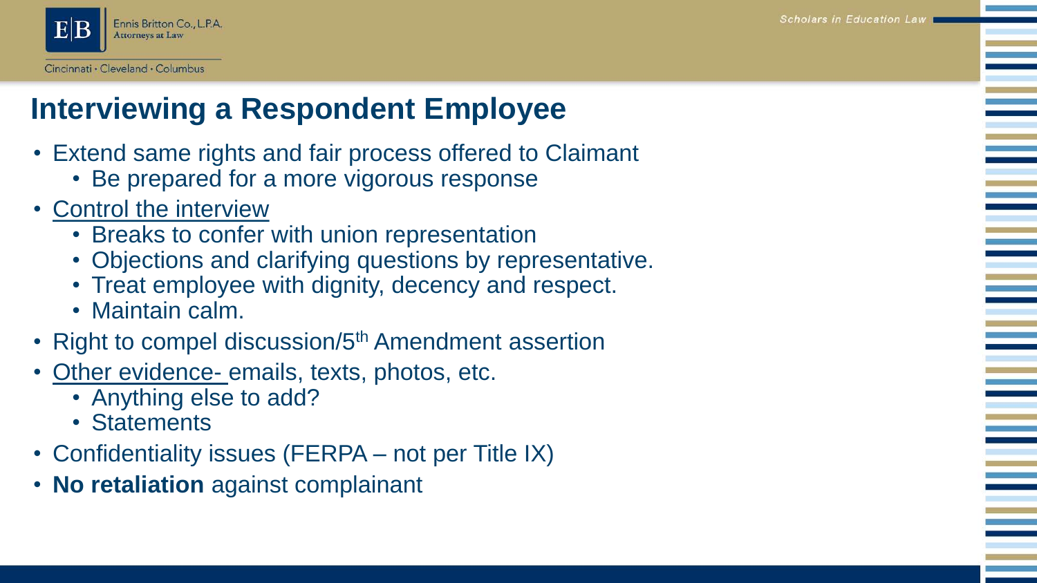# Interviewing a Respondent Employee

- Extend same rights and fair process offered to Claimant
  - Be prepared for a more vigorous response
- Control the interview
  - Breaks to confer with union representation
  - Objections and clarifying questions by representative.
  - Treat employee with dignity, decency and respect.
  - Maintain calm.
- Right to compel discussion/5th Amendment assertion
- Other evidence- emails, texts, photos, etc.
  - Anything else to add?
  - Statements
- Confidentiality issues (FERPA – not per Title IX)
- **No retaliation** against complainant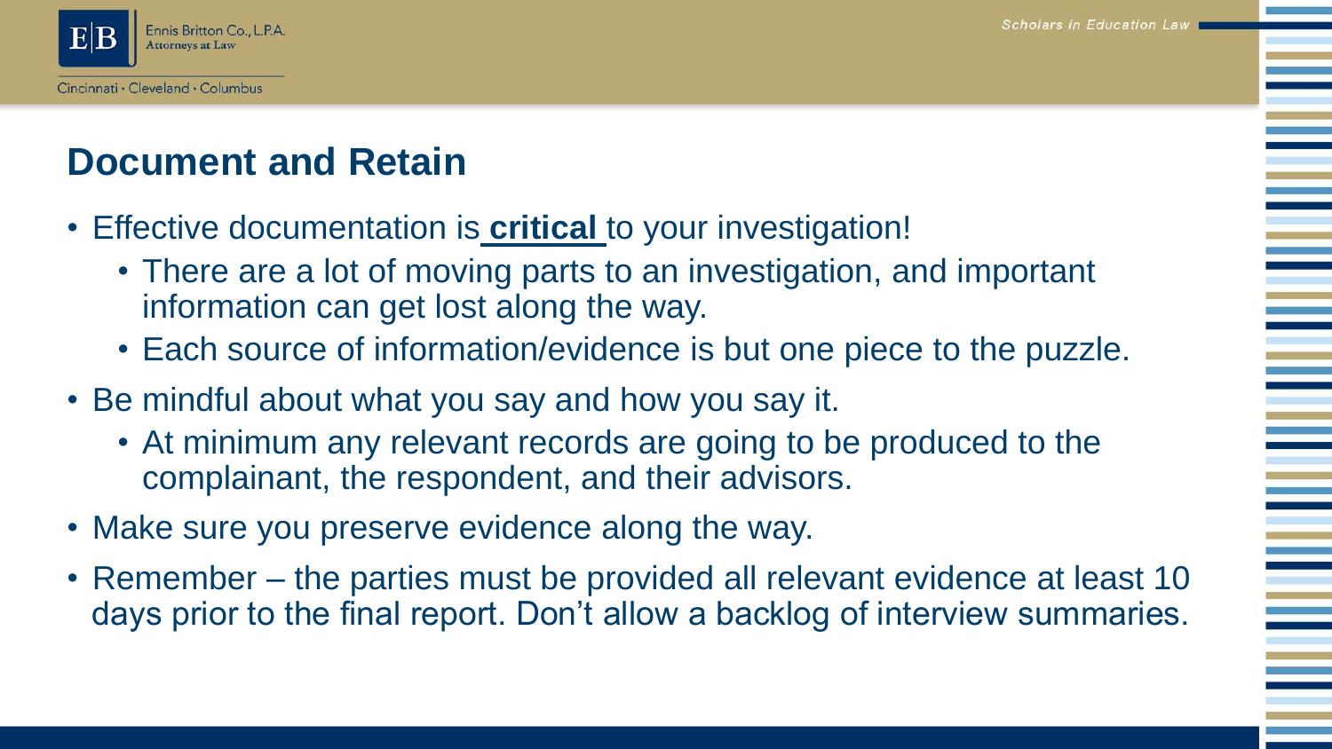## Document and Retain

- Effective documentation is **critical** to your investigation!
  - There are a lot of moving parts to an investigation, and important information can get lost along the way.
  - Each source of information/evidence is but one piece to the puzzle.
- Be mindful about what you say and how you say it.
  - At minimum any relevant records are going to be produced to the complainant, the respondent, and their advisors.
- Make sure you preserve evidence along the way.
- Remember – the parties must be provided all relevant evidence at least 10 days prior to the final report. Don't allow a backlog of interview summaries.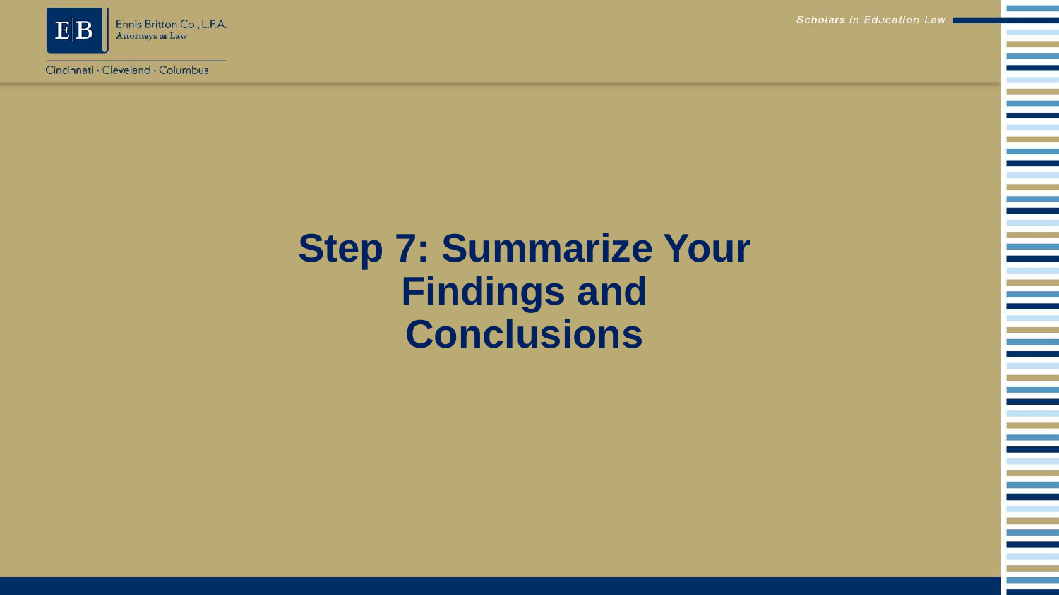# Step 7: Summarize Your Findings and Conclusions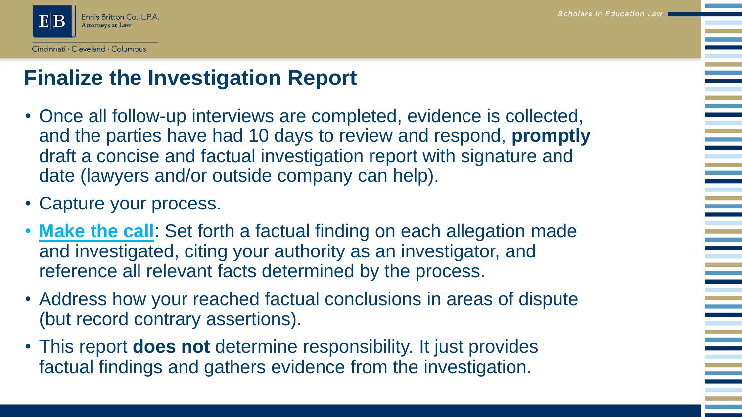# Finalize the Investigation Report

- Once all follow-up interviews are completed, evidence is collected, and the parties have had 10 days to review and respond, **promptly** draft a concise and factual investigation report with signature and date (lawyers and/or outside company can help).
- Capture your process.
- **Make the call**: Set forth a factual finding on each allegation made and investigated, citing your authority as an investigator, and reference all relevant facts determined by the process.
- Address how your reached factual conclusions in areas of dispute (but record contrary assertions).
- This report **does not** determine responsibility. It just provides factual findings and gathers evidence from the investigation.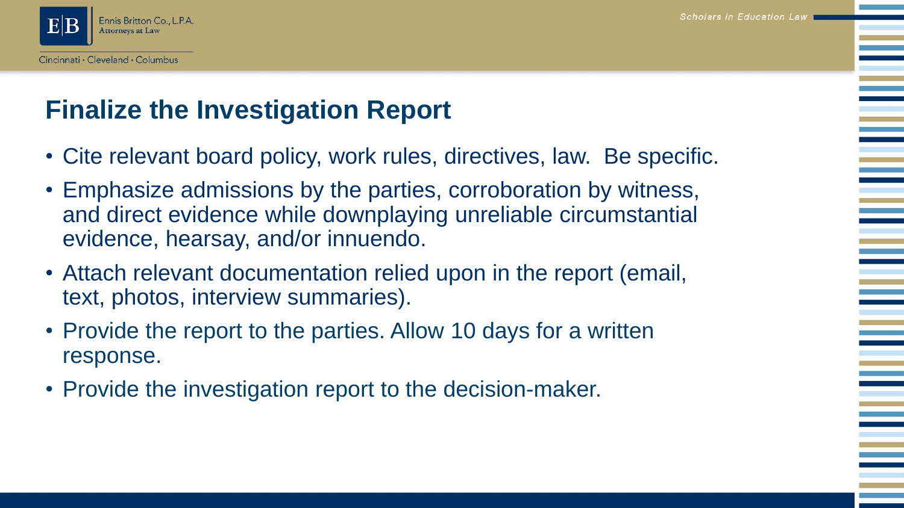# Finalize the Investigation Report

- Cite relevant board policy, work rules, directives, law. Be specific.
- Emphasize admissions by the parties, corroboration by witness, and direct evidence while downplaying unreliable circumstantial evidence, hearsay, and/or innuendo.
- Attach relevant documentation relied upon in the report (email, text, photos, interview summaries).
- Provide the report to the parties. Allow 10 days for a written response.
- Provide the investigation report to the decision-maker.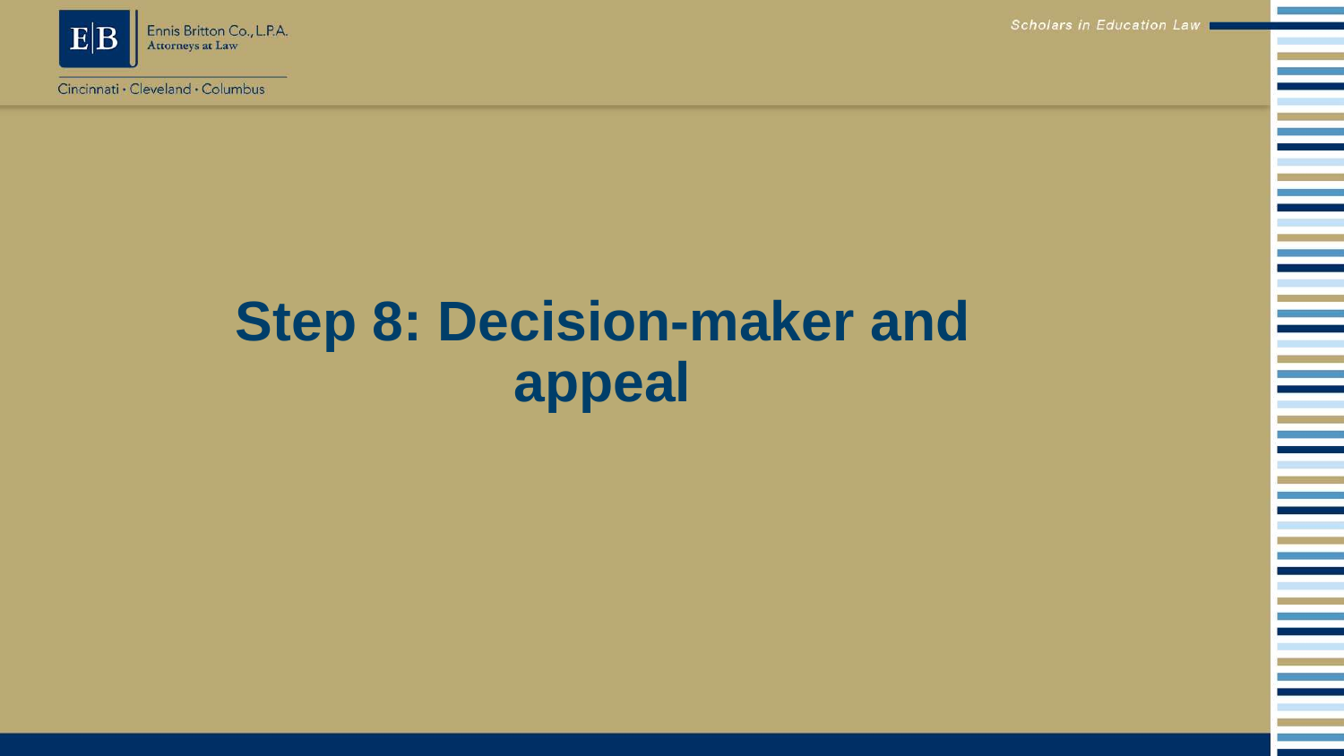# Step 8: Decision-maker and appeal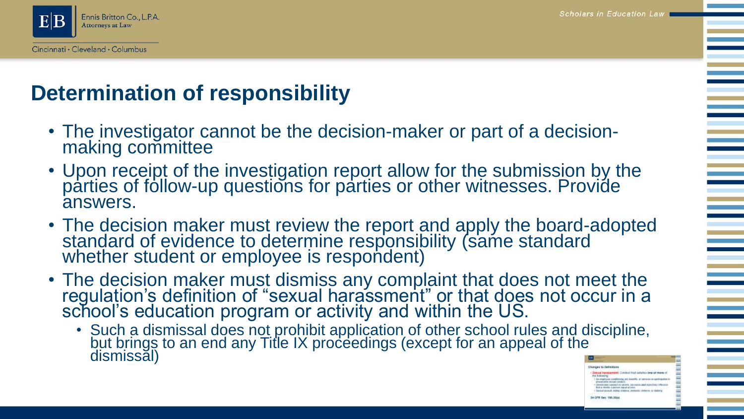## Determination of responsibility

- The investigator cannot be the decision-maker or part of a decision-making committee
- Upon receipt of the investigation report allow for the submission by the parties of follow-up questions for parties or other witnesses. Provide answers.
- The decision maker must review the report and apply the board-adopted standard of evidence to determine responsibility (same standard whether student or employee is respondent)
- The decision maker must dismiss any complaint that does not meet the regulation's definition of "sexual harassment" or that does not occur in a school's education program or activity and within the US.
  - Such a dismissal does not prohibit application of other school rules and discipline, but brings to an end any Title IX proceedings (except for an appeal of the dismissal)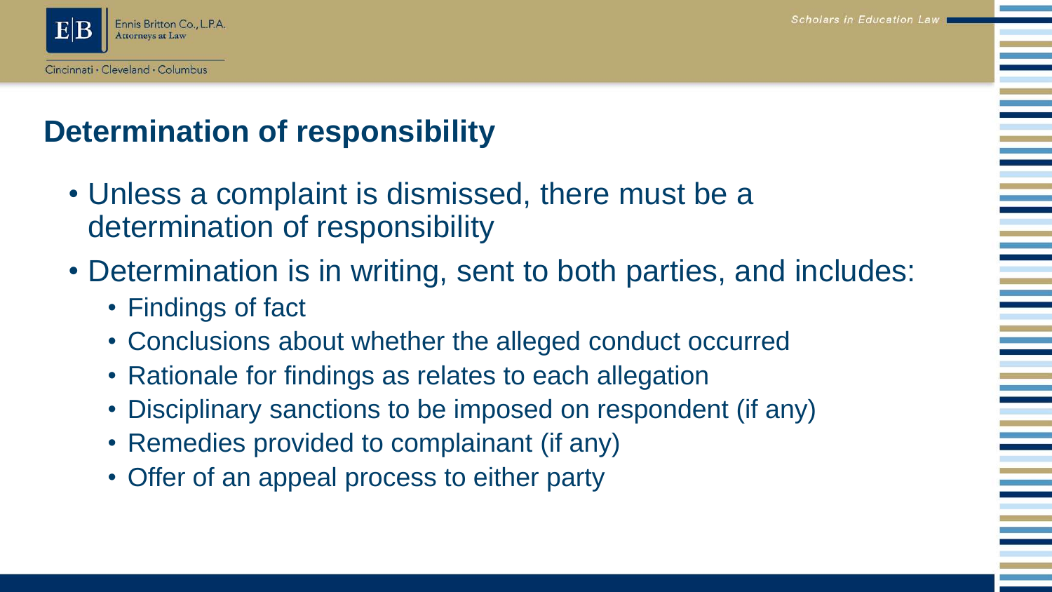# Determination of responsibility

- Unless a complaint is dismissed, there must be a determination of responsibility
- Determination is in writing, sent to both parties, and includes:
  - Findings of fact
  - Conclusions about whether the alleged conduct occurred
  - Rationale for findings as relates to each allegation
  - Disciplinary sanctions to be imposed on respondent (if any)
  - Remedies provided to complainant (if any)
  - Offer of an appeal process to either party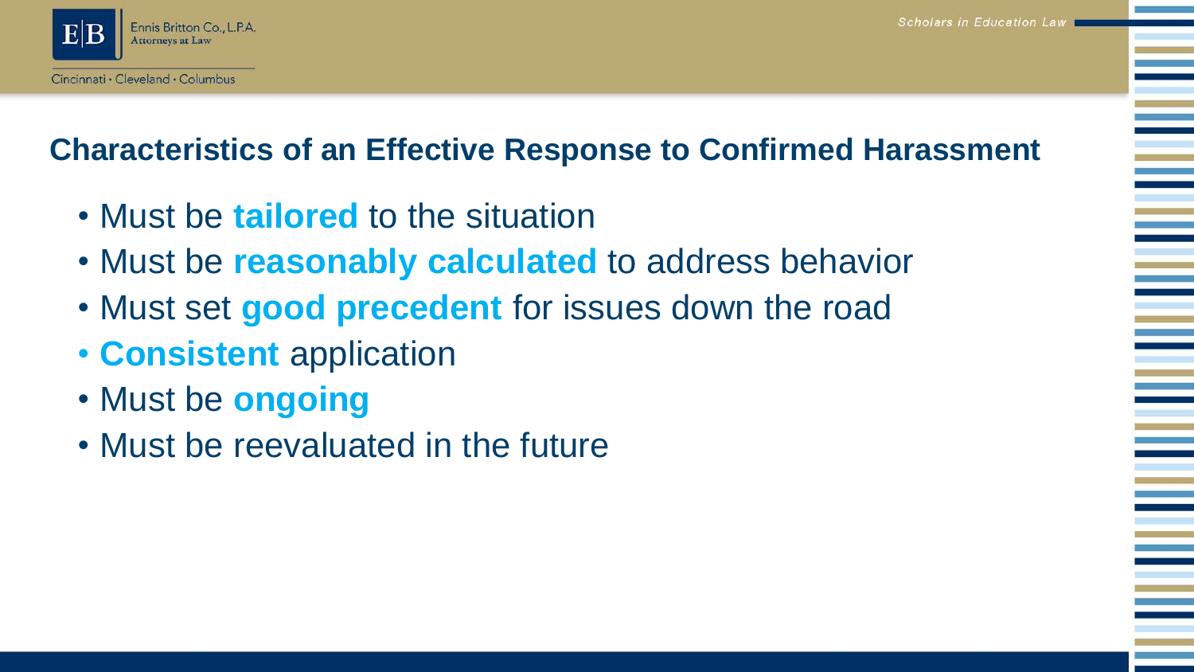## Characteristics of an Effective Response to Confirmed Harassment

- Must be **tailored** to the situation
- Must be **reasonably calculated** to address behavior
- Must set **good precedent** for issues down the road
- **Consistent** application
- Must be **ongoing**
- Must be reevaluated in the future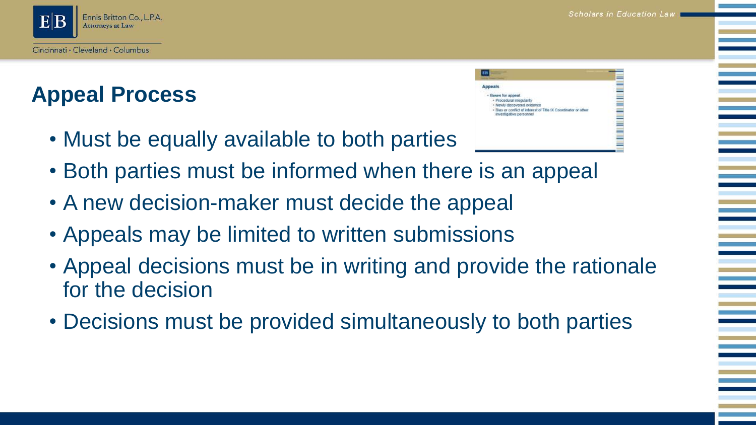## Appeal Process

- Must be equally available to both parties
- Both parties must be informed when there is an appeal
- A new decision-maker must decide the appeal
- Appeals may be limited to written submissions
- Appeal decisions must be in writing and provide the rationale for the decision
- Decisions must be provided simultaneously to both parties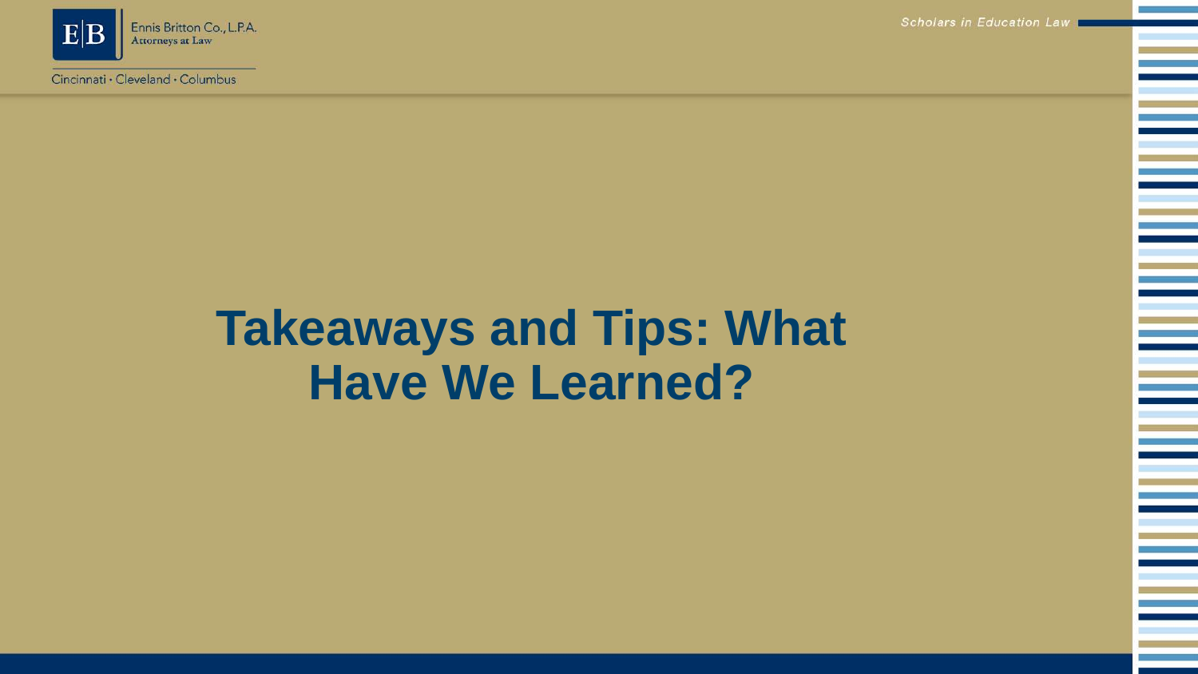# Takeaways and Tips: What Have We Learned?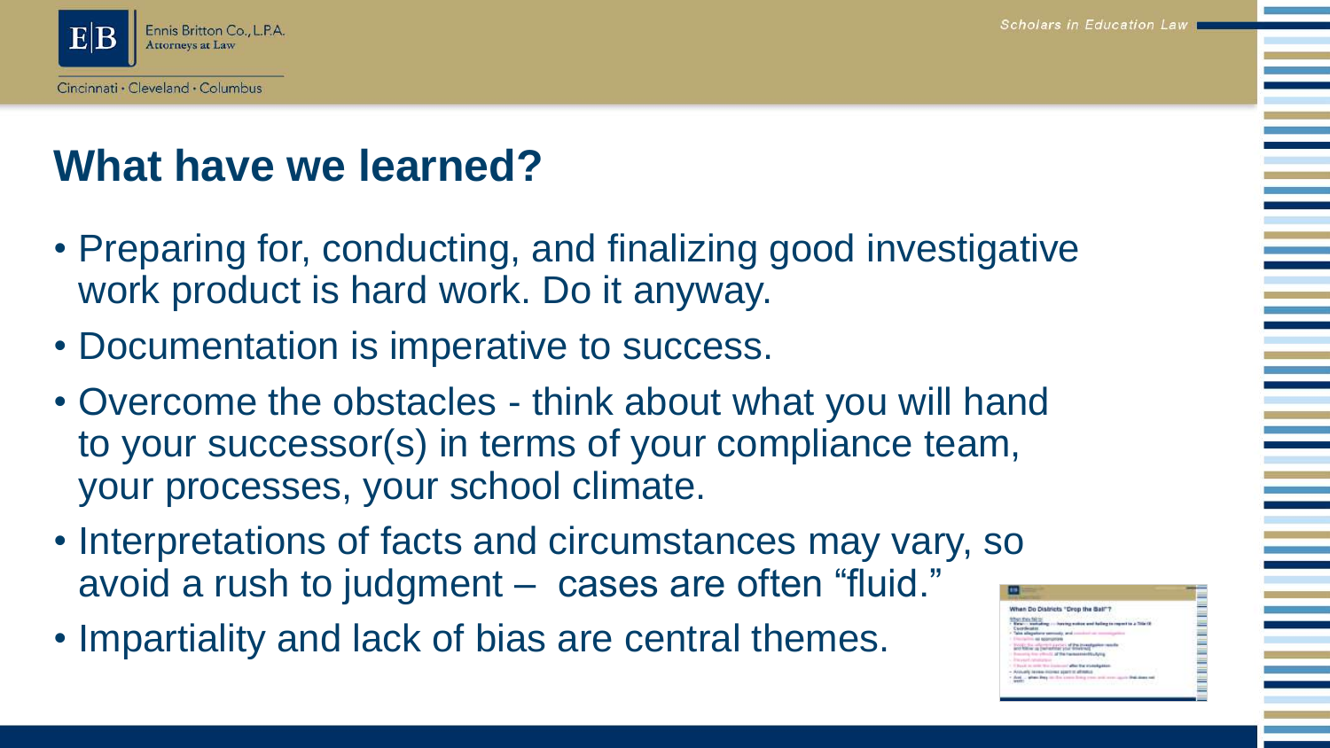# What have we learned?

- Preparing for, conducting, and finalizing good investigative work product is hard work. Do it anyway.
- Documentation is imperative to success.
- Overcome the obstacles - think about what you will hand to your successor(s) in terms of your compliance team, your processes, your school climate.
- Interpretations of facts and circumstances may vary, so avoid a rush to judgment – cases are often "fluid."
- Impartiality and lack of bias are central themes.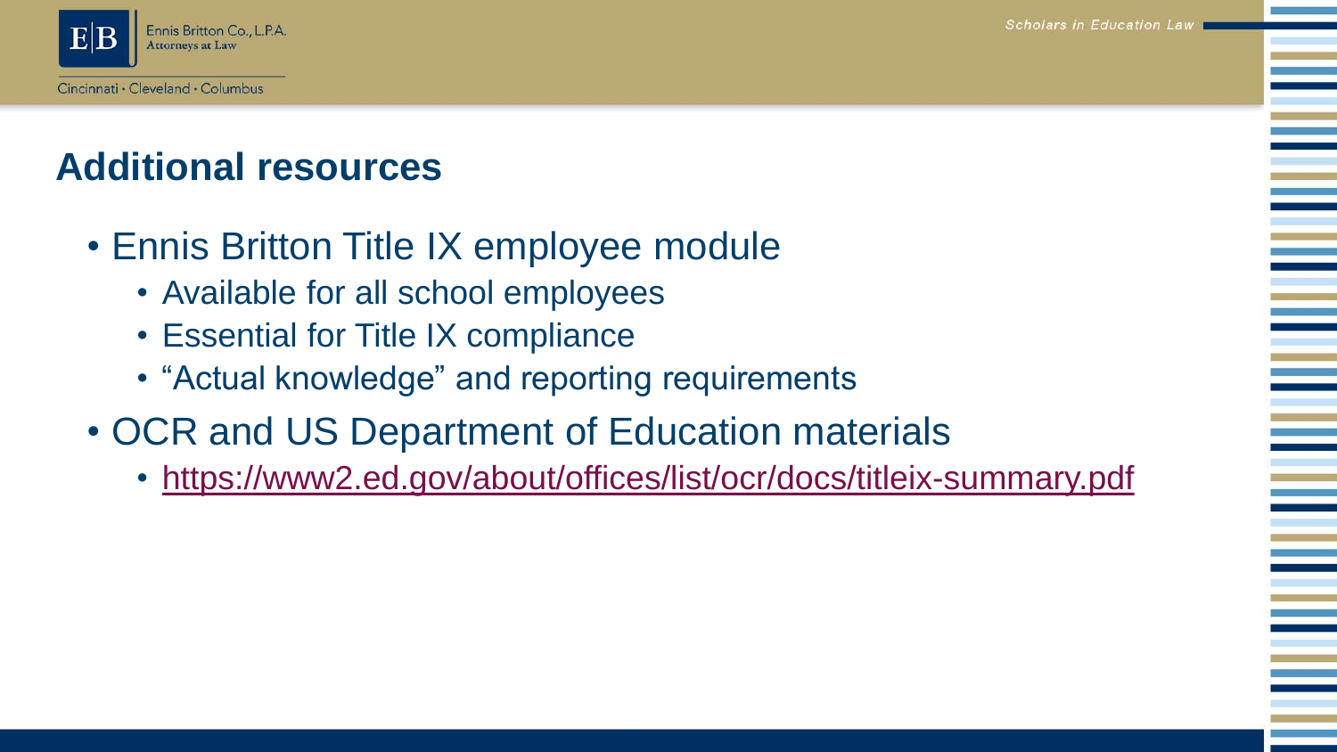## Additional resources

- Ennis Britton Title IX employee module
  - Available for all school employees
  - Essential for Title IX compliance
  - "Actual knowledge" and reporting requirements
- OCR and US Department of Education materials
  - https://www2.ed.gov/about/offices/list/ocr/docs/titleix-summary.pdf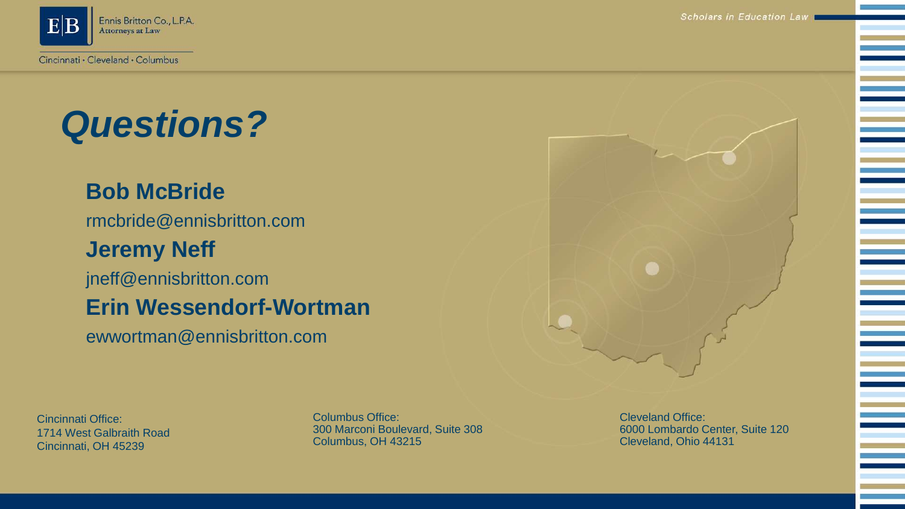# *Questions?*

**Bob McBride**

rmcbride@ennisbritton.com

**Jeremy Neff**

jneff@ennisbritton.com

**Erin Wessendorf-Wortman**

ewwortman@ennisbritton.com

Cincinnati Office:
1714 West Galbraith Road
Cincinnati, OH 45239

Columbus Office:
300 Marconi Boulevard, Suite 308
Columbus, OH 43215

Cleveland Office:
6000 Lombardo Center, Suite 120
Cleveland, Ohio 44131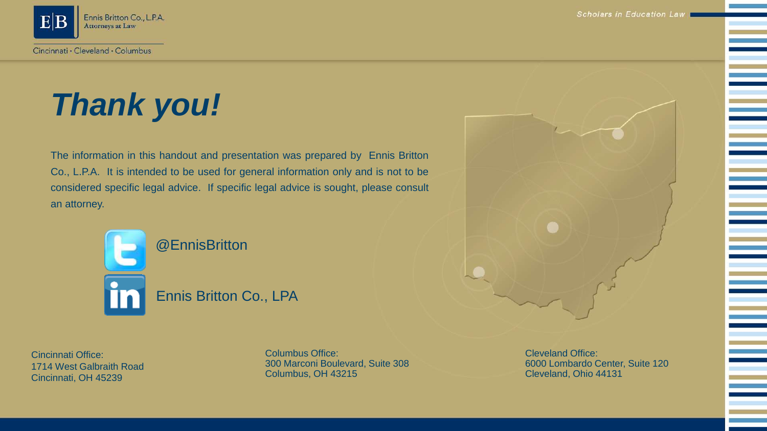# *Thank you!*

The information in this handout and presentation was prepared by Ennis Britton Co., L.P.A. It is intended to be used for general information only and is not to be considered specific legal advice. If specific legal advice is sought, please consult an attorney.

@EnnisBritton

Ennis Britton Co., LPA

Cincinnati Office:
1714 West Galbraith Road
Cincinnati, OH 45239

Columbus Office:
300 Marconi Boulevard, Suite 308
Columbus, OH 43215

Cleveland Office:
6000 Lombardo Center, Suite 120
Cleveland, Ohio 44131